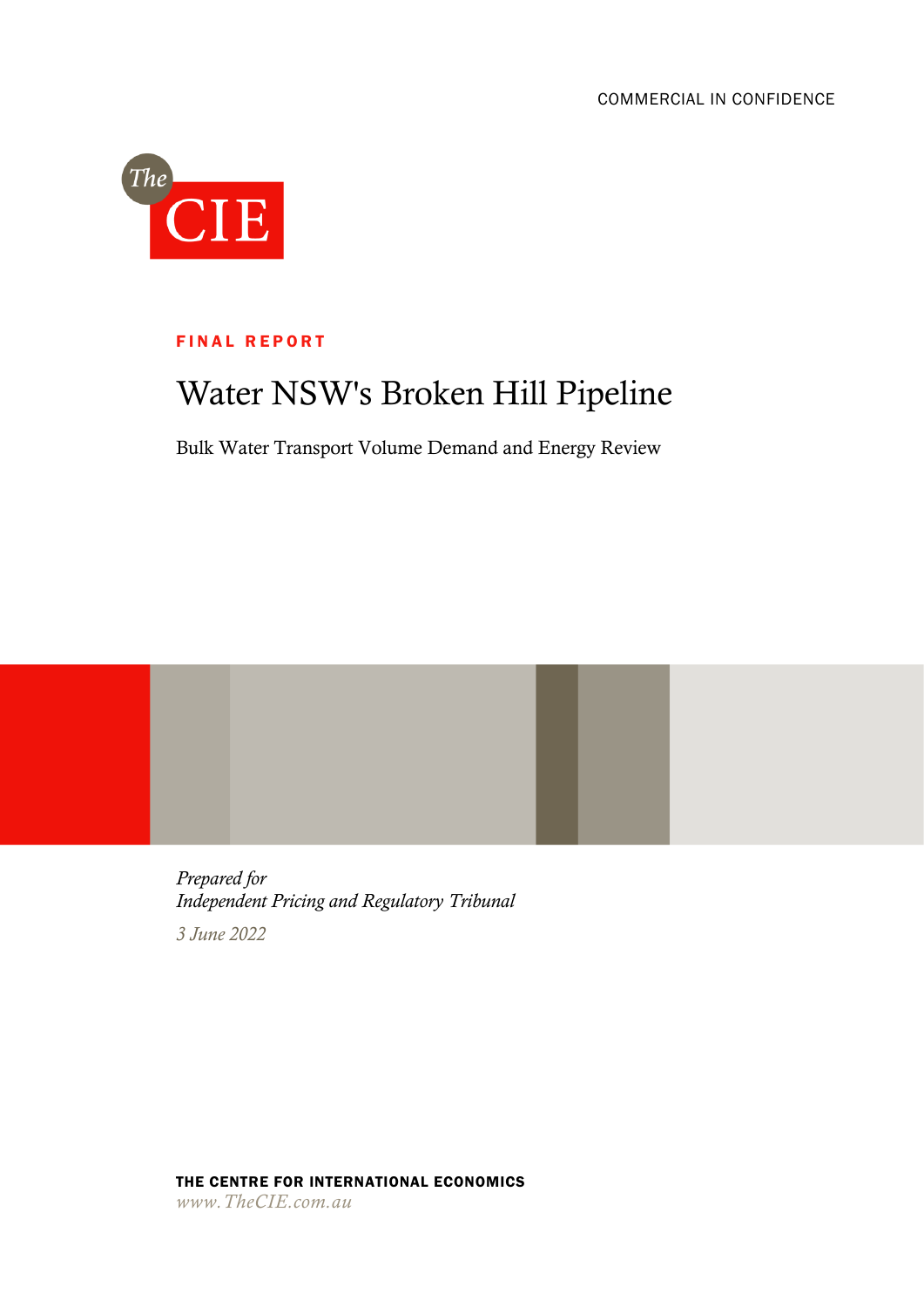COMMERCIAL IN CONFIDENCE

The CIE

**FINAL REPORT**

# Water NSW's Broken Hill Pipeline

Bulk Water Transport Volume Demand and Energy Review

*Prepared for*
*Independent Pricing and Regulatory Tribunal*

*3 June 2022*

**THE CENTRE FOR INTERNATIONAL ECONOMICS**
*www.TheCIE.com.au*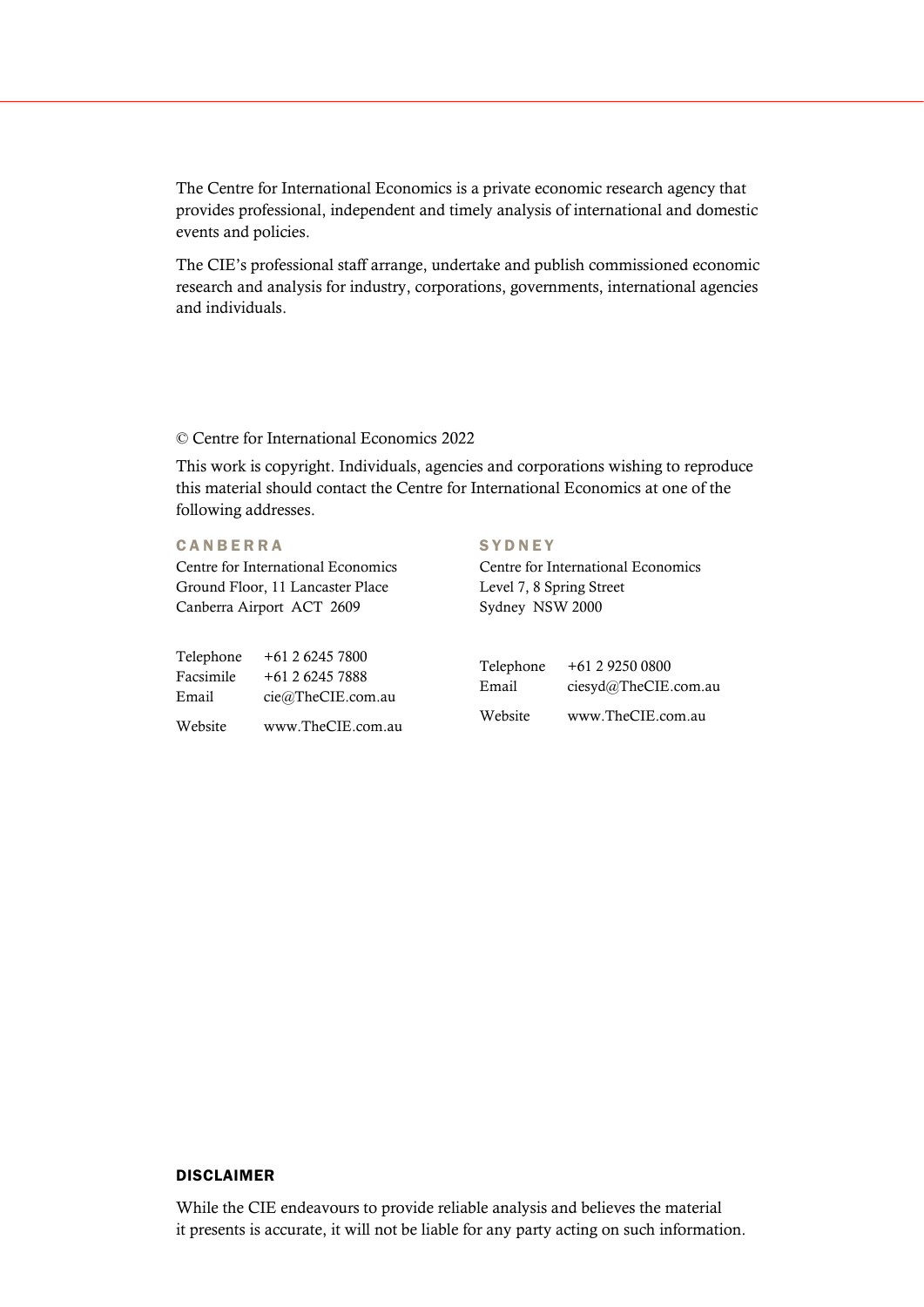The Centre for International Economics is a private economic research agency that provides professional, independent and timely analysis of international and domestic events and policies.

The CIE's professional staff arrange, undertake and publish commissioned economic research and analysis for industry, corporations, governments, international agencies and individuals.

© Centre for International Economics 2022

This work is copyright. Individuals, agencies and corporations wishing to reproduce this material should contact the Centre for International Economics at one of the following addresses.

**CANBERRA**

Centre for International Economics
Ground Floor, 11 Lancaster Place
Canberra Airport ACT 2609

Telephone +61 2 6245 7800
Facsimile +61 2 6245 7888
Email cie@TheCIE.com.au
Website www.TheCIE.com.au

**SYDNEY**

Centre for International Economics
Level 7, 8 Spring Street
Sydney NSW 2000

Telephone +61 2 9250 0800
Email ciesyd@TheCIE.com.au
Website www.TheCIE.com.au

**DISCLAIMER**

While the CIE endeavours to provide reliable analysis and believes the material it presents is accurate, it will not be liable for any party acting on such information.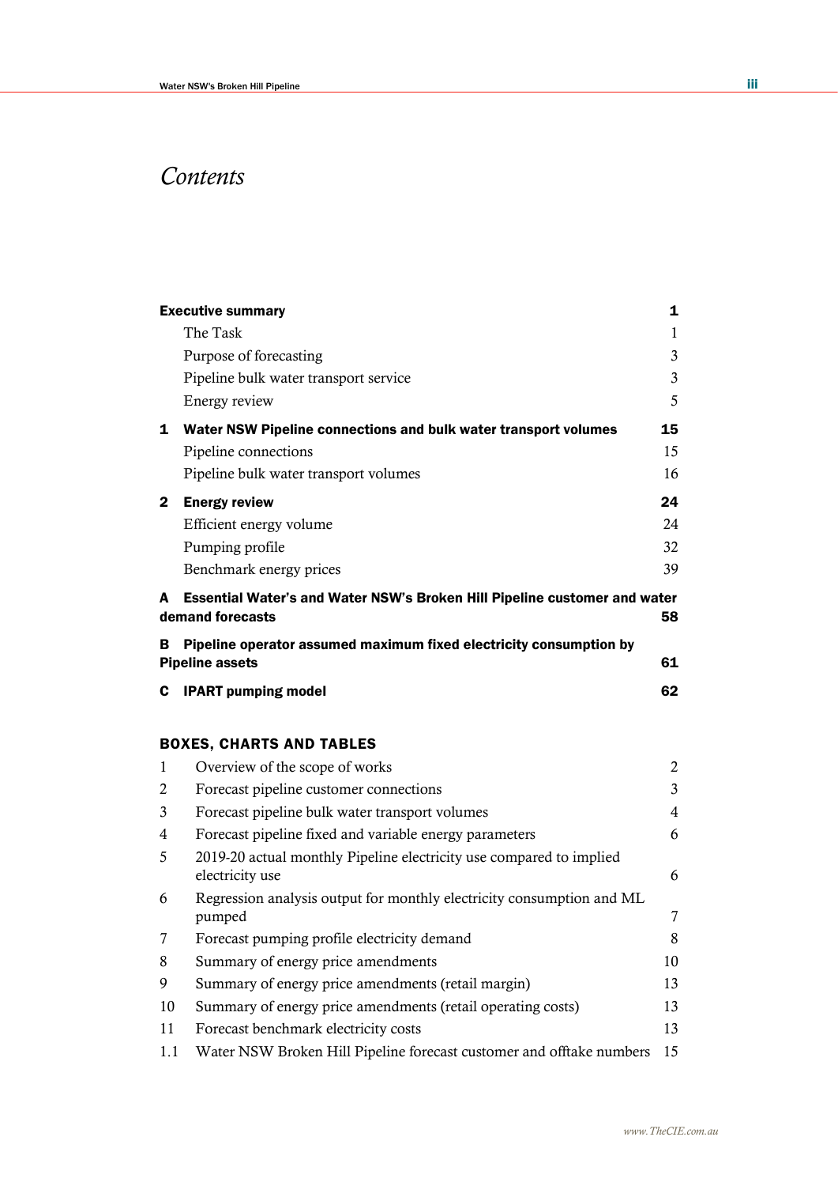# Contents

| | |
|---|---|
| **Executive summary** | **1** |
| The Task | 1 |
| Purpose of forecasting | 3 |
| Pipeline bulk water transport service | 3 |
| Energy review | 5 |
| **1 Water NSW Pipeline connections and bulk water transport volumes** | **15** |
| Pipeline connections | 15 |
| Pipeline bulk water transport volumes | 16 |
| **2 Energy review** | **24** |
| Efficient energy volume | 24 |
| Pumping profile | 32 |
| Benchmark energy prices | 39 |
| **A Essential Water's and Water NSW's Broken Hill Pipeline customer and water demand forecasts** | **58** |
| **B Pipeline operator assumed maximum fixed electricity consumption by Pipeline assets** | **61** |
| **C IPART pumping model** | **62** |

## BOXES, CHARTS AND TABLES

| | | |
|---|---|---|
| 1 | Overview of the scope of works | 2 |
| 2 | Forecast pipeline customer connections | 3 |
| 3 | Forecast pipeline bulk water transport volumes | 4 |
| 4 | Forecast pipeline fixed and variable energy parameters | 6 |
| 5 | 2019-20 actual monthly Pipeline electricity use compared to implied electricity use | 6 |
| 6 | Regression analysis output for monthly electricity consumption and ML pumped | 7 |
| 7 | Forecast pumping profile electricity demand | 8 |
| 8 | Summary of energy price amendments | 10 |
| 9 | Summary of energy price amendments (retail margin) | 13 |
| 10 | Summary of energy price amendments (retail operating costs) | 13 |
| 11 | Forecast benchmark electricity costs | 13 |
| 1.1 | Water NSW Broken Hill Pipeline forecast customer and offtake numbers | 15 |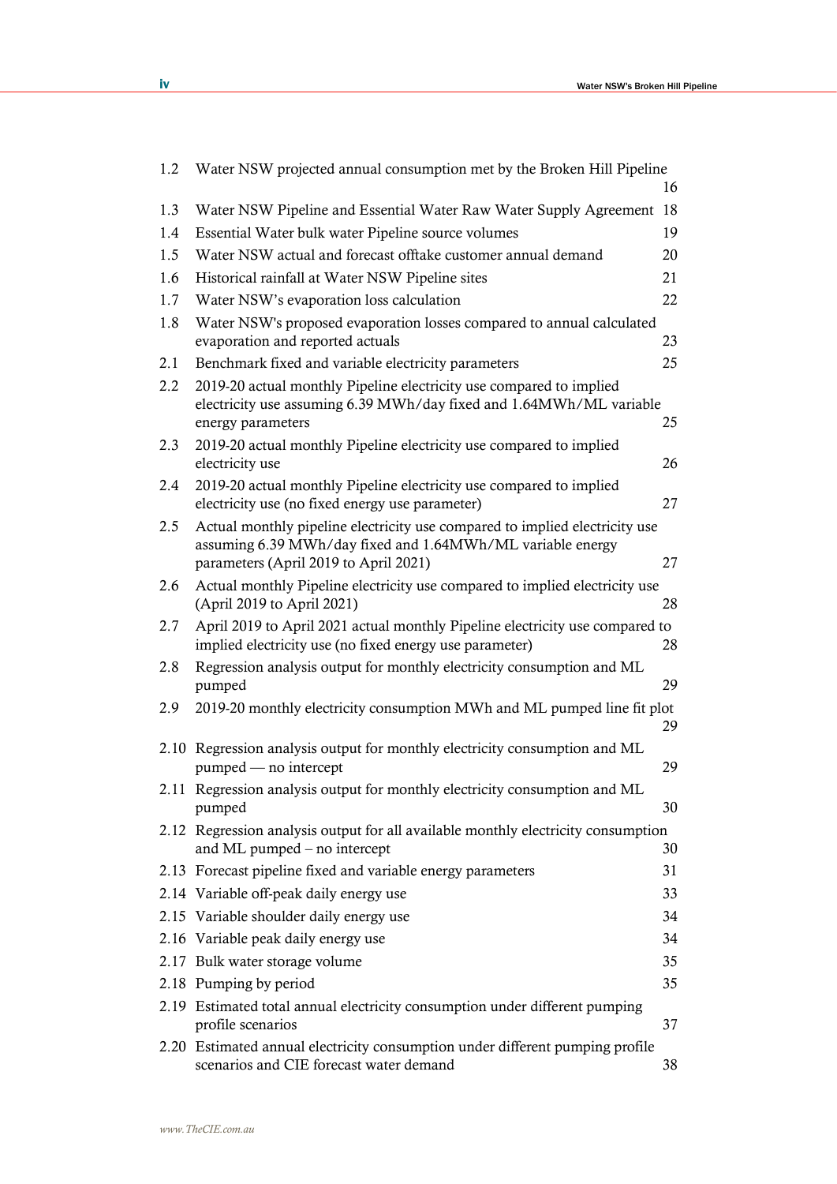| | | |
|---|---|---|
| 1.2 | Water NSW projected annual consumption met by the Broken Hill Pipeline | 16 |
| 1.3 | Water NSW Pipeline and Essential Water Raw Water Supply Agreement | 18 |
| 1.4 | Essential Water bulk water Pipeline source volumes | 19 |
| 1.5 | Water NSW actual and forecast offtake customer annual demand | 20 |
| 1.6 | Historical rainfall at Water NSW Pipeline sites | 21 |
| 1.7 | Water NSW's evaporation loss calculation | 22 |
| 1.8 | Water NSW's proposed evaporation losses compared to annual calculated evaporation and reported actuals | 23 |
| 2.1 | Benchmark fixed and variable electricity parameters | 25 |
| 2.2 | 2019-20 actual monthly Pipeline electricity use compared to implied electricity use assuming 6.39 MWh/day fixed and 1.64MWh/ML variable energy parameters | 25 |
| 2.3 | 2019-20 actual monthly Pipeline electricity use compared to implied electricity use | 26 |
| 2.4 | 2019-20 actual monthly Pipeline electricity use compared to implied electricity use (no fixed energy use parameter) | 27 |
| 2.5 | Actual monthly pipeline electricity use compared to implied electricity use assuming 6.39 MWh/day fixed and 1.64MWh/ML variable energy parameters (April 2019 to April 2021) | 27 |
| 2.6 | Actual monthly Pipeline electricity use compared to implied electricity use (April 2019 to April 2021) | 28 |
| 2.7 | April 2019 to April 2021 actual monthly Pipeline electricity use compared to implied electricity use (no fixed energy use parameter) | 28 |
| 2.8 | Regression analysis output for monthly electricity consumption and ML pumped | 29 |
| 2.9 | 2019-20 monthly electricity consumption MWh and ML pumped line fit plot | 29 |
| 2.10 | Regression analysis output for monthly electricity consumption and ML pumped — no intercept | 29 |
| 2.11 | Regression analysis output for monthly electricity consumption and ML pumped | 30 |
| 2.12 | Regression analysis output for all available monthly electricity consumption and ML pumped – no intercept | 30 |
| 2.13 | Forecast pipeline fixed and variable energy parameters | 31 |
| 2.14 | Variable off-peak daily energy use | 33 |
| 2.15 | Variable shoulder daily energy use | 34 |
| 2.16 | Variable peak daily energy use | 34 |
| 2.17 | Bulk water storage volume | 35 |
| 2.18 | Pumping by period | 35 |
| 2.19 | Estimated total annual electricity consumption under different pumping profile scenarios | 37 |
| 2.20 | Estimated annual electricity consumption under different pumping profile scenarios and CIE forecast water demand | 38 |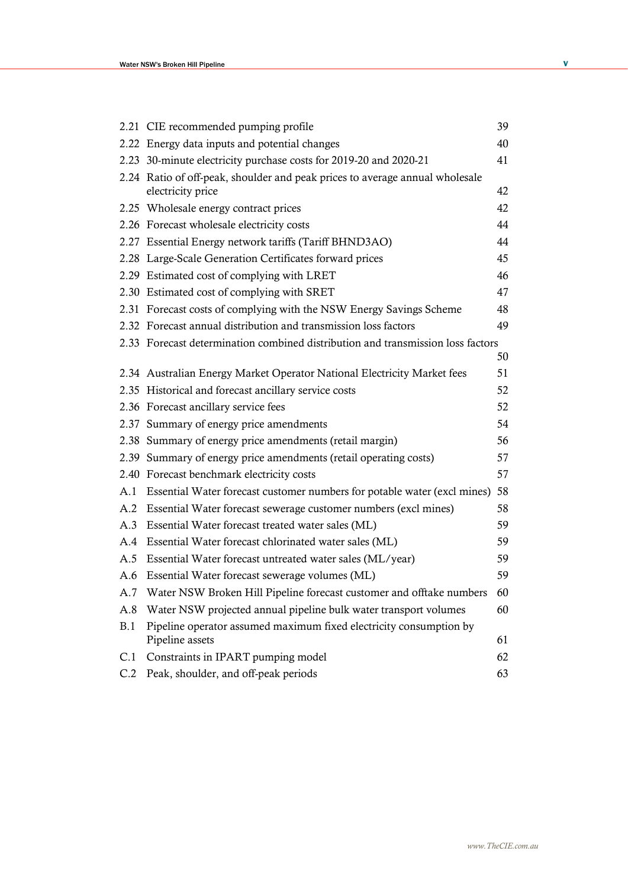| | | |
|---|---|---|
| 2.21 | CIE recommended pumping profile | 39 |
| 2.22 | Energy data inputs and potential changes | 40 |
| 2.23 | 30-minute electricity purchase costs for 2019-20 and 2020-21 | 41 |
| 2.24 | Ratio of off-peak, shoulder and peak prices to average annual wholesale electricity price | 42 |
| 2.25 | Wholesale energy contract prices | 42 |
| 2.26 | Forecast wholesale electricity costs | 44 |
| 2.27 | Essential Energy network tariffs (Tariff BHND3AO) | 44 |
| 2.28 | Large-Scale Generation Certificates forward prices | 45 |
| 2.29 | Estimated cost of complying with LRET | 46 |
| 2.30 | Estimated cost of complying with SRET | 47 |
| 2.31 | Forecast costs of complying with the NSW Energy Savings Scheme | 48 |
| 2.32 | Forecast annual distribution and transmission loss factors | 49 |
| 2.33 | Forecast determination combined distribution and transmission loss factors | 50 |
| 2.34 | Australian Energy Market Operator National Electricity Market fees | 51 |
| 2.35 | Historical and forecast ancillary service costs | 52 |
| 2.36 | Forecast ancillary service fees | 52 |
| 2.37 | Summary of energy price amendments | 54 |
| 2.38 | Summary of energy price amendments (retail margin) | 56 |
| 2.39 | Summary of energy price amendments (retail operating costs) | 57 |
| 2.40 | Forecast benchmark electricity costs | 57 |
| A.1 | Essential Water forecast customer numbers for potable water (excl mines) | 58 |
| A.2 | Essential Water forecast sewerage customer numbers (excl mines) | 58 |
| A.3 | Essential Water forecast treated water sales (ML) | 59 |
| A.4 | Essential Water forecast chlorinated water sales (ML) | 59 |
| A.5 | Essential Water forecast untreated water sales (ML/year) | 59 |
| A.6 | Essential Water forecast sewerage volumes (ML) | 59 |
| A.7 | Water NSW Broken Hill Pipeline forecast customer and offtake numbers | 60 |
| A.8 | Water NSW projected annual pipeline bulk water transport volumes | 60 |
| B.1 | Pipeline operator assumed maximum fixed electricity consumption by Pipeline assets | 61 |
| C.1 | Constraints in IPART pumping model | 62 |
| C.2 | Peak, shoulder, and off-peak periods | 63 |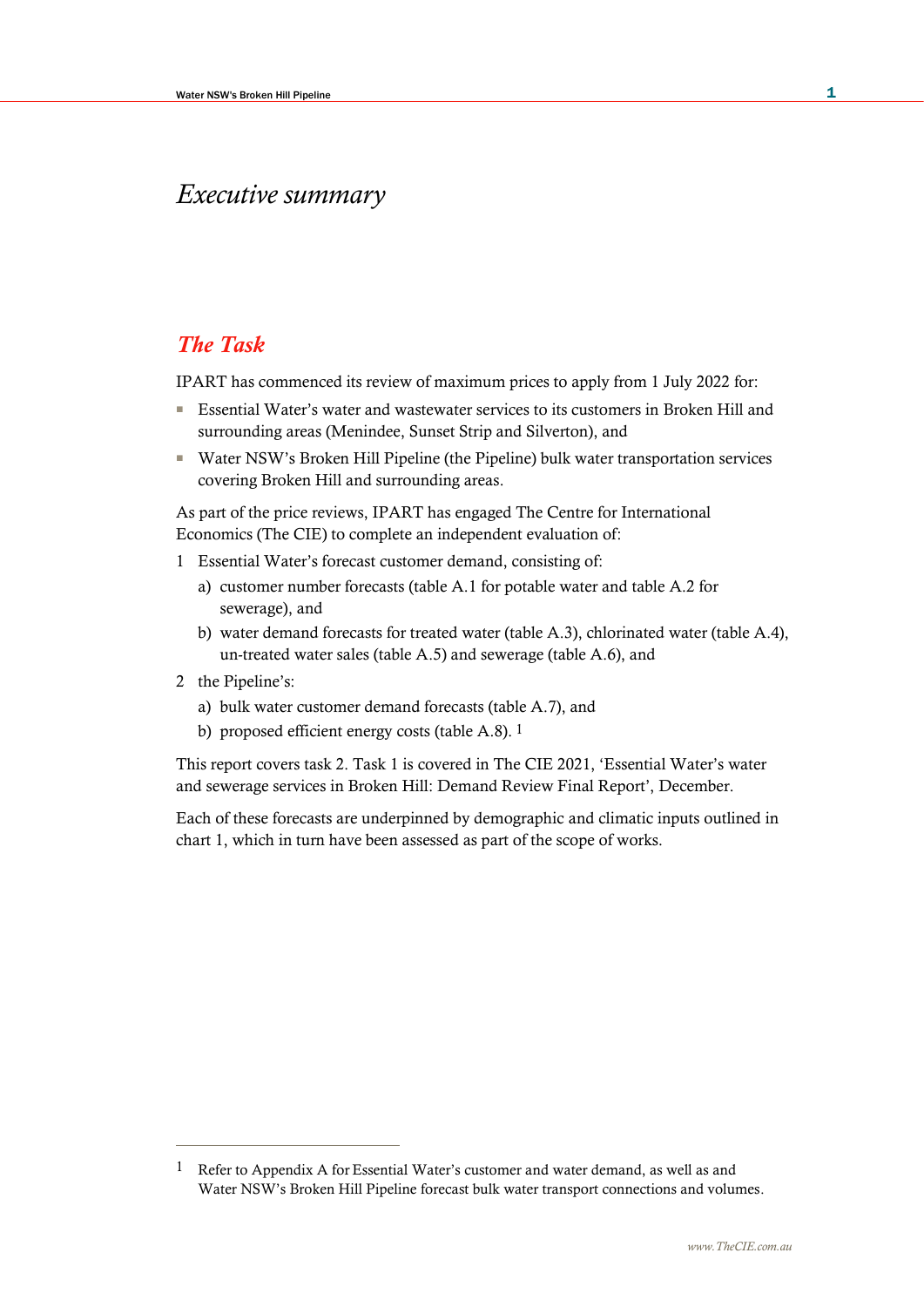# Executive summary

## The Task

IPART has commenced its review of maximum prices to apply from 1 July 2022 for:

- Essential Water's water and wastewater services to its customers in Broken Hill and surrounding areas (Menindee, Sunset Strip and Silverton), and
- Water NSW's Broken Hill Pipeline (the Pipeline) bulk water transportation services covering Broken Hill and surrounding areas.

As part of the price reviews, IPART has engaged The Centre for International Economics (The CIE) to complete an independent evaluation of:

1. Essential Water's forecast customer demand, consisting of:
   a) customer number forecasts (table A.1 for potable water and table A.2 for sewerage), and
   b) water demand forecasts for treated water (table A.3), chlorinated water (table A.4), un-treated water sales (table A.5) and sewerage (table A.6), and
2. the Pipeline's:
   a) bulk water customer demand forecasts (table A.7), and
   b) proposed efficient energy costs (table A.8). [1]

This report covers task 2. Task 1 is covered in The CIE 2021, 'Essential Water's water and sewerage services in Broken Hill: Demand Review Final Report', December.

Each of these forecasts are underpinned by demographic and climatic inputs outlined in chart 1, which in turn have been assessed as part of the scope of works.

---

[1] Refer to Appendix A for Essential Water's customer and water demand, as well as and Water NSW's Broken Hill Pipeline forecast bulk water transport connections and volumes.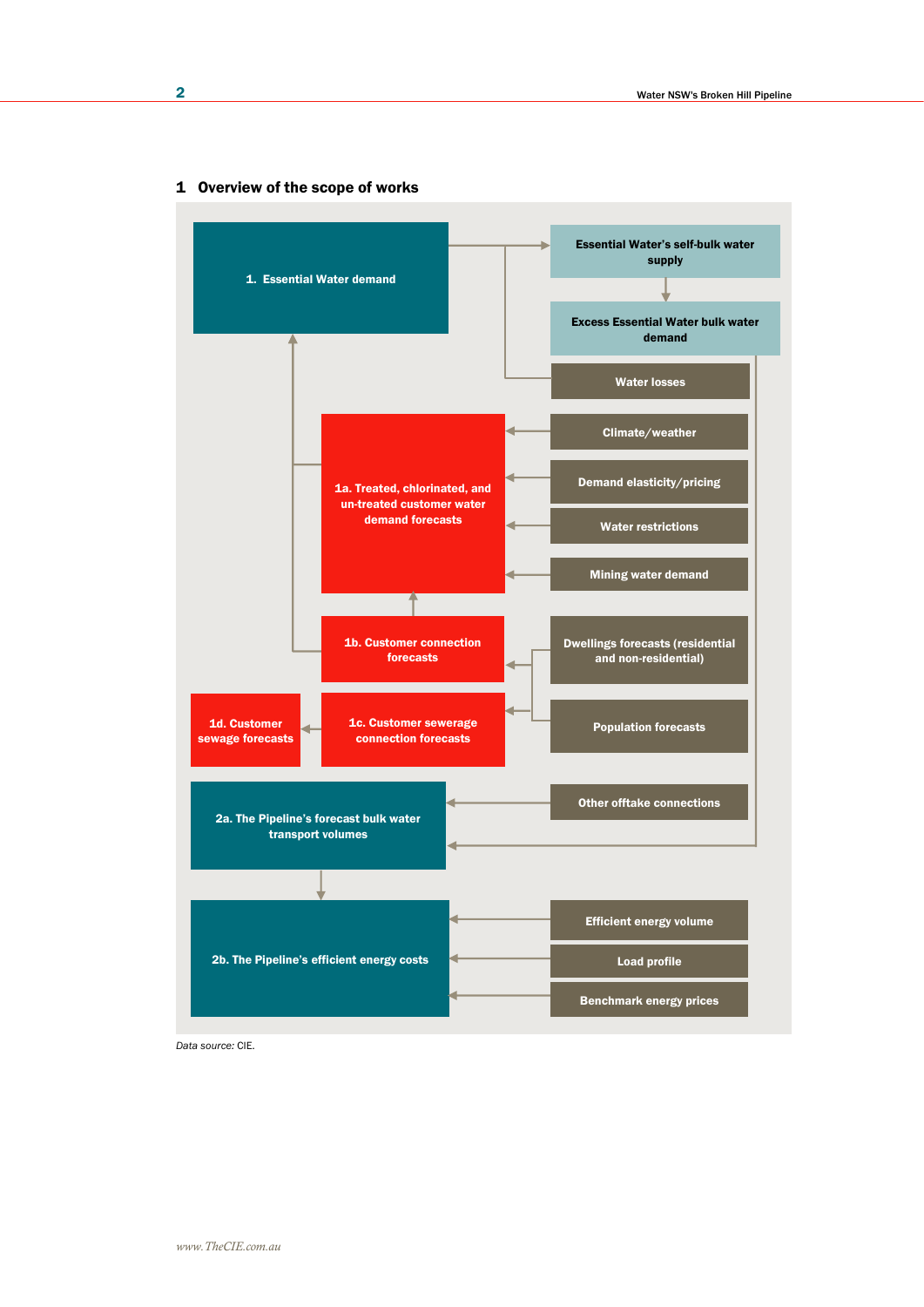### 1 Overview of the scope of works

1. Essential Water demand

Essential Water's self-bulk water supply

Excess Essential Water bulk water demand

Water losses

1a. Treated, chlorinated, and un-treated customer water demand forecasts

Climate/weather

Demand elasticity/pricing

Water restrictions

Mining water demand

1b. Customer connection forecasts

Dwellings forecasts (residential and non-residential)

1d. Customer sewage forecasts

1c. Customer sewerage connection forecasts

Population forecasts

2a. The Pipeline's forecast bulk water transport volumes

Other offtake connections

2b. The Pipeline's efficient energy costs

Efficient energy volume

Load profile

Benchmark energy prices

*Data source:* CIE.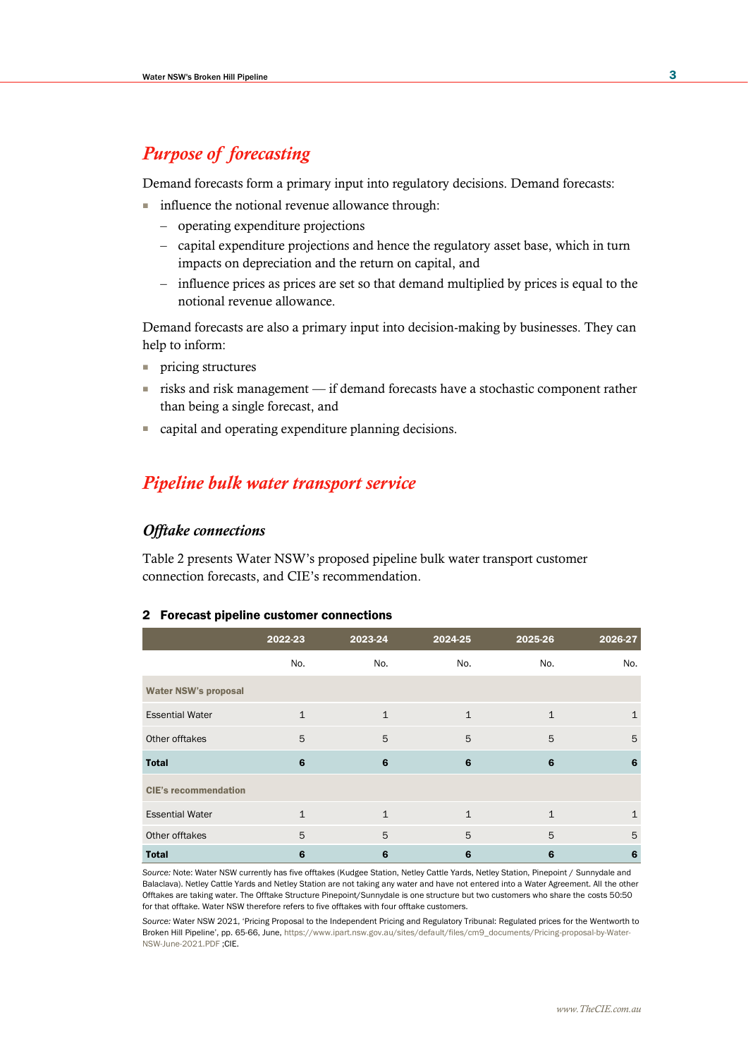## Purpose of forecasting

Demand forecasts form a primary input into regulatory decisions. Demand forecasts:

- influence the notional revenue allowance through:
  - operating expenditure projections
  - capital expenditure projections and hence the regulatory asset base, which in turn impacts on depreciation and the return on capital, and
  - influence prices as prices are set so that demand multiplied by prices is equal to the notional revenue allowance.

Demand forecasts are also a primary input into decision-making by businesses. They can help to inform:

- pricing structures
- risks and risk management — if demand forecasts have a stochastic component rather than being a single forecast, and
- capital and operating expenditure planning decisions.

## Pipeline bulk water transport service

### Offtake connections

Table 2 presents Water NSW's proposed pipeline bulk water transport customer connection forecasts, and CIE's recommendation.

**2 Forecast pipeline customer connections**

| | 2022-23 | 2023-24 | 2024-25 | 2025-26 | 2026-27 |
|---|---|---|---|---|---|
| | No. | No. | No. | No. | No. |
| **Water NSW's proposal** | | | | | |
| Essential Water | 1 | 1 | 1 | 1 | 1 |
| Other offtakes | 5 | 5 | 5 | 5 | 5 |
| **Total** | **6** | **6** | **6** | **6** | **6** |
| **CIE's recommendation** | | | | | |
| Essential Water | 1 | 1 | 1 | 1 | 1 |
| Other offtakes | 5 | 5 | 5 | 5 | 5 |
| **Total** | **6** | **6** | **6** | **6** | **6** |

*Source:* Note: Water NSW currently has five offtakes (Kudgee Station, Netley Cattle Yards, Netley Station, Pinepoint / Sunnydale and Balaclava). Netley Cattle Yards and Netley Station are not taking any water and have not entered into a Water Agreement. All the other Offtakes are taking water. The Offtake Structure Pinepoint/Sunnydale is one structure but two customers who share the costs 50:50 for that offtake. Water NSW therefore refers to five offtakes with four offtake customers.

*Source:* Water NSW 2021, 'Pricing Proposal to the Independent Pricing and Regulatory Tribunal: Regulated prices for the Wentworth to Broken Hill Pipeline', pp. 65-66, June, https://www.ipart.nsw.gov.au/sites/default/files/cm9_documents/Pricing-proposal-by-Water-NSW-June-2021.PDF ;CIE.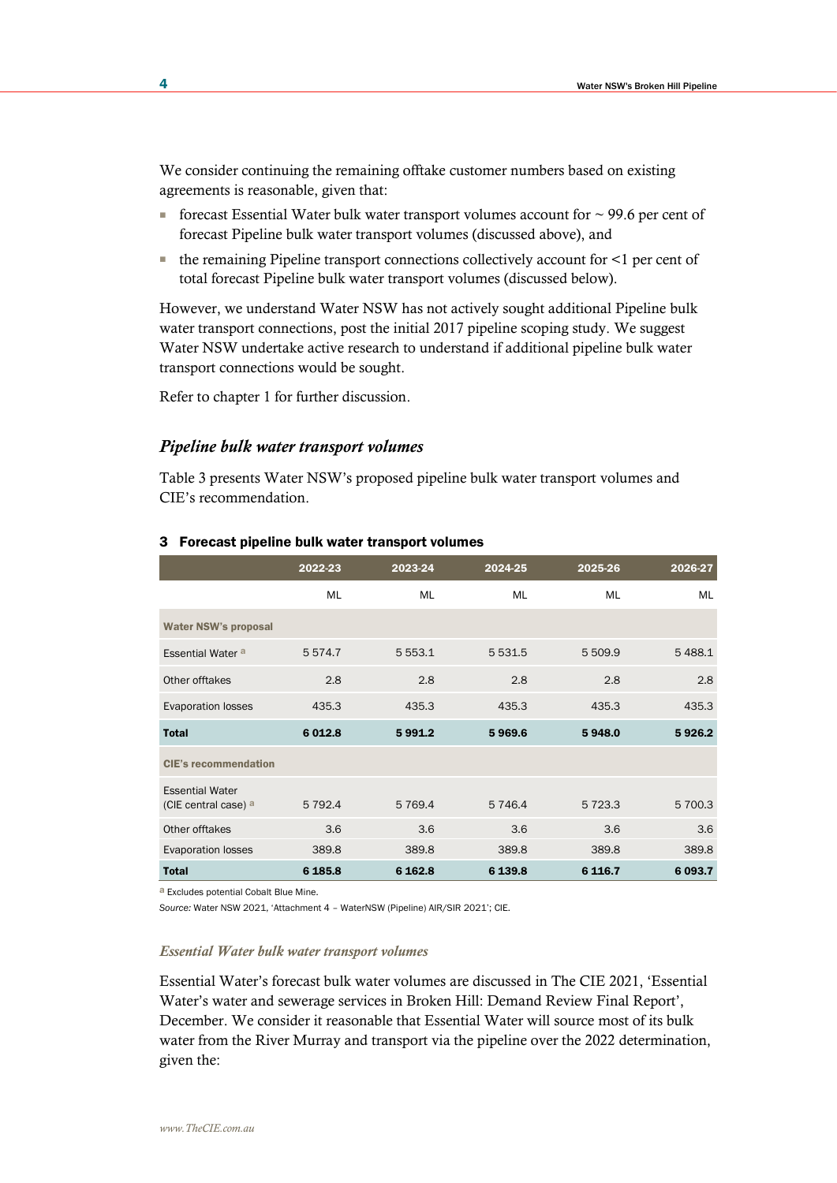We consider continuing the remaining offtake customer numbers based on existing agreements is reasonable, given that:

- forecast Essential Water bulk water transport volumes account for ~ 99.6 per cent of forecast Pipeline bulk water transport volumes (discussed above), and
- the remaining Pipeline transport connections collectively account for <1 per cent of total forecast Pipeline bulk water transport volumes (discussed below).

However, we understand Water NSW has not actively sought additional Pipeline bulk water transport connections, post the initial 2017 pipeline scoping study. We suggest Water NSW undertake active research to understand if additional pipeline bulk water transport connections would be sought.

Refer to chapter 1 for further discussion.

### *Pipeline bulk water transport volumes*

Table 3 presents Water NSW's proposed pipeline bulk water transport volumes and CIE's recommendation.

**3 Forecast pipeline bulk water transport volumes**

| | 2022-23 | 2023-24 | 2024-25 | 2025-26 | 2026-27 |
|---|---|---|---|---|---|
| | ML | ML | ML | ML | ML |
| **Water NSW's proposal** | | | | | |
| Essential Water [a] | 5 574.7 | 5 553.1 | 5 531.5 | 5 509.9 | 5 488.1 |
| Other offtakes | 2.8 | 2.8 | 2.8 | 2.8 | 2.8 |
| Evaporation losses | 435.3 | 435.3 | 435.3 | 435.3 | 435.3 |
| **Total** | **6 012.8** | **5 991.2** | **5 969.6** | **5 948.0** | **5 926.2** |
| **CIE's recommendation** | | | | | |
| Essential Water (CIE central case) [a] | 5 792.4 | 5 769.4 | 5 746.4 | 5 723.3 | 5 700.3 |
| Other offtakes | 3.6 | 3.6 | 3.6 | 3.6 | 3.6 |
| Evaporation losses | 389.8 | 389.8 | 389.8 | 389.8 | 389.8 |
| **Total** | **6 185.8** | **6 162.8** | **6 139.8** | **6 116.7** | **6 093.7** |

[a] Excludes potential Cobalt Blue Mine.

*Source:* Water NSW 2021, 'Attachment 4 – WaterNSW (Pipeline) AIR/SIR 2021'; CIE.

#### *Essential Water bulk water transport volumes*

Essential Water's forecast bulk water volumes are discussed in The CIE 2021, 'Essential Water's water and sewerage services in Broken Hill: Demand Review Final Report', December. We consider it reasonable that Essential Water will source most of its bulk water from the River Murray and transport via the pipeline over the 2022 determination, given the: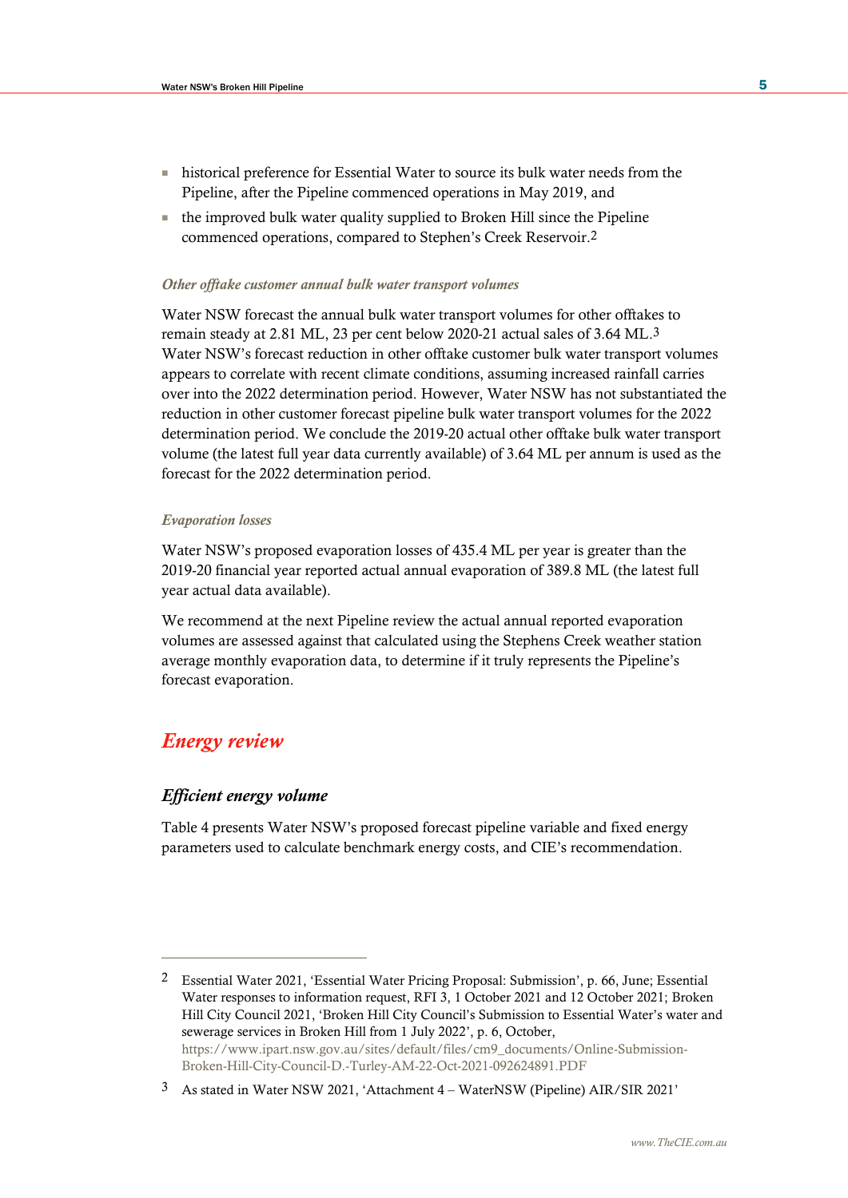- historical preference for Essential Water to source its bulk water needs from the Pipeline, after the Pipeline commenced operations in May 2019, and
- the improved bulk water quality supplied to Broken Hill since the Pipeline commenced operations, compared to Stephen's Creek Reservoir.[2]

#### *Other offtake customer annual bulk water transport volumes*

Water NSW forecast the annual bulk water transport volumes for other offtakes to remain steady at 2.81 ML, 23 per cent below 2020-21 actual sales of 3.64 ML.[3] Water NSW's forecast reduction in other offtake customer bulk water transport volumes appears to correlate with recent climate conditions, assuming increased rainfall carries over into the 2022 determination period. However, Water NSW has not substantiated the reduction in other customer forecast pipeline bulk water transport volumes for the 2022 determination period. We conclude the 2019-20 actual other offtake bulk water transport volume (the latest full year data currently available) of 3.64 ML per annum is used as the forecast for the 2022 determination period.

#### *Evaporation losses*

Water NSW's proposed evaporation losses of 435.4 ML per year is greater than the 2019-20 financial year reported actual annual evaporation of 389.8 ML (the latest full year actual data available).

We recommend at the next Pipeline review the actual annual reported evaporation volumes are assessed against that calculated using the Stephens Creek weather station average monthly evaporation data, to determine if it truly represents the Pipeline's forecast evaporation.

## *Energy review*

### *Efficient energy volume*

Table 4 presents Water NSW's proposed forecast pipeline variable and fixed energy parameters used to calculate benchmark energy costs, and CIE's recommendation.

---

[2] Essential Water 2021, 'Essential Water Pricing Proposal: Submission', p. 66, June; Essential Water responses to information request, RFI 3, 1 October 2021 and 12 October 2021; Broken Hill City Council 2021, 'Broken Hill City Council's Submission to Essential Water's water and sewerage services in Broken Hill from 1 July 2022', p. 6, October, https://www.ipart.nsw.gov.au/sites/default/files/cm9_documents/Online-Submission-Broken-Hill-City-Council-D.-Turley-AM-22-Oct-2021-092624891.PDF

[3] As stated in Water NSW 2021, 'Attachment 4 – WaterNSW (Pipeline) AIR/SIR 2021'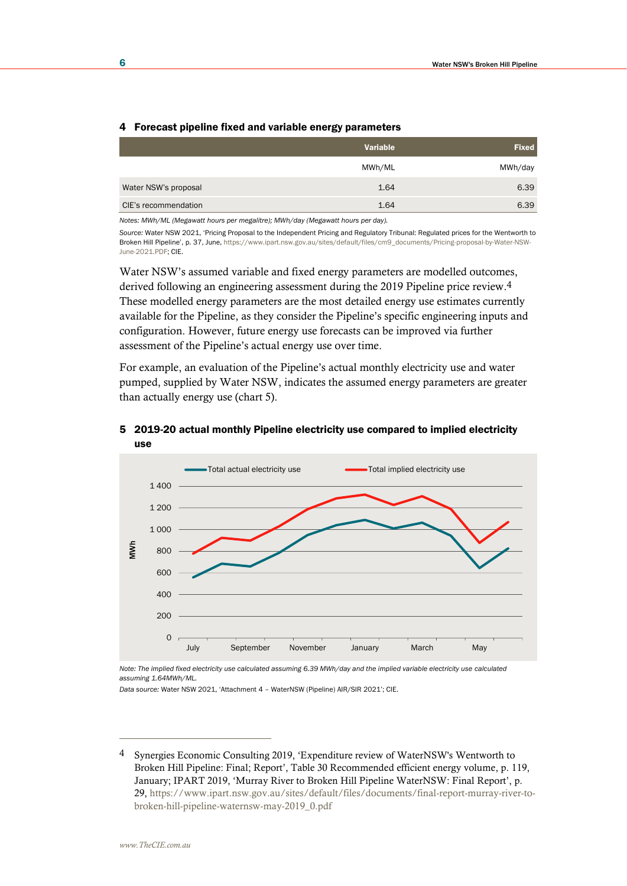#### 4 Forecast pipeline fixed and variable energy parameters

| | Variable | Fixed |
|---|---|---|
| | MWh/ML | MWh/day |
| Water NSW's proposal | 1.64 | 6.39 |
| CIE's recommendation | 1.64 | 6.39 |

*Notes: MWh/ML (Megawatt hours per megalitre); MWh/day (Megawatt hours per day).*

*Source:* Water NSW 2021, 'Pricing Proposal to the Independent Pricing and Regulatory Tribunal: Regulated prices for the Wentworth to Broken Hill Pipeline', p. 37, June, https://www.ipart.nsw.gov.au/sites/default/files/cm9_documents/Pricing-proposal-by-Water-NSW-June-2021.PDF; CIE.

Water NSW's assumed variable and fixed energy parameters are modelled outcomes, derived following an engineering assessment during the 2019 Pipeline price review.[4] These modelled energy parameters are the most detailed energy use estimates currently available for the Pipeline, as they consider the Pipeline's specific engineering inputs and configuration. However, future energy use forecasts can be improved via further assessment of the Pipeline's actual energy use over time.

For example, an evaluation of the Pipeline's actual monthly electricity use and water pumped, supplied by Water NSW, indicates the assumed energy parameters are greater than actually energy use (chart 5).

#### 5 2019-20 actual monthly Pipeline electricity use compared to implied electricity use

*Note: The implied fixed electricity use calculated assuming 6.39 MWh/day and the implied variable electricity use calculated assuming 1.64MWh/ML.*

*Data source:* Water NSW 2021, 'Attachment 4 – WaterNSW (Pipeline) AIR/SIR 2021'; CIE.

---

[4] Synergies Economic Consulting 2019, 'Expenditure review of WaterNSW's Wentworth to Broken Hill Pipeline: Final; Report', Table 30 Recommended efficient energy volume, p. 119, January; IPART 2019, 'Murray River to Broken Hill Pipeline WaterNSW: Final Report', p. 29, https://www.ipart.nsw.gov.au/sites/default/files/documents/final-report-murray-river-to-broken-hill-pipeline-waternsw-may-2019_0.pdf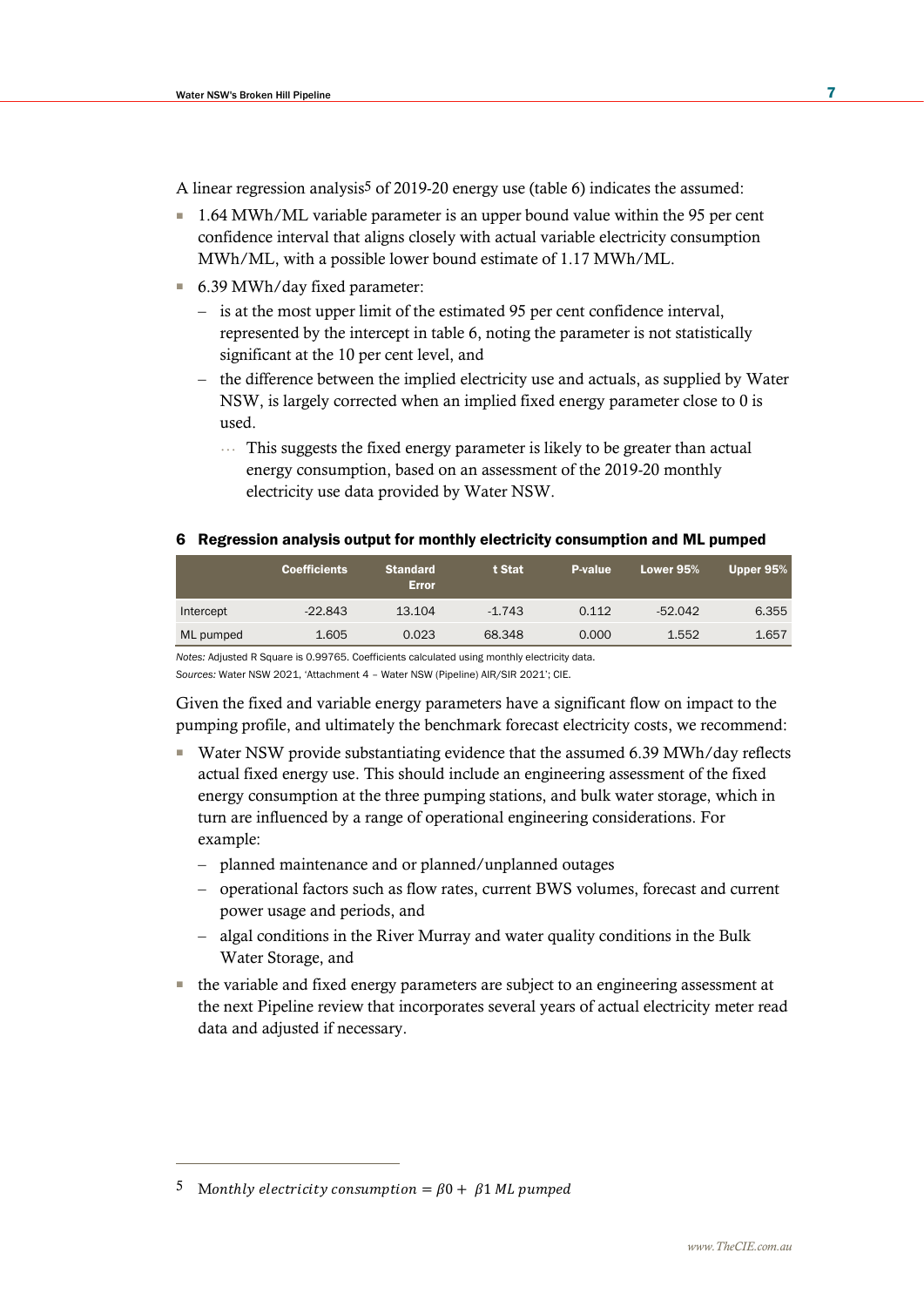A linear regression analysis[5] of 2019-20 energy use (table 6) indicates the assumed:

- 1.64 MWh/ML variable parameter is an upper bound value within the 95 per cent confidence interval that aligns closely with actual variable electricity consumption MWh/ML, with a possible lower bound estimate of 1.17 MWh/ML.
- 6.39 MWh/day fixed parameter:
  - is at the most upper limit of the estimated 95 per cent confidence interval, represented by the intercept in table 6, noting the parameter is not statistically significant at the 10 per cent level, and
  - the difference between the implied electricity use and actuals, as supplied by Water NSW, is largely corrected when an implied fixed energy parameter close to 0 is used.
    - This suggests the fixed energy parameter is likely to be greater than actual energy consumption, based on an assessment of the 2019-20 monthly electricity use data provided by Water NSW.

**6 Regression analysis output for monthly electricity consumption and ML pumped**

| | Coefficients | Standard Error | t Stat | P-value | Lower 95% | Upper 95% |
|---|---|---|---|---|---|---|
| Intercept | -22.843 | 13.104 | -1.743 | 0.112 | -52.042 | 6.355 |
| ML pumped | 1.605 | 0.023 | 68.348 | 0.000 | 1.552 | 1.657 |

*Notes:* Adjusted R Square is 0.99765. Coefficients calculated using monthly electricity data.
*Sources:* Water NSW 2021, 'Attachment 4 – Water NSW (Pipeline) AIR/SIR 2021'; CIE.

Given the fixed and variable energy parameters have a significant flow on impact to the pumping profile, and ultimately the benchmark forecast electricity costs, we recommend:

- Water NSW provide substantiating evidence that the assumed 6.39 MWh/day reflects actual fixed energy use. This should include an engineering assessment of the fixed energy consumption at the three pumping stations, and bulk water storage, which in turn are influenced by a range of operational engineering considerations. For example:
  - planned maintenance and or planned/unplanned outages
  - operational factors such as flow rates, current BWS volumes, forecast and current power usage and periods, and
  - algal conditions in the River Murray and water quality conditions in the Bulk Water Storage, and
- the variable and fixed energy parameters are subject to an engineering assessment at the next Pipeline review that incorporates several years of actual electricity meter read data and adjusted if necessary.

---

[5] $Monthly\ electricity\ consumption = \beta 0 + \ \beta 1\ ML\ pumped$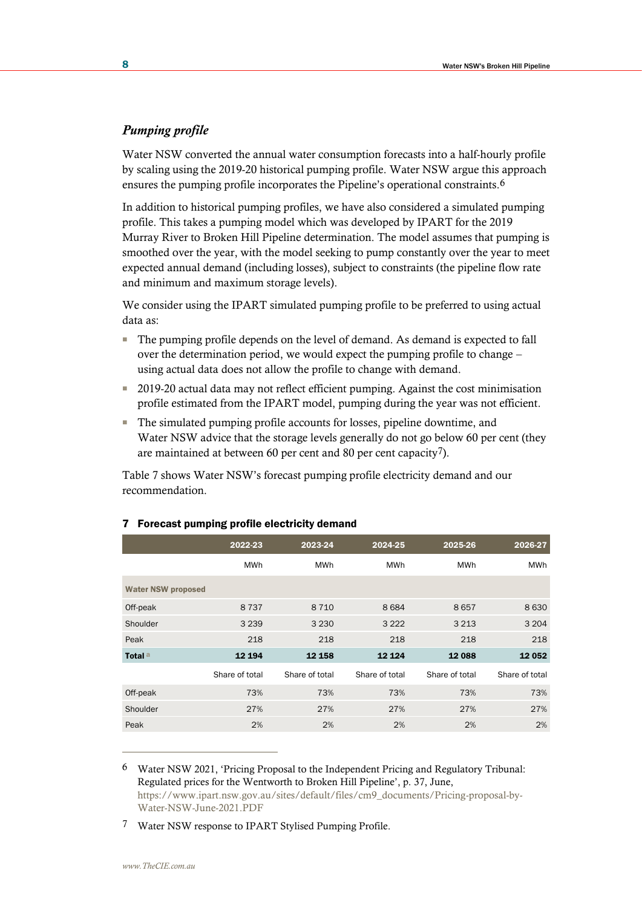### *Pumping profile*

Water NSW converted the annual water consumption forecasts into a half-hourly profile by scaling using the 2019-20 historical pumping profile. Water NSW argue this approach ensures the pumping profile incorporates the Pipeline's operational constraints.[6]

In addition to historical pumping profiles, we have also considered a simulated pumping profile. This takes a pumping model which was developed by IPART for the 2019 Murray River to Broken Hill Pipeline determination. The model assumes that pumping is smoothed over the year, with the model seeking to pump constantly over the year to meet expected annual demand (including losses), subject to constraints (the pipeline flow rate and minimum and maximum storage levels).

We consider using the IPART simulated pumping profile to be preferred to using actual data as:

- The pumping profile depends on the level of demand. As demand is expected to fall over the determination period, we would expect the pumping profile to change – using actual data does not allow the profile to change with demand.
- 2019-20 actual data may not reflect efficient pumping. Against the cost minimisation profile estimated from the IPART model, pumping during the year was not efficient.
- The simulated pumping profile accounts for losses, pipeline downtime, and Water NSW advice that the storage levels generally do not go below 60 per cent (they are maintained at between 60 per cent and 80 per cent capacity[7]).

Table 7 shows Water NSW's forecast pumping profile electricity demand and our recommendation.

**7 Forecast pumping profile electricity demand**

| | 2022-23 | 2023-24 | 2024-25 | 2025-26 | 2026-27 |
|---|---|---|---|---|---|
| | MWh | MWh | MWh | MWh | MWh |
| **Water NSW proposed** | | | | | |
| Off-peak | 8 737 | 8 710 | 8 684 | 8 657 | 8 630 |
| Shoulder | 3 239 | 3 230 | 3 222 | 3 213 | 3 204 |
| Peak | 218 | 218 | 218 | 218 | 218 |
| **Total** [a] | **12 194** | **12 158** | **12 124** | **12 088** | **12 052** |
| | Share of total | Share of total | Share of total | Share of total | Share of total |
| Off-peak | 73% | 73% | 73% | 73% | 73% |
| Shoulder | 27% | 27% | 27% | 27% | 27% |
| Peak | 2% | 2% | 2% | 2% | 2% |

---

6 Water NSW 2021, 'Pricing Proposal to the Independent Pricing and Regulatory Tribunal: Regulated prices for the Wentworth to Broken Hill Pipeline', p. 37, June, https://www.ipart.nsw.gov.au/sites/default/files/cm9_documents/Pricing-proposal-by-Water-NSW-June-2021.PDF

7 Water NSW response to IPART Stylised Pumping Profile.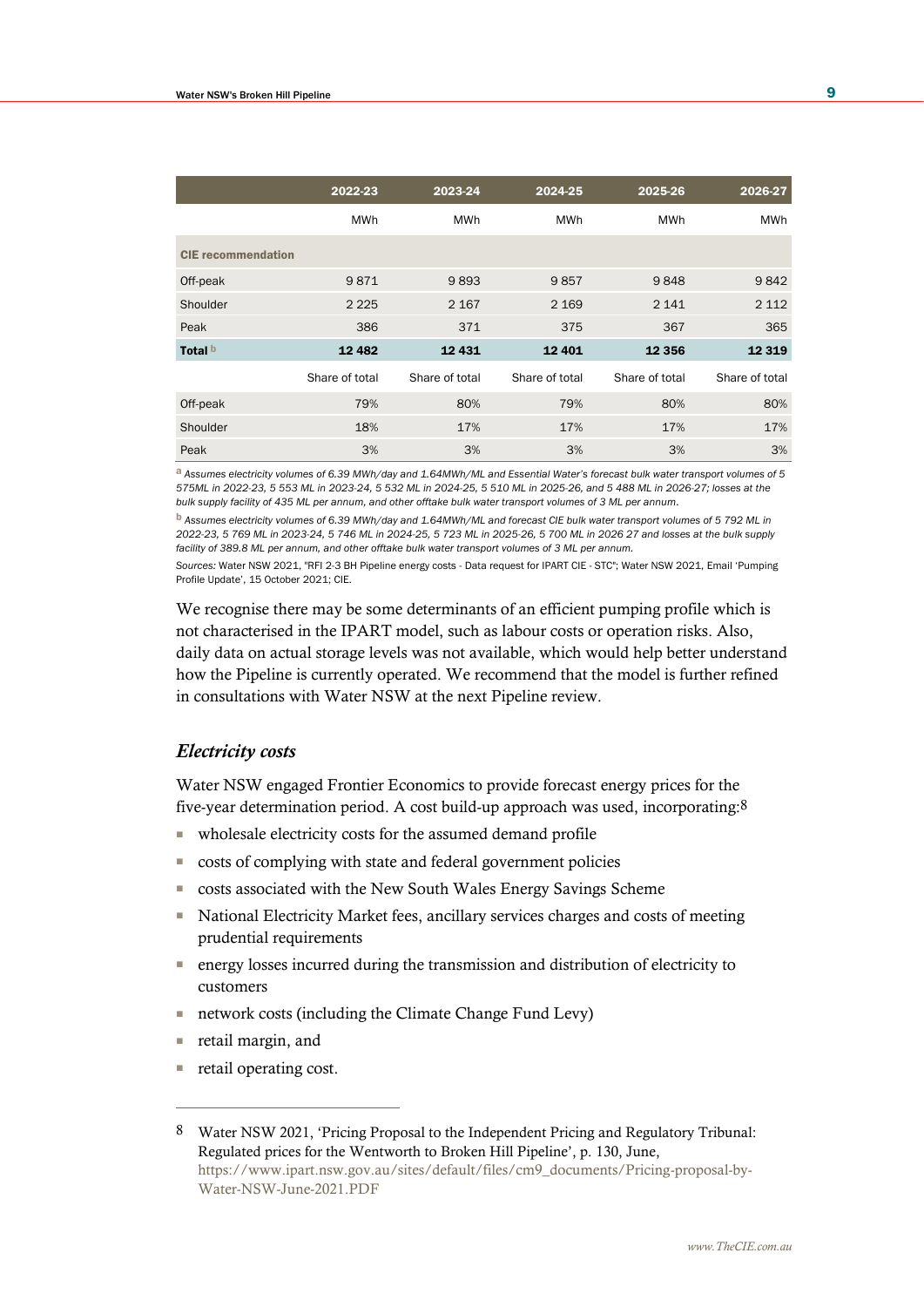| | 2022-23 | 2023-24 | 2024-25 | 2025-26 | 2026-27 |
|---|---|---|---|---|---|
| | MWh | MWh | MWh | MWh | MWh |
| **CIE recommendation** | | | | | |
| Off-peak | 9 871 | 9 893 | 9 857 | 9 848 | 9 842 |
| Shoulder | 2 225 | 2 167 | 2 169 | 2 141 | 2 112 |
| Peak | 386 | 371 | 375 | 367 | 365 |
| **Total** [b] | **12 482** | **12 431** | **12 401** | **12 356** | **12 319** |
| | Share of total | Share of total | Share of total | Share of total | Share of total |
| Off-peak | 79% | 80% | 79% | 80% | 80% |
| Shoulder | 18% | 17% | 17% | 17% | 17% |
| Peak | 3% | 3% | 3% | 3% | 3% |

[a] *Assumes electricity volumes of 6.39 MWh/day and 1.64MWh/ML and Essential Water's forecast bulk water transport volumes of 5 575ML in 2022-23, 5 553 ML in 2023-24, 5 532 ML in 2024-25, 5 510 ML in 2025-26, and 5 488 ML in 2026-27; losses at the bulk supply facility of 435 ML per annum, and other offtake bulk water transport volumes of 3 ML per annum.*

[b] *Assumes electricity volumes of 6.39 MWh/day and 1.64MWh/ML and forecast CIE bulk water transport volumes of 5 792 ML in 2022-23, 5 769 ML in 2023-24, 5 746 ML in 2024-25, 5 723 ML in 2025-26, 5 700 ML in 2026 27 and losses at the bulk supply facility of 389.8 ML per annum, and other offtake bulk water transport volumes of 3 ML per annum.*

*Sources:* Water NSW 2021, "RFI 2-3 BH Pipeline energy costs - Data request for IPART CIE - STC"; Water NSW 2021, Email 'Pumping Profile Update', 15 October 2021; CIE.

We recognise there may be some determinants of an efficient pumping profile which is not characterised in the IPART model, such as labour costs or operation risks. Also, daily data on actual storage levels was not available, which would help better understand how the Pipeline is currently operated. We recommend that the model is further refined in consultations with Water NSW at the next Pipeline review.

### *Electricity costs*

Water NSW engaged Frontier Economics to provide forecast energy prices for the five-year determination period. A cost build-up approach was used, incorporating:[8]

- wholesale electricity costs for the assumed demand profile
- costs of complying with state and federal government policies
- costs associated with the New South Wales Energy Savings Scheme
- National Electricity Market fees, ancillary services charges and costs of meeting prudential requirements
- energy losses incurred during the transmission and distribution of electricity to customers
- network costs (including the Climate Change Fund Levy)
- retail margin, and
- retail operating cost.

---

[8] Water NSW 2021, 'Pricing Proposal to the Independent Pricing and Regulatory Tribunal: Regulated prices for the Wentworth to Broken Hill Pipeline', p. 130, June, https://www.ipart.nsw.gov.au/sites/default/files/cm9_documents/Pricing-proposal-by-Water-NSW-June-2021.PDF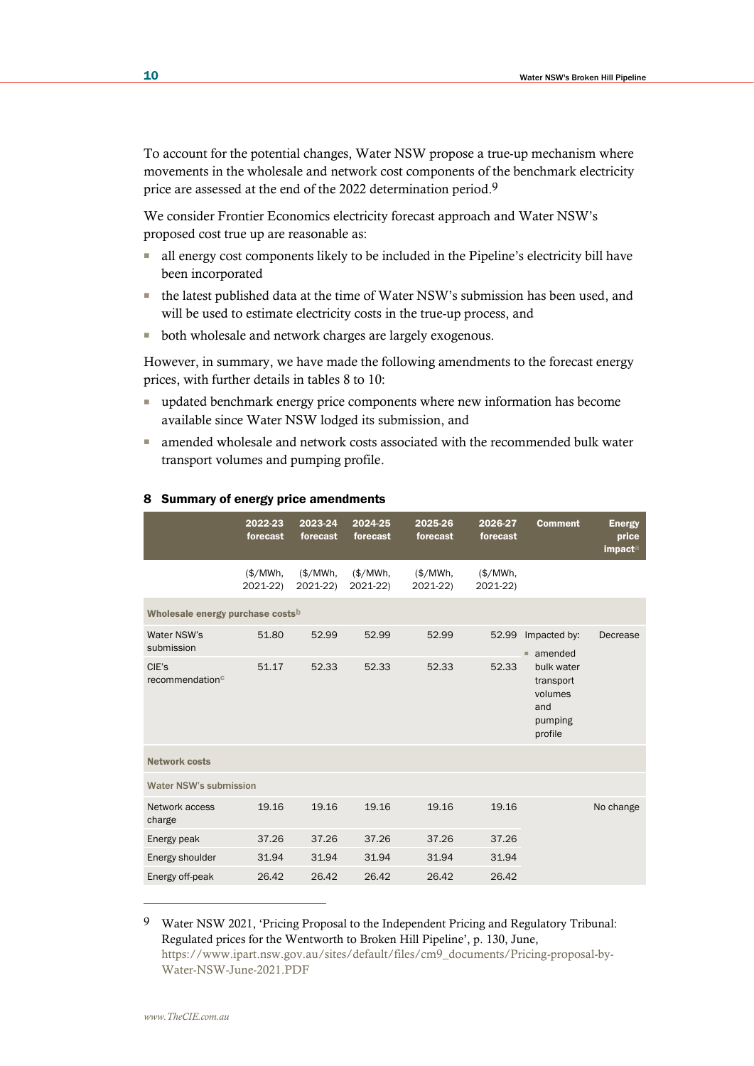To account for the potential changes, Water NSW propose a true-up mechanism where movements in the wholesale and network cost components of the benchmark electricity price are assessed at the end of the 2022 determination period.[9]

We consider Frontier Economics electricity forecast approach and Water NSW's proposed cost true up are reasonable as:

- all energy cost components likely to be included in the Pipeline's electricity bill have been incorporated
- the latest published data at the time of Water NSW's submission has been used, and will be used to estimate electricity costs in the true-up process, and
- both wholesale and network charges are largely exogenous.

However, in summary, we have made the following amendments to the forecast energy prices, with further details in tables 8 to 10:

- updated benchmark energy price components where new information has become available since Water NSW lodged its submission, and
- amended wholesale and network costs associated with the recommended bulk water transport volumes and pumping profile.

**8 Summary of energy price amendments**

| | 2022-23 forecast | 2023-24 forecast | 2024-25 forecast | 2025-26 forecast | 2026-27 forecast | Comment | Energy price impact[a] |
|---|---|---|---|---|---|---|---|
| | ($/MWh, 2021-22) | ($/MWh, 2021-22) | ($/MWh, 2021-22) | ($/MWh, 2021-22) | ($/MWh, 2021-22) | | |
| **Wholesale energy purchase costs[b]** | | | | | | | |
| Water NSW's submission | 51.80 | 52.99 | 52.99 | 52.99 | 52.99 | Impacted by: ▪ amended bulk water transport volumes and pumping profile | Decrease |
| CIE's recommendation[c] | 51.17 | 52.33 | 52.33 | 52.33 | 52.33 | | |
| **Network costs** | | | | | | | |
| Water NSW's submission | | | | | | | |
| Network access charge | 19.16 | 19.16 | 19.16 | 19.16 | 19.16 | | No change |
| Energy peak | 37.26 | 37.26 | 37.26 | 37.26 | 37.26 | | |
| Energy shoulder | 31.94 | 31.94 | 31.94 | 31.94 | 31.94 | | |
| Energy off-peak | 26.42 | 26.42 | 26.42 | 26.42 | 26.42 | | |

[9] Water NSW 2021, 'Pricing Proposal to the Independent Pricing and Regulatory Tribunal: Regulated prices for the Wentworth to Broken Hill Pipeline', p. 130, June, https://www.ipart.nsw.gov.au/sites/default/files/cm9_documents/Pricing-proposal-by-Water-NSW-June-2021.PDF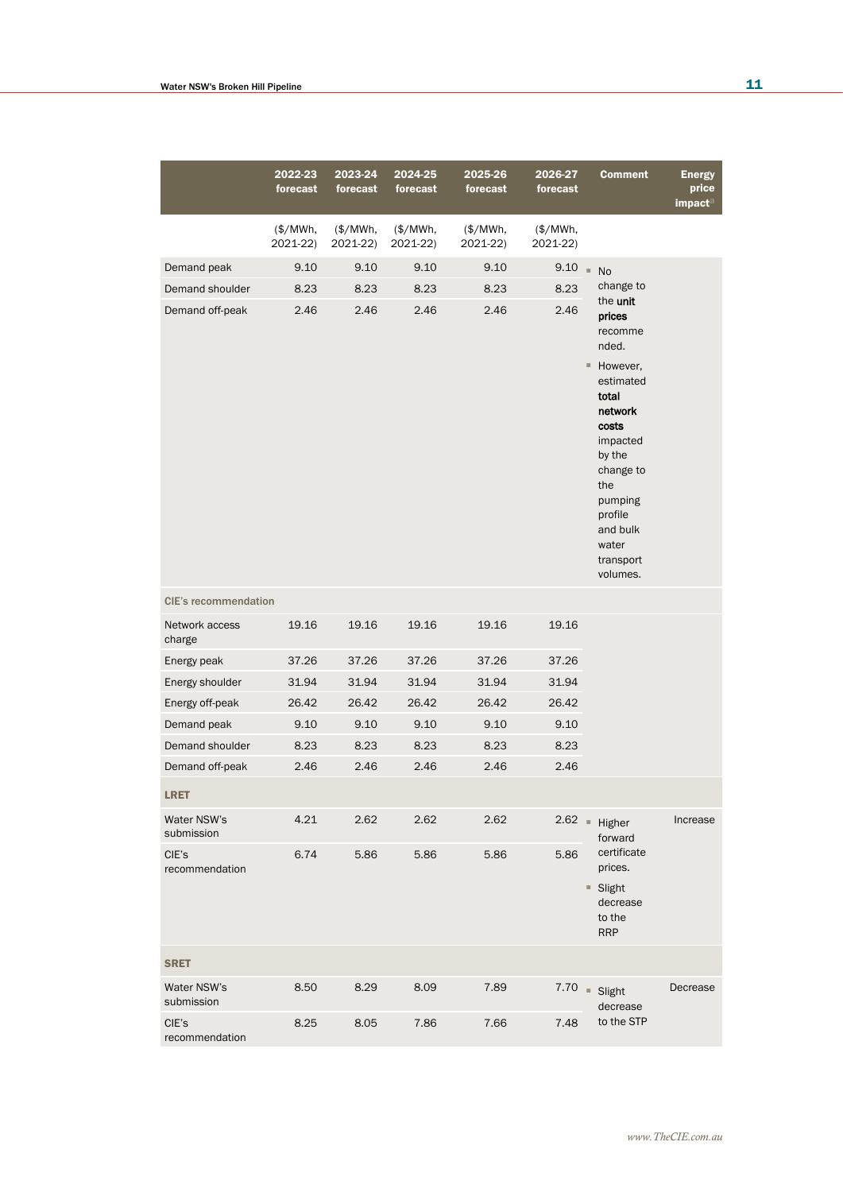| | 2022-23 forecast | 2023-24 forecast | 2024-25 forecast | 2025-26 forecast | 2026-27 forecast | Comment | Energy price impact[a] |
|---|---|---|---|---|---|---|---|
| | ($/MWh, 2021-22) | ($/MWh, 2021-22) | ($/MWh, 2021-22) | ($/MWh, 2021-22) | ($/MWh, 2021-22) | | |
| Demand peak | 9.10 | 9.10 | 9.10 | 9.10 | 9.10 | ▪ No change to the **unit prices** recommended. ▪ However, estimated **total network costs** impacted by the change to the pumping profile and bulk water transport volumes. | |
| Demand shoulder | 8.23 | 8.23 | 8.23 | 8.23 | 8.23 | | |
| Demand off-peak | 2.46 | 2.46 | 2.46 | 2.46 | 2.46 | | |
| **CIE's recommendation** | | | | | | | |
| Network access charge | 19.16 | 19.16 | 19.16 | 19.16 | 19.16 | | |
| Energy peak | 37.26 | 37.26 | 37.26 | 37.26 | 37.26 | | |
| Energy shoulder | 31.94 | 31.94 | 31.94 | 31.94 | 31.94 | | |
| Energy off-peak | 26.42 | 26.42 | 26.42 | 26.42 | 26.42 | | |
| Demand peak | 9.10 | 9.10 | 9.10 | 9.10 | 9.10 | | |
| Demand shoulder | 8.23 | 8.23 | 8.23 | 8.23 | 8.23 | | |
| Demand off-peak | 2.46 | 2.46 | 2.46 | 2.46 | 2.46 | | |
| **LRET** | | | | | | | |
| Water NSW's submission | 4.21 | 2.62 | 2.62 | 2.62 | 2.62 | ▪ Higher forward certificate prices. ▪ Slight decrease to the RRP | Increase |
| CIE's recommendation | 6.74 | 5.86 | 5.86 | 5.86 | 5.86 | | |
| **SRET** | | | | | | | |
| Water NSW's submission | 8.50 | 8.29 | 8.09 | 7.89 | 7.70 | ▪ Slight decrease to the STP | Decrease |
| CIE's recommendation | 8.25 | 8.05 | 7.86 | 7.66 | 7.48 | | |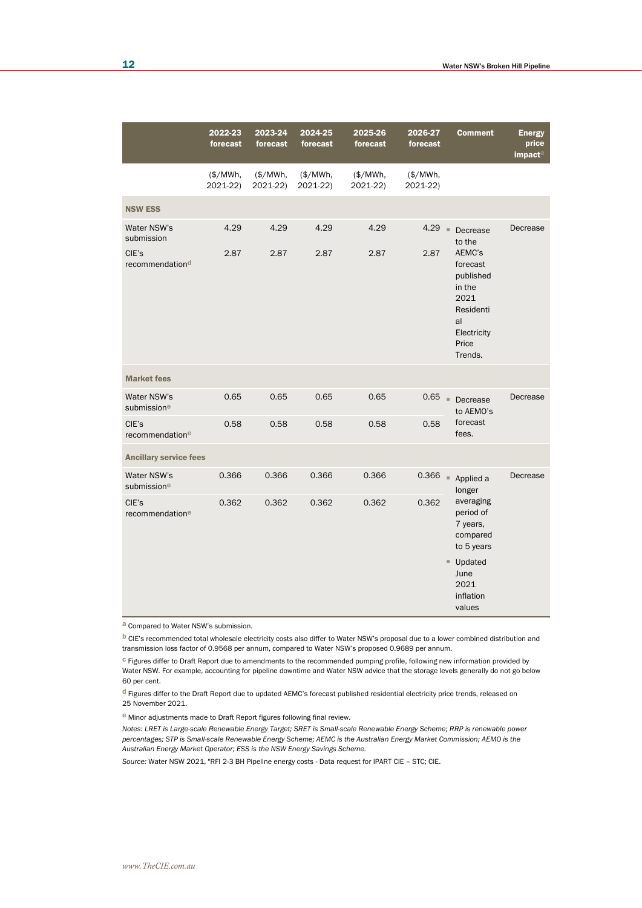| | 2022-23 forecast | 2023-24 forecast | 2024-25 forecast | 2025-26 forecast | 2026-27 forecast | Comment | Energy price impact[a] |
|---|---|---|---|---|---|---|---|
| | ($/MWh, 2021-22) | ($/MWh, 2021-22) | ($/MWh, 2021-22) | ($/MWh, 2021-22) | ($/MWh, 2021-22) | | |
| **NSW ESS** | | | | | | | |
| Water NSW's submission | 4.29 | 4.29 | 4.29 | 4.29 | 4.29 | ▪ Decrease to the AEMC's forecast published in the 2021 Residential Electricity Price Trends. | Decrease |
| CIE's recommendation[d] | 2.87 | 2.87 | 2.87 | 2.87 | 2.87 | | |
| **Market fees** | | | | | | | |
| Water NSW's submission[e] | 0.65 | 0.65 | 0.65 | 0.65 | 0.65 | ▪ Decrease to AEMO's forecast fees. | Decrease |
| CIE's recommendation[e] | 0.58 | 0.58 | 0.58 | 0.58 | 0.58 | | |
| **Ancillary service fees** | | | | | | | |
| Water NSW's submission[e] | 0.366 | 0.366 | 0.366 | 0.366 | 0.366 | ▪ Applied a longer averaging period of 7 years, compared to 5 years ▪ Updated June 2021 inflation values | Decrease |
| CIE's recommendation[e] | 0.362 | 0.362 | 0.362 | 0.362 | 0.362 | | |

[a] Compared to Water NSW's submission.

[b] CIE's recommended total wholesale electricity costs also differ to Water NSW's proposal due to a lower combined distribution and transmission loss factor of 0.9568 per annum, compared to Water NSW's proposed 0.9689 per annum.

[c] Figures differ to Draft Report due to amendments to the recommended pumping profile, following new information provided by Water NSW. For example, accounting for pipeline downtime and Water NSW advice that the storage levels generally do not go below 60 per cent.

[d] Figures differ to the Draft Report due to updated AEMC's forecast published residential electricity price trends, released on 25 November 2021.

[e] Minor adjustments made to Draft Report figures following final review.

*Notes: LRET is Large-scale Renewable Energy Target; SRET is Small-scale Renewable Energy Scheme; RRP is renewable power percentages; STP is Small-scale Renewable Energy Scheme; AEMC is the Australian Energy Market Commission; AEMO is the Australian Energy Market Operator; ESS is the NSW Energy Savings Scheme.*

*Source:* Water NSW 2021, "RFI 2-3 BH Pipeline energy costs - Data request for IPART CIE – STC; CIE.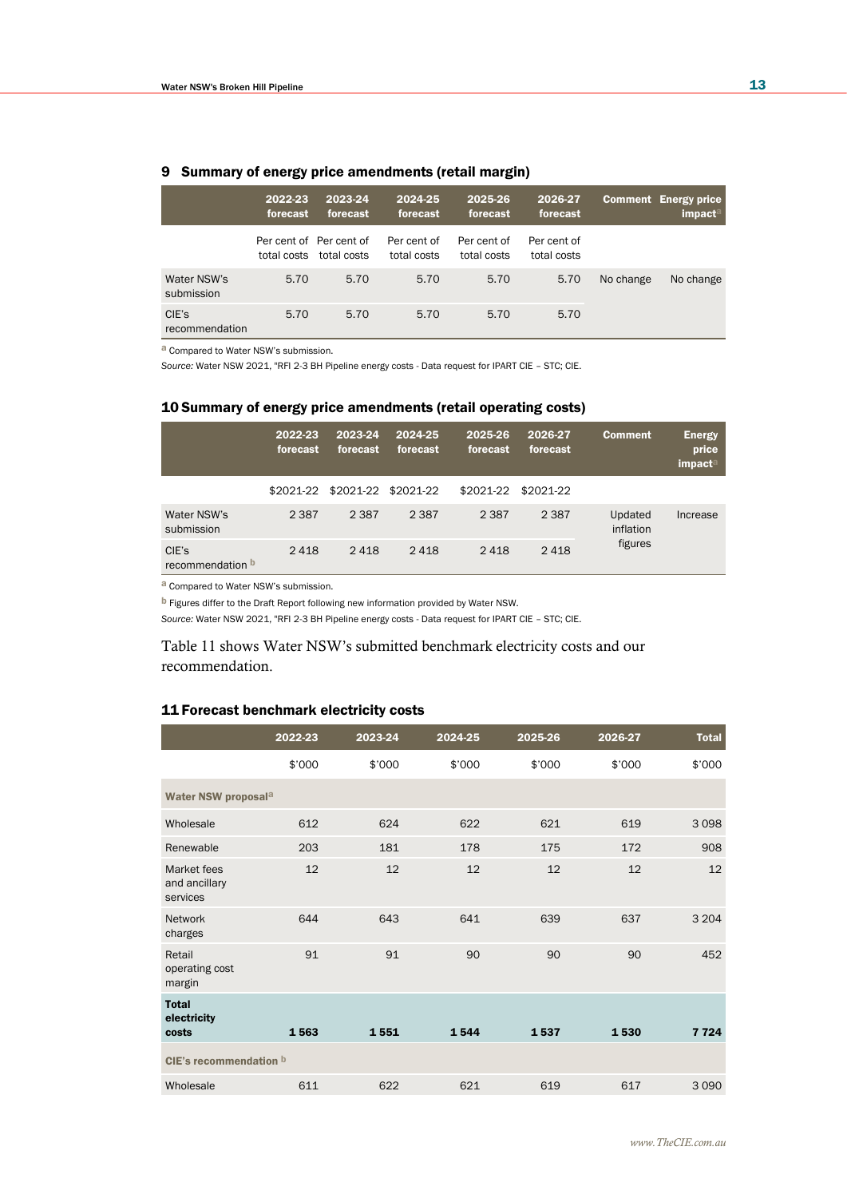### 9 Summary of energy price amendments (retail margin)

| | 2022-23 forecast | 2023-24 forecast | 2024-25 forecast | 2025-26 forecast | 2026-27 forecast | Comment | Energy price impact[a] |
|---|---|---|---|---|---|---|---|
| | Per cent of total costs | Per cent of total costs | Per cent of total costs | Per cent of total costs | Per cent of total costs | | |
| Water NSW's submission | 5.70 | 5.70 | 5.70 | 5.70 | 5.70 | No change | No change |
| CIE's recommendation | 5.70 | 5.70 | 5.70 | 5.70 | 5.70 | | |

[a] Compared to Water NSW's submission.

*Source:* Water NSW 2021, "RFI 2-3 BH Pipeline energy costs - Data request for IPART CIE – STC; CIE.

### 10 Summary of energy price amendments (retail operating costs)

| | 2022-23 forecast | 2023-24 forecast | 2024-25 forecast | 2025-26 forecast | 2026-27 forecast | Comment | Energy price impact[a] |
|---|---|---|---|---|---|---|---|
| | $2021-22 | $2021-22 | $2021-22 | $2021-22 | $2021-22 | | |
| Water NSW's submission | 2 387 | 2 387 | 2 387 | 2 387 | 2 387 | Updated inflation figures | Increase |
| CIE's recommendation [b] | 2 418 | 2 418 | 2 418 | 2 418 | 2 418 | | |

[a] Compared to Water NSW's submission.

[b] Figures differ to the Draft Report following new information provided by Water NSW.

*Source:* Water NSW 2021, "RFI 2-3 BH Pipeline energy costs - Data request for IPART CIE – STC; CIE.

Table 11 shows Water NSW's submitted benchmark electricity costs and our recommendation.

### 11 Forecast benchmark electricity costs

| | 2022-23 | 2023-24 | 2024-25 | 2025-26 | 2026-27 | Total |
|---|---|---|---|---|---|---|
| | $'000 | $'000 | $'000 | $'000 | $'000 | $'000 |
| **Water NSW proposal[a]** | | | | | | |
| Wholesale | 612 | 624 | 622 | 621 | 619 | 3 098 |
| Renewable | 203 | 181 | 178 | 175 | 172 | 908 |
| Market fees and ancillary services | 12 | 12 | 12 | 12 | 12 | 12 |
| Network charges | 644 | 643 | 641 | 639 | 637 | 3 204 |
| Retail operating cost margin | 91 | 91 | 90 | 90 | 90 | 452 |
| **Total electricity costs** | **1 563** | **1 551** | **1 544** | **1 537** | **1 530** | **7 724** |
| **CIE's recommendation [b]** | | | | | | |
| Wholesale | 611 | 622 | 621 | 619 | 617 | 3 090 |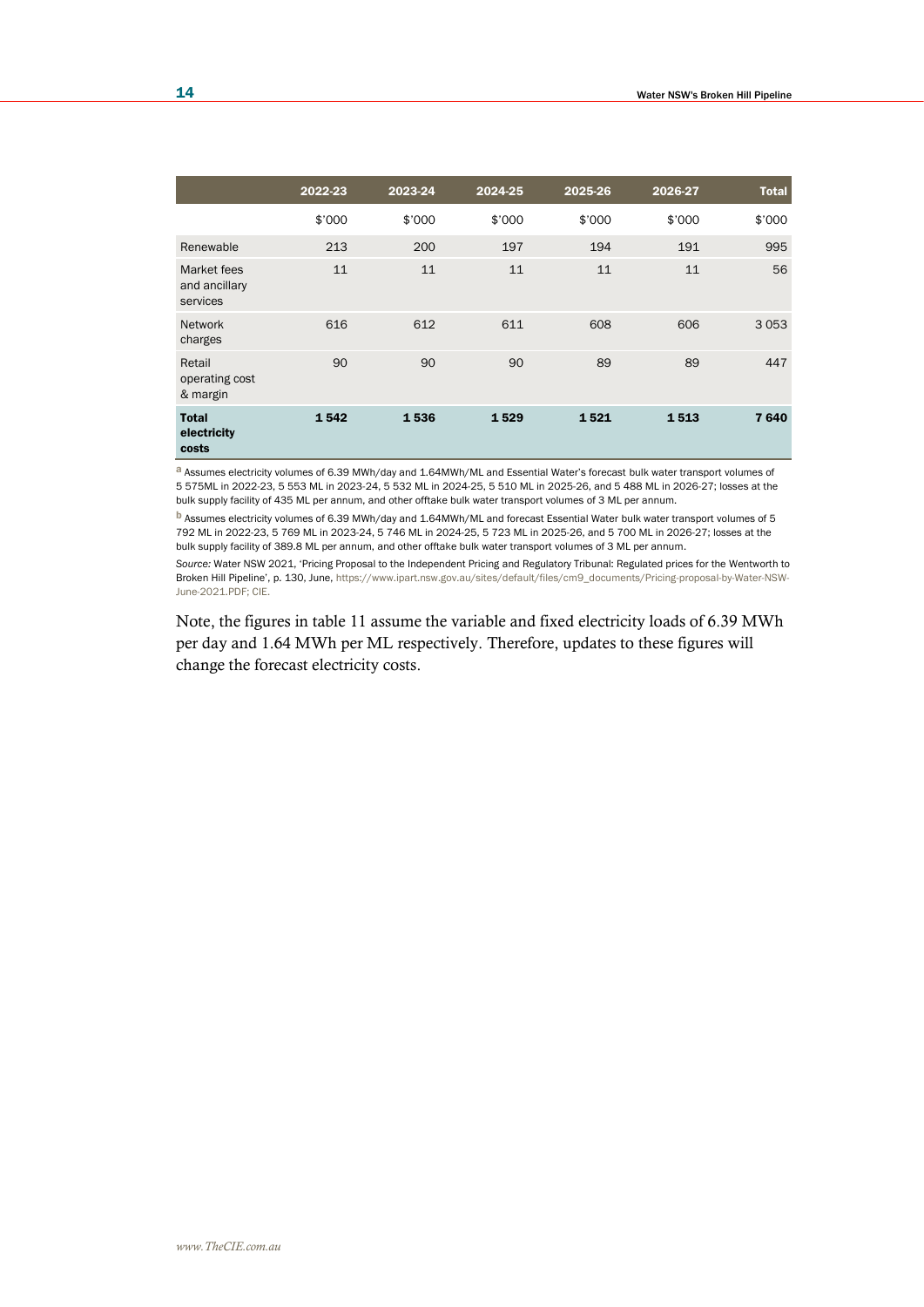|  | 2022-23 | 2023-24 | 2024-25 | 2025-26 | 2026-27 | Total |
|---|---|---|---|---|---|---|
|  | $'000 | $'000 | $'000 | $'000 | $'000 | $'000 |
| Renewable | 213 | 200 | 197 | 194 | 191 | 995 |
| Market fees and ancillary services | 11 | 11 | 11 | 11 | 11 | 56 |
| Network charges | 616 | 612 | 611 | 608 | 606 | 3 053 |
| Retail operating cost & margin | 90 | 90 | 90 | 89 | 89 | 447 |
| **Total electricity costs** | **1 542** | **1 536** | **1 529** | **1 521** | **1 513** | **7 640** |

[a] Assumes electricity volumes of 6.39 MWh/day and 1.64MWh/ML and Essential Water's forecast bulk water transport volumes of 5 575ML in 2022-23, 5 553 ML in 2023-24, 5 532 ML in 2024-25, 5 510 ML in 2025-26, and 5 488 ML in 2026-27; losses at the bulk supply facility of 435 ML per annum, and other offtake bulk water transport volumes of 3 ML per annum.

[b] Assumes electricity volumes of 6.39 MWh/day and 1.64MWh/ML and forecast Essential Water bulk water transport volumes of 5 792 ML in 2022-23, 5 769 ML in 2023-24, 5 746 ML in 2024-25, 5 723 ML in 2025-26, and 5 700 ML in 2026-27; losses at the bulk supply facility of 389.8 ML per annum, and other offtake bulk water transport volumes of 3 ML per annum.

*Source:* Water NSW 2021, 'Pricing Proposal to the Independent Pricing and Regulatory Tribunal: Regulated prices for the Wentworth to Broken Hill Pipeline', p. 130, June, https://www.ipart.nsw.gov.au/sites/default/files/cm9_documents/Pricing-proposal-by-Water-NSW-June-2021.PDF; CIE.

Note, the figures in table 11 assume the variable and fixed electricity loads of 6.39 MWh per day and 1.64 MWh per ML respectively. Therefore, updates to these figures will change the forecast electricity costs.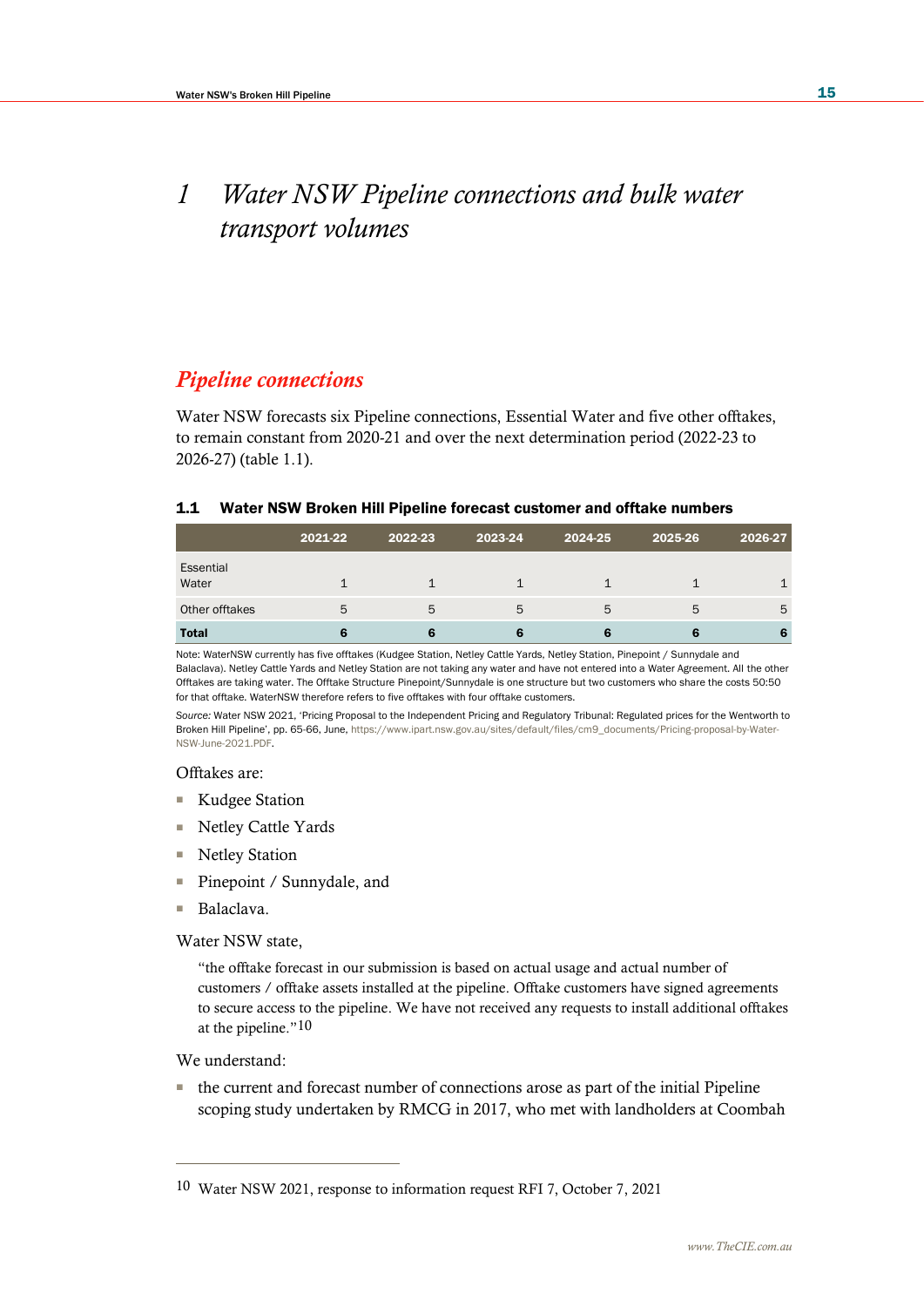# 1 Water NSW Pipeline connections and bulk water transport volumes

## Pipeline connections

Water NSW forecasts six Pipeline connections, Essential Water and five other offtakes, to remain constant from 2020-21 and over the next determination period (2022-23 to 2026-27) (table 1.1).

**1.1 Water NSW Broken Hill Pipeline forecast customer and offtake numbers**

| | 2021-22 | 2022-23 | 2023-24 | 2024-25 | 2025-26 | 2026-27 |
|---|---|---|---|---|---|---|
| Essential Water | 1 | 1 | 1 | 1 | 1 | 1 |
| Other offtakes | 5 | 5 | 5 | 5 | 5 | 5 |
| **Total** | **6** | **6** | **6** | **6** | **6** | **6** |

Note: WaterNSW currently has five offtakes (Kudgee Station, Netley Cattle Yards, Netley Station, Pinepoint / Sunnydale and Balaclava). Netley Cattle Yards and Netley Station are not taking any water and have not entered into a Water Agreement. All the other Offtakes are taking water. The Offtake Structure Pinepoint/Sunnydale is one structure but two customers who share the costs 50:50 for that offtake. WaterNSW therefore refers to five offtakes with four offtake customers.

*Source:* Water NSW 2021, 'Pricing Proposal to the Independent Pricing and Regulatory Tribunal: Regulated prices for the Wentworth to Broken Hill Pipeline', pp. 65-66, June, https://www.ipart.nsw.gov.au/sites/default/files/cm9_documents/Pricing-proposal-by-Water-NSW-June-2021.PDF.

Offtakes are:

- Kudgee Station
- Netley Cattle Yards
- Netley Station
- Pinepoint / Sunnydale, and
- Balaclava.

Water NSW state,

> "the offtake forecast in our submission is based on actual usage and actual number of customers / offtake assets installed at the pipeline. Offtake customers have signed agreements to secure access to the pipeline. We have not received any requests to install additional offtakes at the pipeline."[10]

We understand:

- the current and forecast number of connections arose as part of the initial Pipeline scoping study undertaken by RMCG in 2017, who met with landholders at Coombah

[10] Water NSW 2021, response to information request RFI 7, October 7, 2021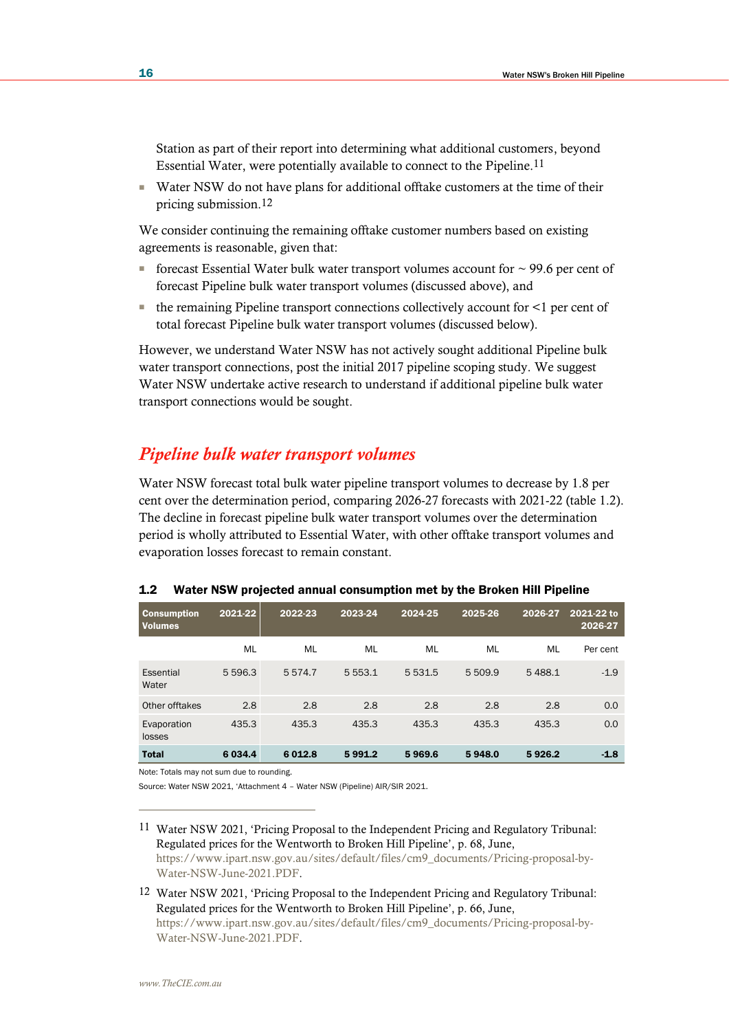Station as part of their report into determining what additional customers, beyond Essential Water, were potentially available to connect to the Pipeline.[11]

- Water NSW do not have plans for additional offtake customers at the time of their pricing submission.[12]

We consider continuing the remaining offtake customer numbers based on existing agreements is reasonable, given that:

- forecast Essential Water bulk water transport volumes account for ~ 99.6 per cent of forecast Pipeline bulk water transport volumes (discussed above), and
- the remaining Pipeline transport connections collectively account for <1 per cent of total forecast Pipeline bulk water transport volumes (discussed below).

However, we understand Water NSW has not actively sought additional Pipeline bulk water transport connections, post the initial 2017 pipeline scoping study. We suggest Water NSW undertake active research to understand if additional pipeline bulk water transport connections would be sought.

## *Pipeline bulk water transport volumes*

Water NSW forecast total bulk water pipeline transport volumes to decrease by 1.8 per cent over the determination period, comparing 2026-27 forecasts with 2021-22 (table 1.2). The decline in forecast pipeline bulk water transport volumes over the determination period is wholly attributed to Essential Water, with other offtake transport volumes and evaporation losses forecast to remain constant.

**1.2 Water NSW projected annual consumption met by the Broken Hill Pipeline**

| Consumption Volumes | 2021-22 | 2022-23 | 2023-24 | 2024-25 | 2025-26 | 2026-27 | 2021-22 to 2026-27 |
|---|---|---|---|---|---|---|---|
| | ML | ML | ML | ML | ML | ML | Per cent |
| Essential Water | 5 596.3 | 5 574.7 | 5 553.1 | 5 531.5 | 5 509.9 | 5 488.1 | -1.9 |
| Other offtakes | 2.8 | 2.8 | 2.8 | 2.8 | 2.8 | 2.8 | 0.0 |
| Evaporation losses | 435.3 | 435.3 | 435.3 | 435.3 | 435.3 | 435.3 | 0.0 |
| **Total** | **6 034.4** | **6 012.8** | **5 991.2** | **5 969.6** | **5 948.0** | **5 926.2** | **-1.8** |

Note: Totals may not sum due to rounding.

Source: Water NSW 2021, 'Attachment 4 – Water NSW (Pipeline) AIR/SIR 2021.

[11] Water NSW 2021, 'Pricing Proposal to the Independent Pricing and Regulatory Tribunal: Regulated prices for the Wentworth to Broken Hill Pipeline', p. 68, June, https://www.ipart.nsw.gov.au/sites/default/files/cm9_documents/Pricing-proposal-by-Water-NSW-June-2021.PDF.

[12] Water NSW 2021, 'Pricing Proposal to the Independent Pricing and Regulatory Tribunal: Regulated prices for the Wentworth to Broken Hill Pipeline', p. 66, June, https://www.ipart.nsw.gov.au/sites/default/files/cm9_documents/Pricing-proposal-by-Water-NSW-June-2021.PDF.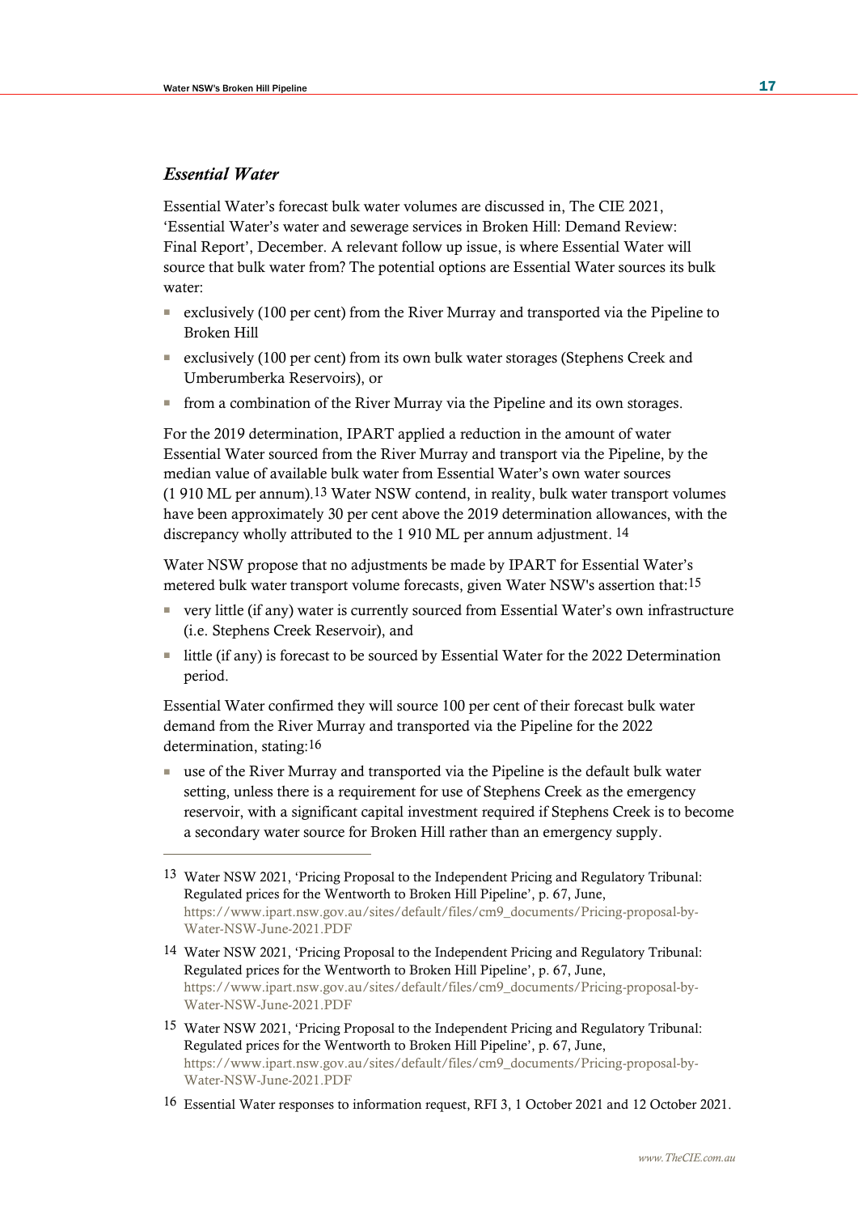### *Essential Water*

Essential Water's forecast bulk water volumes are discussed in, The CIE 2021, 'Essential Water's water and sewerage services in Broken Hill: Demand Review: Final Report', December. A relevant follow up issue, is where Essential Water will source that bulk water from? The potential options are Essential Water sources its bulk water:

- exclusively (100 per cent) from the River Murray and transported via the Pipeline to Broken Hill
- exclusively (100 per cent) from its own bulk water storages (Stephens Creek and Umberumberka Reservoirs), or
- from a combination of the River Murray via the Pipeline and its own storages.

For the 2019 determination, IPART applied a reduction in the amount of water Essential Water sourced from the River Murray and transport via the Pipeline, by the median value of available bulk water from Essential Water's own water sources (1 910 ML per annum).[13] Water NSW contend, in reality, bulk water transport volumes have been approximately 30 per cent above the 2019 determination allowances, with the discrepancy wholly attributed to the 1 910 ML per annum adjustment. [14]

Water NSW propose that no adjustments be made by IPART for Essential Water's metered bulk water transport volume forecasts, given Water NSW's assertion that:[15]

- very little (if any) water is currently sourced from Essential Water's own infrastructure (i.e. Stephens Creek Reservoir), and
- little (if any) is forecast to be sourced by Essential Water for the 2022 Determination period.

Essential Water confirmed they will source 100 per cent of their forecast bulk water demand from the River Murray and transported via the Pipeline for the 2022 determination, stating:[16]

- use of the River Murray and transported via the Pipeline is the default bulk water setting, unless there is a requirement for use of Stephens Creek as the emergency reservoir, with a significant capital investment required if Stephens Creek is to become a secondary water source for Broken Hill rather than an emergency supply.

---

[13] Water NSW 2021, 'Pricing Proposal to the Independent Pricing and Regulatory Tribunal: Regulated prices for the Wentworth to Broken Hill Pipeline', p. 67, June, https://www.ipart.nsw.gov.au/sites/default/files/cm9_documents/Pricing-proposal-by-Water-NSW-June-2021.PDF

[14] Water NSW 2021, 'Pricing Proposal to the Independent Pricing and Regulatory Tribunal: Regulated prices for the Wentworth to Broken Hill Pipeline', p. 67, June, https://www.ipart.nsw.gov.au/sites/default/files/cm9_documents/Pricing-proposal-by-Water-NSW-June-2021.PDF

[15] Water NSW 2021, 'Pricing Proposal to the Independent Pricing and Regulatory Tribunal: Regulated prices for the Wentworth to Broken Hill Pipeline', p. 67, June, https://www.ipart.nsw.gov.au/sites/default/files/cm9_documents/Pricing-proposal-by-Water-NSW-June-2021.PDF

[16] Essential Water responses to information request, RFI 3, 1 October 2021 and 12 October 2021.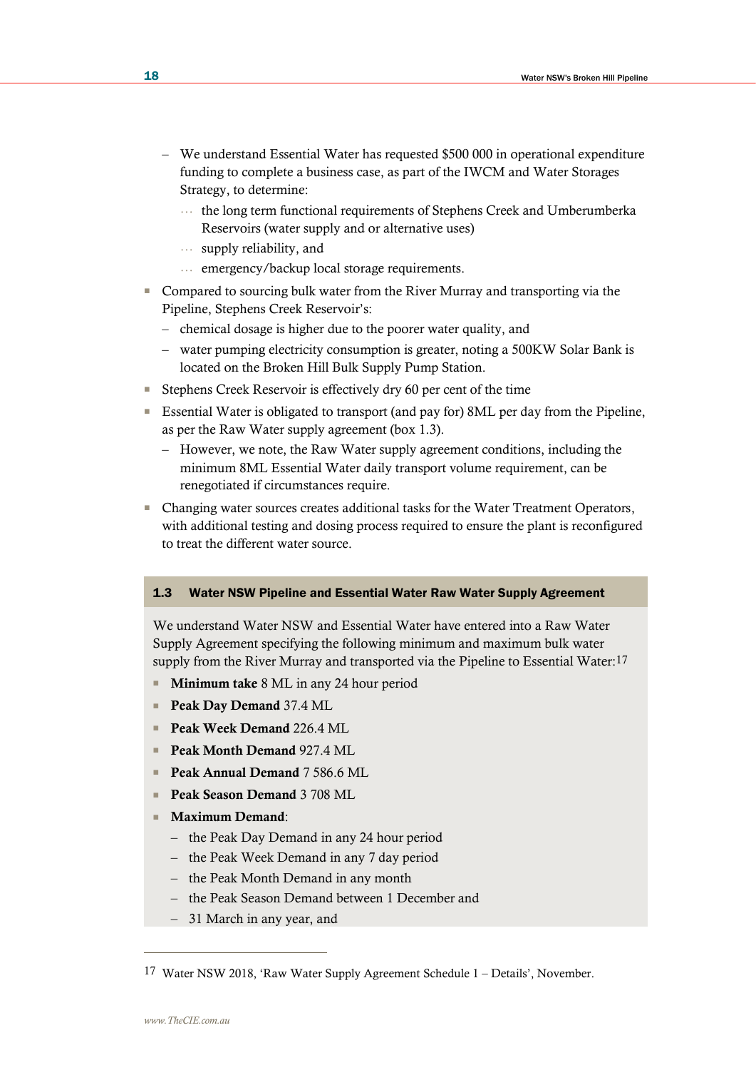- We understand Essential Water has requested $500 000 in operational expenditure funding to complete a business case, as part of the IWCM and Water Storages Strategy, to determine:
  - the long term functional requirements of Stephens Creek and Umberumberka Reservoirs (water supply and or alternative uses)
  - supply reliability, and
  - emergency/backup local storage requirements.
- Compared to sourcing bulk water from the River Murray and transporting via the Pipeline, Stephens Creek Reservoir's:
  - chemical dosage is higher due to the poorer water quality, and
  - water pumping electricity consumption is greater, noting a 500KW Solar Bank is located on the Broken Hill Bulk Supply Pump Station.
- Stephens Creek Reservoir is effectively dry 60 per cent of the time
- Essential Water is obligated to transport (and pay for) 8ML per day from the Pipeline, as per the Raw Water supply agreement (box 1.3).
  - However, we note, the Raw Water supply agreement conditions, including the minimum 8ML Essential Water daily transport volume requirement, can be renegotiated if circumstances require.
- Changing water sources creates additional tasks for the Water Treatment Operators, with additional testing and dosing process required to ensure the plant is reconfigured to treat the different water source.

**1.3 Water NSW Pipeline and Essential Water Raw Water Supply Agreement**

We understand Water NSW and Essential Water have entered into a Raw Water Supply Agreement specifying the following minimum and maximum bulk water supply from the River Murray and transported via the Pipeline to Essential Water:[17]

- **Minimum take** 8 ML in any 24 hour period
- **Peak Day Demand** 37.4 ML
- **Peak Week Demand** 226.4 ML
- **Peak Month Demand** 927.4 ML
- **Peak Annual Demand** 7 586.6 ML
- **Peak Season Demand** 3 708 ML
- **Maximum Demand**:
  - the Peak Day Demand in any 24 hour period
  - the Peak Week Demand in any 7 day period
  - the Peak Month Demand in any month
  - the Peak Season Demand between 1 December and
  - 31 March in any year, and

[17] Water NSW 2018, 'Raw Water Supply Agreement Schedule 1 – Details', November.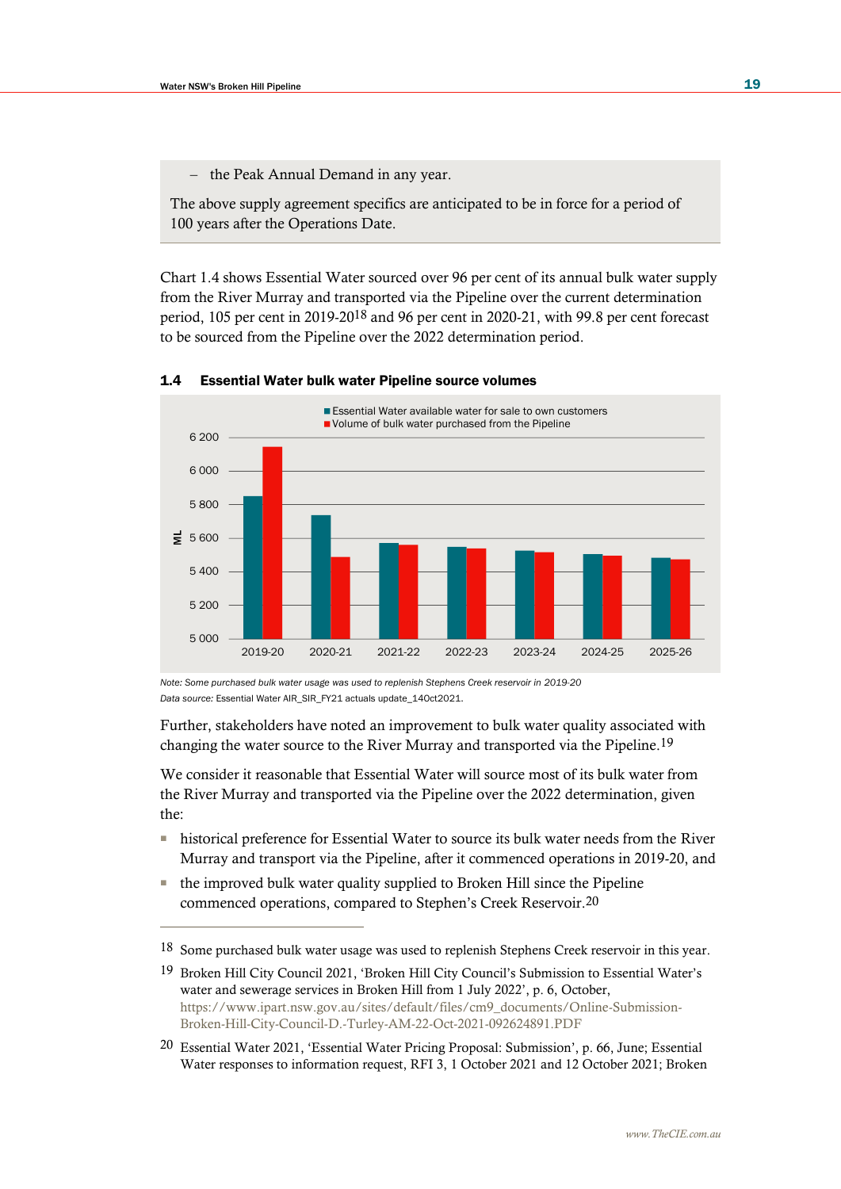– the Peak Annual Demand in any year.

The above supply agreement specifics are anticipated to be in force for a period of 100 years after the Operations Date.

Chart 1.4 shows Essential Water sourced over 96 per cent of its annual bulk water supply from the River Murray and transported via the Pipeline over the current determination period, 105 per cent in 2019-20[18] and 96 per cent in 2020-21, with 99.8 per cent forecast to be sourced from the Pipeline over the 2022 determination period.

**1.4 Essential Water bulk water Pipeline source volumes**

*Note: Some purchased bulk water usage was used to replenish Stephens Creek reservoir in 2019-20*

*Data source:* Essential Water AIR_SIR_FY21 actuals update_14Oct2021.

Further, stakeholders have noted an improvement to bulk water quality associated with changing the water source to the River Murray and transported via the Pipeline.[19]

We consider it reasonable that Essential Water will source most of its bulk water from the River Murray and transported via the Pipeline over the 2022 determination, given the:

- historical preference for Essential Water to source its bulk water needs from the River Murray and transport via the Pipeline, after it commenced operations in 2019-20, and
- the improved bulk water quality supplied to Broken Hill since the Pipeline commenced operations, compared to Stephen's Creek Reservoir.[20]

---

[18] Some purchased bulk water usage was used to replenish Stephens Creek reservoir in this year.

[19] Broken Hill City Council 2021, 'Broken Hill City Council's Submission to Essential Water's water and sewerage services in Broken Hill from 1 July 2022', p. 6, October, https://www.ipart.nsw.gov.au/sites/default/files/cm9_documents/Online-Submission-Broken-Hill-City-Council-D.-Turley-AM-22-Oct-2021-092624891.PDF

[20] Essential Water 2021, 'Essential Water Pricing Proposal: Submission', p. 66, June; Essential Water responses to information request, RFI 3, 1 October 2021 and 12 October 2021; Broken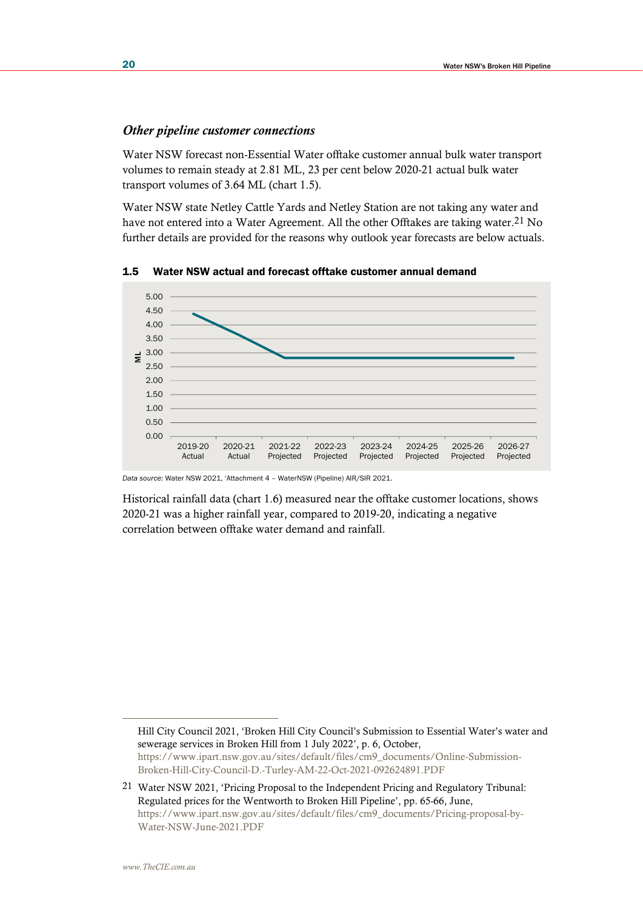### *Other pipeline customer connections*

Water NSW forecast non-Essential Water offtake customer annual bulk water transport volumes to remain steady at 2.81 ML, 23 per cent below 2020-21 actual bulk water transport volumes of 3.64 ML (chart 1.5).

Water NSW state Netley Cattle Yards and Netley Station are not taking any water and have not entered into a Water Agreement. All the other Offtakes are taking water.[21] No further details are provided for the reasons why outlook year forecasts are below actuals.

**1.5 Water NSW actual and forecast offtake customer annual demand**

*Data source:* Water NSW 2021, 'Attachment 4 – WaterNSW (Pipeline) AIR/SIR 2021.

Historical rainfall data (chart 1.6) measured near the offtake customer locations, shows 2020-21 was a higher rainfall year, compared to 2019-20, indicating a negative correlation between offtake water demand and rainfall.

---

Hill City Council 2021, 'Broken Hill City Council's Submission to Essential Water's water and sewerage services in Broken Hill from 1 July 2022', p. 6, October, https://www.ipart.nsw.gov.au/sites/default/files/cm9_documents/Online-Submission-Broken-Hill-City-Council-D.-Turley-AM-22-Oct-2021-092624891.PDF

[21] Water NSW 2021, 'Pricing Proposal to the Independent Pricing and Regulatory Tribunal: Regulated prices for the Wentworth to Broken Hill Pipeline', pp. 65-66, June, https://www.ipart.nsw.gov.au/sites/default/files/cm9_documents/Pricing-proposal-by-Water-NSW-June-2021.PDF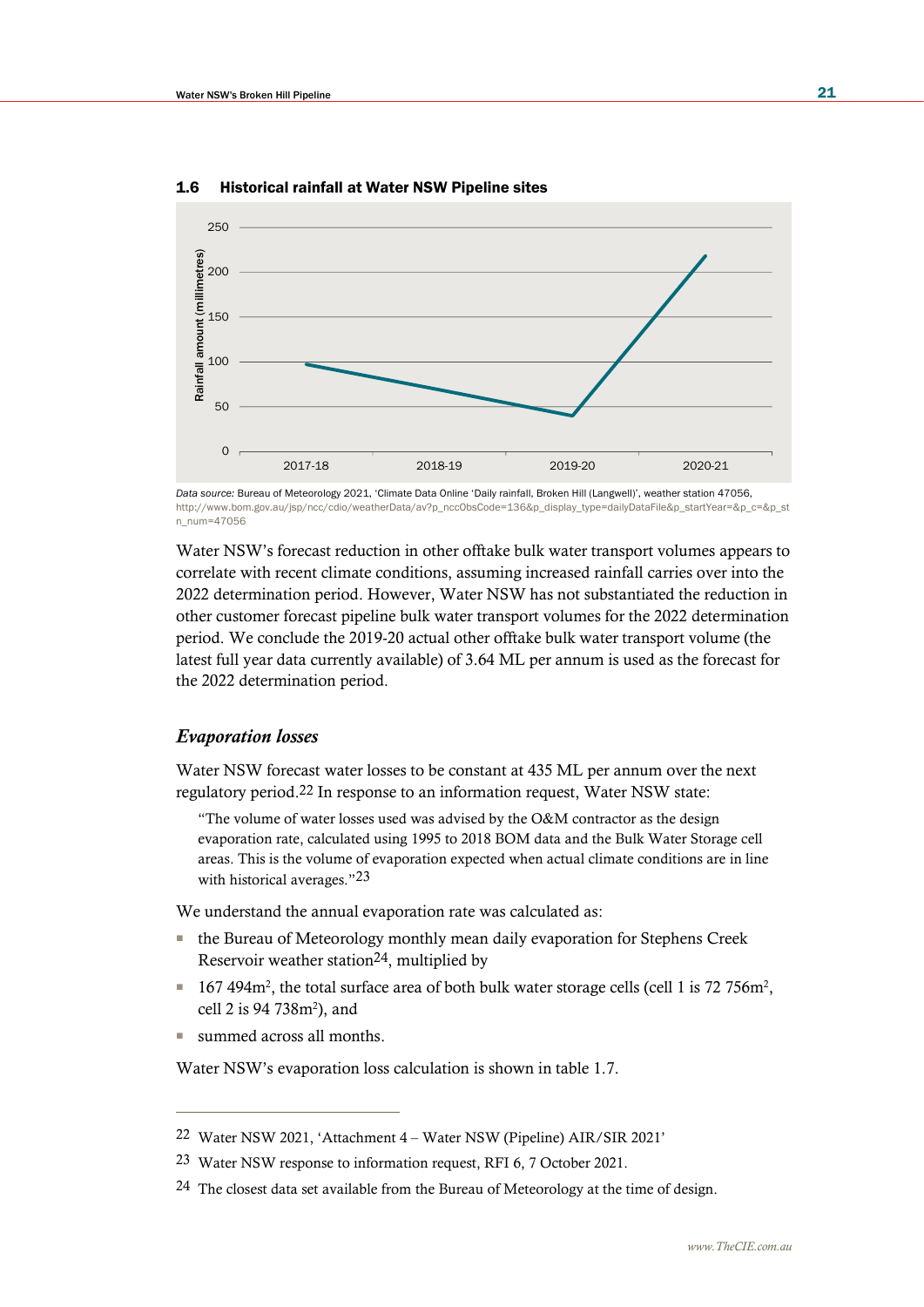**1.6 Historical rainfall at Water NSW Pipeline sites**

*Data source:* Bureau of Meteorology 2021, 'Climate Data Online 'Daily rainfall, Broken Hill (Langwell)', weather station 47056, http://www.bom.gov.au/jsp/ncc/cdio/weatherData/av?p_nccObsCode=136&p_display_type=dailyDataFile&p_startYear=&p_c=&p_stn_num=47056

Water NSW's forecast reduction in other offtake bulk water transport volumes appears to correlate with recent climate conditions, assuming increased rainfall carries over into the 2022 determination period. However, Water NSW has not substantiated the reduction in other customer forecast pipeline bulk water transport volumes for the 2022 determination period. We conclude the 2019-20 actual other offtake bulk water transport volume (the latest full year data currently available) of 3.64 ML per annum is used as the forecast for the 2022 determination period.

### *Evaporation losses*

Water NSW forecast water losses to be constant at 435 ML per annum over the next regulatory period.[22] In response to an information request, Water NSW state:

> "The volume of water losses used was advised by the O&M contractor as the design evaporation rate, calculated using 1995 to 2018 BOM data and the Bulk Water Storage cell areas. This is the volume of evaporation expected when actual climate conditions are in line with historical averages."[23]

We understand the annual evaporation rate was calculated as:

- the Bureau of Meteorology monthly mean daily evaporation for Stephens Creek Reservoir weather station[24], multiplied by
- 167 494m$^2$, the total surface area of both bulk water storage cells (cell 1 is 72 756m$^2$, cell 2 is 94 738m$^2$), and
- summed across all months.

Water NSW's evaporation loss calculation is shown in table 1.7.

---

22 Water NSW 2021, 'Attachment 4 – Water NSW (Pipeline) AIR/SIR 2021'

23 Water NSW response to information request, RFI 6, 7 October 2021.

24 The closest data set available from the Bureau of Meteorology at the time of design.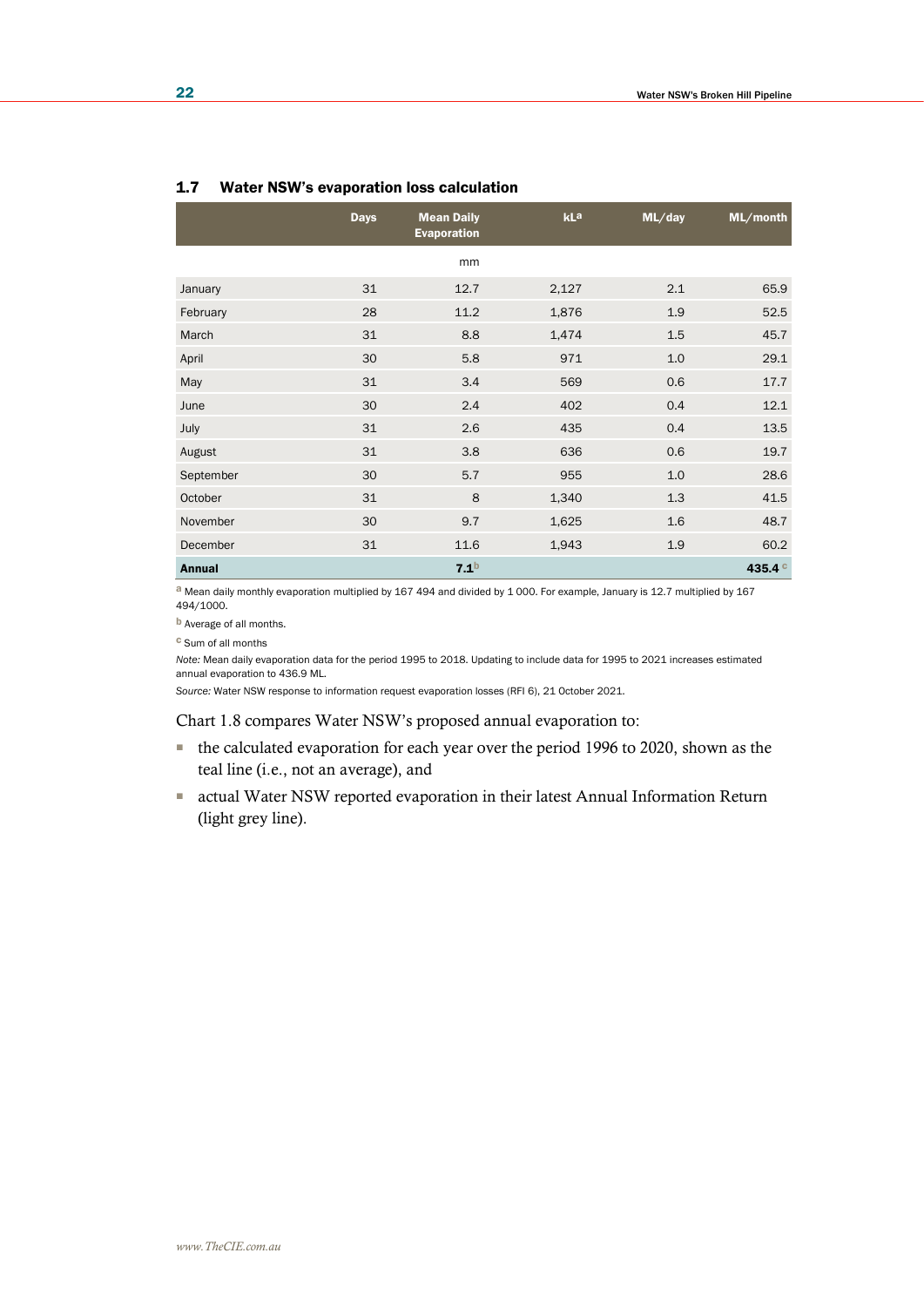### 1.7 Water NSW's evaporation loss calculation

| | Days | Mean Daily Evaporation | kL[a] | ML/day | ML/month |
|---|---|---|---|---|---|
| | | mm | | | |
| January | 31 | 12.7 | 2,127 | 2.1 | 65.9 |
| February | 28 | 11.2 | 1,876 | 1.9 | 52.5 |
| March | 31 | 8.8 | 1,474 | 1.5 | 45.7 |
| April | 30 | 5.8 | 971 | 1.0 | 29.1 |
| May | 31 | 3.4 | 569 | 0.6 | 17.7 |
| June | 30 | 2.4 | 402 | 0.4 | 12.1 |
| July | 31 | 2.6 | 435 | 0.4 | 13.5 |
| August | 31 | 3.8 | 636 | 0.6 | 19.7 |
| September | 30 | 5.7 | 955 | 1.0 | 28.6 |
| October | 31 | 8 | 1,340 | 1.3 | 41.5 |
| November | 30 | 9.7 | 1,625 | 1.6 | 48.7 |
| December | 31 | 11.6 | 1,943 | 1.9 | 60.2 |
| **Annual** | | **7.1**[b] | | | **435.4**[c] |

[a] Mean daily monthly evaporation multiplied by 167 494 and divided by 1 000. For example, January is 12.7 multiplied by 167 494/1000.

[b] Average of all months.

[c] Sum of all months

*Note:* Mean daily evaporation data for the period 1995 to 2018. Updating to include data for 1995 to 2021 increases estimated annual evaporation to 436.9 ML.

*Source:* Water NSW response to information request evaporation losses (RFI 6), 21 October 2021.

Chart 1.8 compares Water NSW's proposed annual evaporation to:

- the calculated evaporation for each year over the period 1996 to 2020, shown as the teal line (i.e., not an average), and
- actual Water NSW reported evaporation in their latest Annual Information Return (light grey line).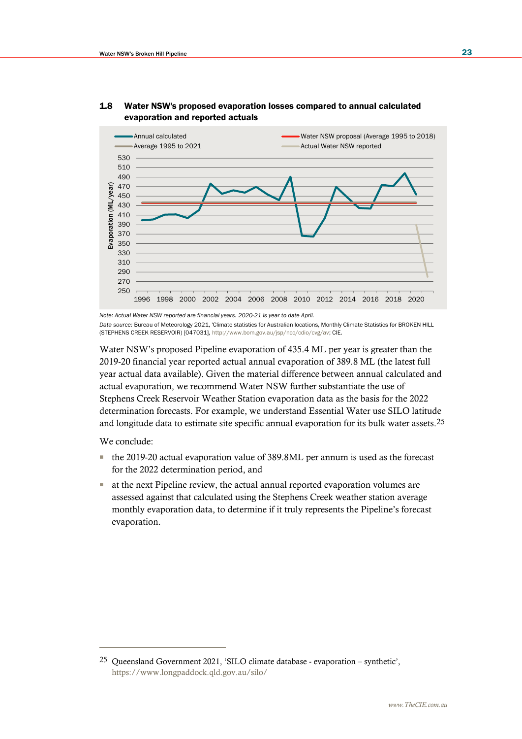### 1.8 Water NSW's proposed evaporation losses compared to annual calculated evaporation and reported actuals

*Note: Actual Water NSW reported are financial years. 2020-21 is year to date April.*

*Data source:* Bureau of Meteorology 2021, 'Climate statistics for Australian locations, Monthly Climate Statistics for BROKEN HILL (STEPHENS CREEK RESERVOIR) [047031], http://www.bom.gov.au/jsp/ncc/cdio/cvg/av; CIE.

Water NSW's proposed Pipeline evaporation of 435.4 ML per year is greater than the 2019-20 financial year reported actual annual evaporation of 389.8 ML (the latest full year actual data available). Given the material difference between annual calculated and actual evaporation, we recommend Water NSW further substantiate the use of Stephens Creek Reservoir Weather Station evaporation data as the basis for the 2022 determination forecasts. For example, we understand Essential Water use SILO latitude and longitude data to estimate site specific annual evaporation for its bulk water assets.[25]

We conclude:

- the 2019-20 actual evaporation value of 389.8ML per annum is used as the forecast for the 2022 determination period, and
- at the next Pipeline review, the actual annual reported evaporation volumes are assessed against that calculated using the Stephens Creek weather station average monthly evaporation data, to determine if it truly represents the Pipeline's forecast evaporation.

[25] Queensland Government 2021, 'SILO climate database - evaporation – synthetic', https://www.longpaddock.qld.gov.au/silo/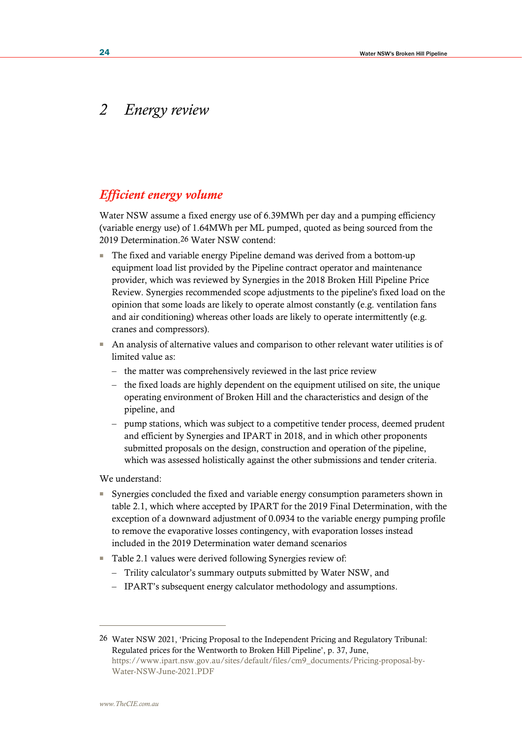# 2 Energy review

## Efficient energy volume

Water NSW assume a fixed energy use of 6.39MWh per day and a pumping efficiency (variable energy use) of 1.64MWh per ML pumped, quoted as being sourced from the 2019 Determination.[26] Water NSW contend:

- The fixed and variable energy Pipeline demand was derived from a bottom-up equipment load list provided by the Pipeline contract operator and maintenance provider, which was reviewed by Synergies in the 2018 Broken Hill Pipeline Price Review. Synergies recommended scope adjustments to the pipeline's fixed load on the opinion that some loads are likely to operate almost constantly (e.g. ventilation fans and air conditioning) whereas other loads are likely to operate intermittently (e.g. cranes and compressors).
- An analysis of alternative values and comparison to other relevant water utilities is of limited value as:
  - the matter was comprehensively reviewed in the last price review
  - the fixed loads are highly dependent on the equipment utilised on site, the unique operating environment of Broken Hill and the characteristics and design of the pipeline, and
  - pump stations, which was subject to a competitive tender process, deemed prudent and efficient by Synergies and IPART in 2018, and in which other proponents submitted proposals on the design, construction and operation of the pipeline, which was assessed holistically against the other submissions and tender criteria.

We understand:

- Synergies concluded the fixed and variable energy consumption parameters shown in table 2.1, which where accepted by IPART for the 2019 Final Determination, with the exception of a downward adjustment of 0.0934 to the variable energy pumping profile to remove the evaporative losses contingency, with evaporation losses instead included in the 2019 Determination water demand scenarios
- Table 2.1 values were derived following Synergies review of:
  - Trility calculator's summary outputs submitted by Water NSW, and
  - IPART's subsequent energy calculator methodology and assumptions.

---

[26] Water NSW 2021, 'Pricing Proposal to the Independent Pricing and Regulatory Tribunal: Regulated prices for the Wentworth to Broken Hill Pipeline', p. 37, June, https://www.ipart.nsw.gov.au/sites/default/files/cm9_documents/Pricing-proposal-by-Water-NSW-June-2021.PDF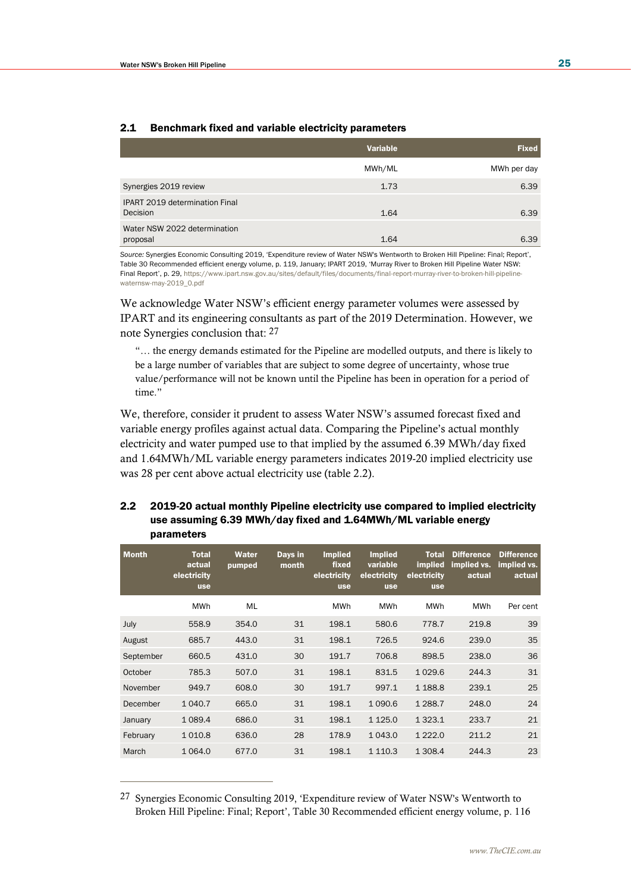### 2.1 Benchmark fixed and variable electricity parameters

| | Variable | Fixed |
|---|---|---|
| | MWh/ML | MWh per day |
| Synergies 2019 review | 1.73 | 6.39 |
| IPART 2019 determination Final Decision | 1.64 | 6.39 |
| Water NSW 2022 determination proposal | 1.64 | 6.39 |

*Source:* Synergies Economic Consulting 2019, 'Expenditure review of Water NSW's Wentworth to Broken Hill Pipeline: Final; Report', Table 30 Recommended efficient energy volume, p. 119, January; IPART 2019, 'Murray River to Broken Hill Pipeline Water NSW: Final Report', p. 29, https://www.ipart.nsw.gov.au/sites/default/files/documents/final-report-murray-river-to-broken-hill-pipeline-waternsw-may-2019_0.pdf

We acknowledge Water NSW's efficient energy parameter volumes were assessed by IPART and its engineering consultants as part of the 2019 Determination. However, we note Synergies conclusion that: [27]

> "… the energy demands estimated for the Pipeline are modelled outputs, and there is likely to be a large number of variables that are subject to some degree of uncertainty, whose true value/performance will not be known until the Pipeline has been in operation for a period of time."

We, therefore, consider it prudent to assess Water NSW's assumed forecast fixed and variable energy profiles against actual data. Comparing the Pipeline's actual monthly electricity and water pumped use to that implied by the assumed 6.39 MWh/day fixed and 1.64MWh/ML variable energy parameters indicates 2019-20 implied electricity use was 28 per cent above actual electricity use (table 2.2).

### 2.2 2019-20 actual monthly Pipeline electricity use compared to implied electricity use assuming 6.39 MWh/day fixed and 1.64MWh/ML variable energy parameters

| Month | Total actual electricity use | Water pumped | Days in month | Implied fixed electricity use | Implied variable electricity use | Total implied electricity use | Difference implied vs. actual | Difference implied vs. actual |
|---|---|---|---|---|---|---|---|---|
| | MWh | ML | | MWh | MWh | MWh | MWh | Per cent |
| July | 558.9 | 354.0 | 31 | 198.1 | 580.6 | 778.7 | 219.8 | 39 |
| August | 685.7 | 443.0 | 31 | 198.1 | 726.5 | 924.6 | 239.0 | 35 |
| September | 660.5 | 431.0 | 30 | 191.7 | 706.8 | 898.5 | 238.0 | 36 |
| October | 785.3 | 507.0 | 31 | 198.1 | 831.5 | 1 029.6 | 244.3 | 31 |
| November | 949.7 | 608.0 | 30 | 191.7 | 997.1 | 1 188.8 | 239.1 | 25 |
| December | 1 040.7 | 665.0 | 31 | 198.1 | 1 090.6 | 1 288.7 | 248.0 | 24 |
| January | 1 089.4 | 686.0 | 31 | 198.1 | 1 125.0 | 1 323.1 | 233.7 | 21 |
| February | 1 010.8 | 636.0 | 28 | 178.9 | 1 043.0 | 1 222.0 | 211.2 | 21 |
| March | 1 064.0 | 677.0 | 31 | 198.1 | 1 110.3 | 1 308.4 | 244.3 | 23 |

[27] Synergies Economic Consulting 2019, 'Expenditure review of Water NSW's Wentworth to Broken Hill Pipeline: Final; Report', Table 30 Recommended efficient energy volume, p. 116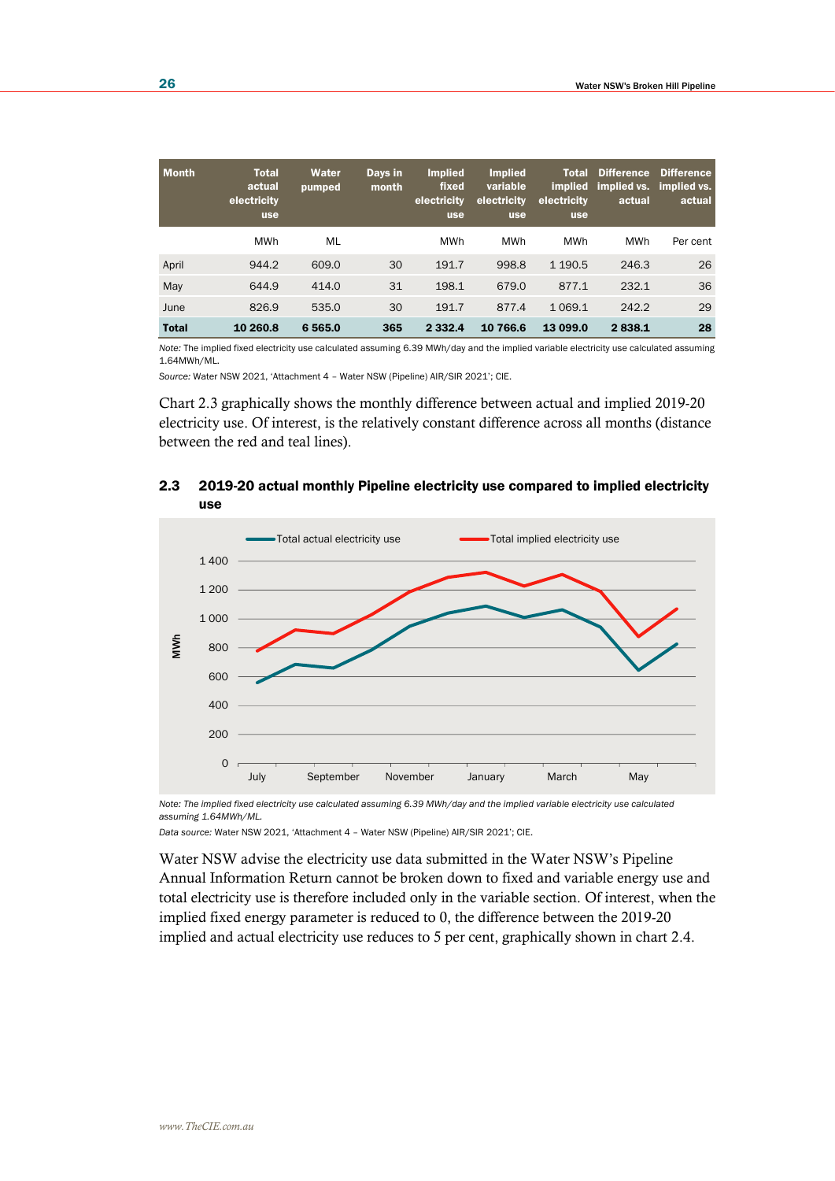| Month | Total actual electricity use | Water pumped | Days in month | Implied fixed electricity use | Implied variable electricity use | Total implied electricity use | Difference implied vs. actual | Difference implied vs. actual |
|---|---|---|---|---|---|---|---|---|
| | MWh | ML | | MWh | MWh | MWh | MWh | Per cent |
| April | 944.2 | 609.0 | 30 | 191.7 | 998.8 | 1 190.5 | 246.3 | 26 |
| May | 644.9 | 414.0 | 31 | 198.1 | 679.0 | 877.1 | 232.1 | 36 |
| June | 826.9 | 535.0 | 30 | 191.7 | 877.4 | 1 069.1 | 242.2 | 29 |
| **Total** | **10 260.8** | **6 565.0** | **365** | **2 332.4** | **10 766.6** | **13 099.0** | **2 838.1** | **28** |

*Note:* The implied fixed electricity use calculated assuming 6.39 MWh/day and the implied variable electricity use calculated assuming 1.64MWh/ML.

*Source:* Water NSW 2021, 'Attachment 4 – Water NSW (Pipeline) AIR/SIR 2021'; CIE.

Chart 2.3 graphically shows the monthly difference between actual and implied 2019-20 electricity use. Of interest, is the relatively constant difference across all months (distance between the red and teal lines).

**2.3 2019-20 actual monthly Pipeline electricity use compared to implied electricity use**

*Note: The implied fixed electricity use calculated assuming 6.39 MWh/day and the implied variable electricity use calculated assuming 1.64MWh/ML.*

*Data source:* Water NSW 2021, 'Attachment 4 – Water NSW (Pipeline) AIR/SIR 2021'; CIE.

Water NSW advise the electricity use data submitted in the Water NSW's Pipeline Annual Information Return cannot be broken down to fixed and variable energy use and total electricity use is therefore included only in the variable section. Of interest, when the implied fixed energy parameter is reduced to 0, the difference between the 2019-20 implied and actual electricity use reduces to 5 per cent, graphically shown in chart 2.4.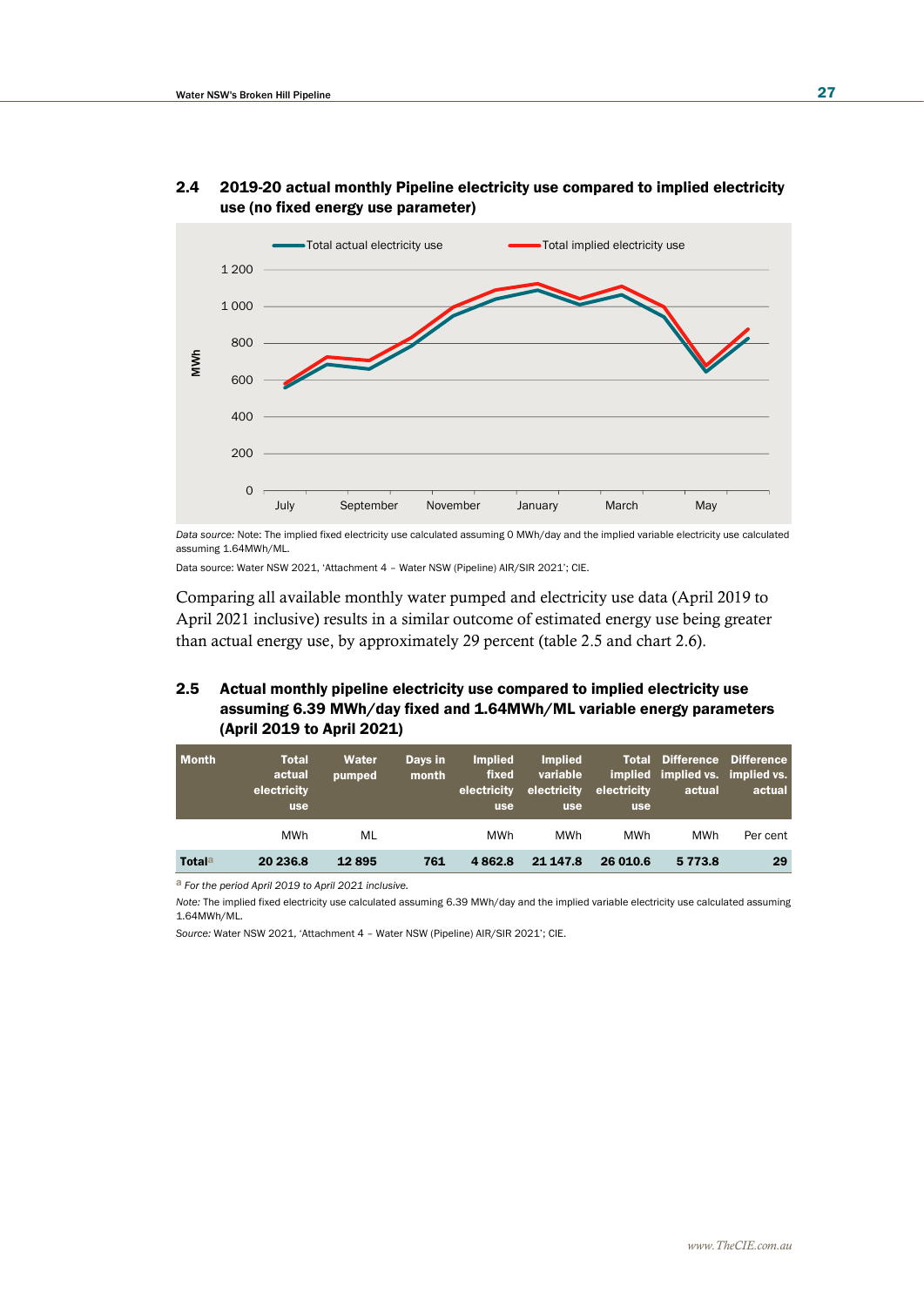**2.4 2019-20 actual monthly Pipeline electricity use compared to implied electricity use (no fixed energy use parameter)**

*Data source:* Note: The implied fixed electricity use calculated assuming 0 MWh/day and the implied variable electricity use calculated assuming 1.64MWh/ML.

Data source: Water NSW 2021, 'Attachment 4 – Water NSW (Pipeline) AIR/SIR 2021'; CIE.

Comparing all available monthly water pumped and electricity use data (April 2019 to April 2021 inclusive) results in a similar outcome of estimated energy use being greater than actual energy use, by approximately 29 percent (table 2.5 and chart 2.6).

**2.5 Actual monthly pipeline electricity use compared to implied electricity use assuming 6.39 MWh/day fixed and 1.64MWh/ML variable energy parameters (April 2019 to April 2021)**

| Month | Total actual electricity use | Water pumped | Days in month | Implied fixed electricity use | Implied variable electricity use | Total implied electricity use | Difference implied vs. actual | Difference implied vs. actual |
|---|---|---|---|---|---|---|---|---|
| | MWh | ML | | MWh | MWh | MWh | MWh | Per cent |
| **Total**[a] | **20 236.8** | **12 895** | **761** | **4 862.8** | **21 147.8** | **26 010.6** | **5 773.8** | **29** |

[a] *For the period April 2019 to April 2021 inclusive.*

*Note:* The implied fixed electricity use calculated assuming 6.39 MWh/day and the implied variable electricity use calculated assuming 1.64MWh/ML.

*Source:* Water NSW 2021, 'Attachment 4 – Water NSW (Pipeline) AIR/SIR 2021'; CIE.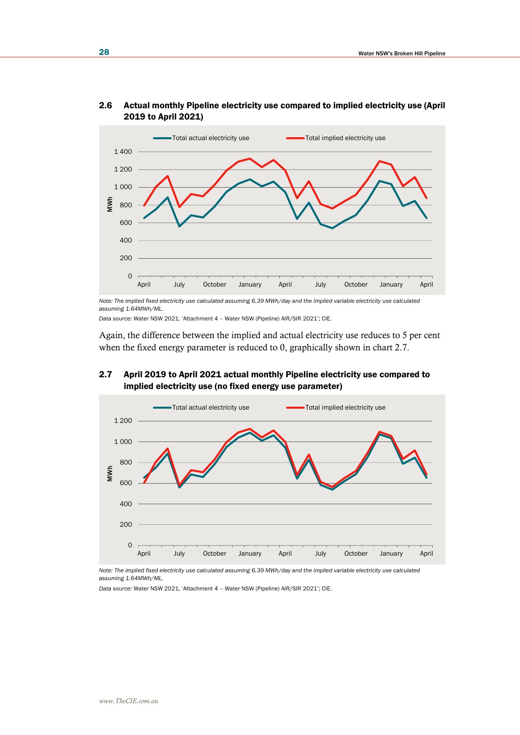### 2.6 Actual monthly Pipeline electricity use compared to implied electricity use (April 2019 to April 2021)

*Note: The implied fixed electricity use calculated assuming 6.39 MWh/day and the implied variable electricity use calculated assuming 1.64MWh/ML.*

*Data source:* Water NSW 2021, 'Attachment 4 – Water NSW (Pipeline) AIR/SIR 2021'; CIE.

Again, the difference between the implied and actual electricity use reduces to 5 per cent when the fixed energy parameter is reduced to 0, graphically shown in chart 2.7.

### 2.7 April 2019 to April 2021 actual monthly Pipeline electricity use compared to implied electricity use (no fixed energy use parameter)

*Note: The implied fixed electricity use calculated assuming 6.39 MWh/day and the implied variable electricity use calculated assuming 1.64MWh/ML.*

*Data source:* Water NSW 2021, 'Attachment 4 – Water NSW (Pipeline) AIR/SIR 2021'; CIE.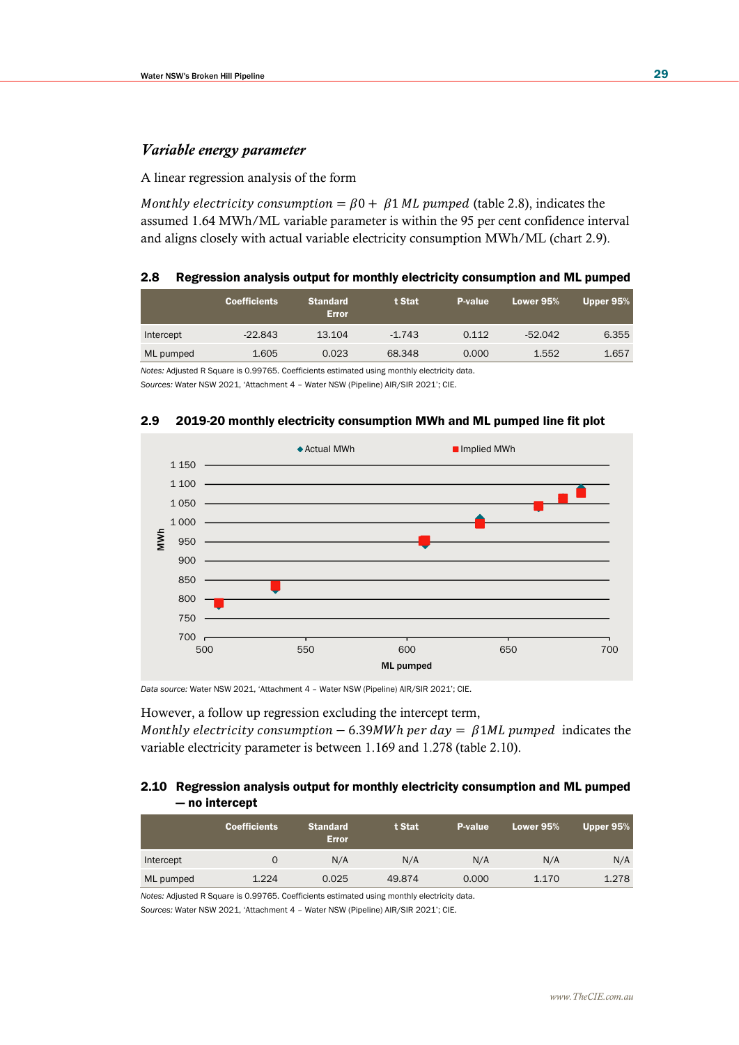### *Variable energy parameter*

A linear regression analysis of the form

$Monthly\ electricity\ consumption = \beta 0 + \ \beta 1\ ML\ pumped$ (table 2.8), indicates the assumed 1.64 MWh/ML variable parameter is within the 95 per cent confidence interval and aligns closely with actual variable electricity consumption MWh/ML (chart 2.9).

**2.8 Regression analysis output for monthly electricity consumption and ML pumped**

| | Coefficients | Standard Error | t Stat | P-value | Lower 95% | Upper 95% |
|---|---|---|---|---|---|---|
| Intercept | -22.843 | 13.104 | -1.743 | 0.112 | -52.042 | 6.355 |
| ML pumped | 1.605 | 0.023 | 68.348 | 0.000 | 1.552 | 1.657 |

*Notes:* Adjusted R Square is 0.99765. Coefficients estimated using monthly electricity data.

*Sources:* Water NSW 2021, 'Attachment 4 – Water NSW (Pipeline) AIR/SIR 2021'; CIE.

**2.9 2019-20 monthly electricity consumption MWh and ML pumped line fit plot**

*Data source:* Water NSW 2021, 'Attachment 4 – Water NSW (Pipeline) AIR/SIR 2021'; CIE.

However, a follow up regression excluding the intercept term,
$Monthly\ electricity\ consumption - 6.39MWh\ per\ day = \ \beta 1 ML\ pumped$ indicates the variable electricity parameter is between 1.169 and 1.278 (table 2.10).

**2.10 Regression analysis output for monthly electricity consumption and ML pumped — no intercept**

| | Coefficients | Standard Error | t Stat | P-value | Lower 95% | Upper 95% |
|---|---|---|---|---|---|---|
| Intercept | 0 | N/A | N/A | N/A | N/A | N/A |
| ML pumped | 1.224 | 0.025 | 49.874 | 0.000 | 1.170 | 1.278 |

*Notes:* Adjusted R Square is 0.99765. Coefficients estimated using monthly electricity data.

*Sources:* Water NSW 2021, 'Attachment 4 – Water NSW (Pipeline) AIR/SIR 2021'; CIE.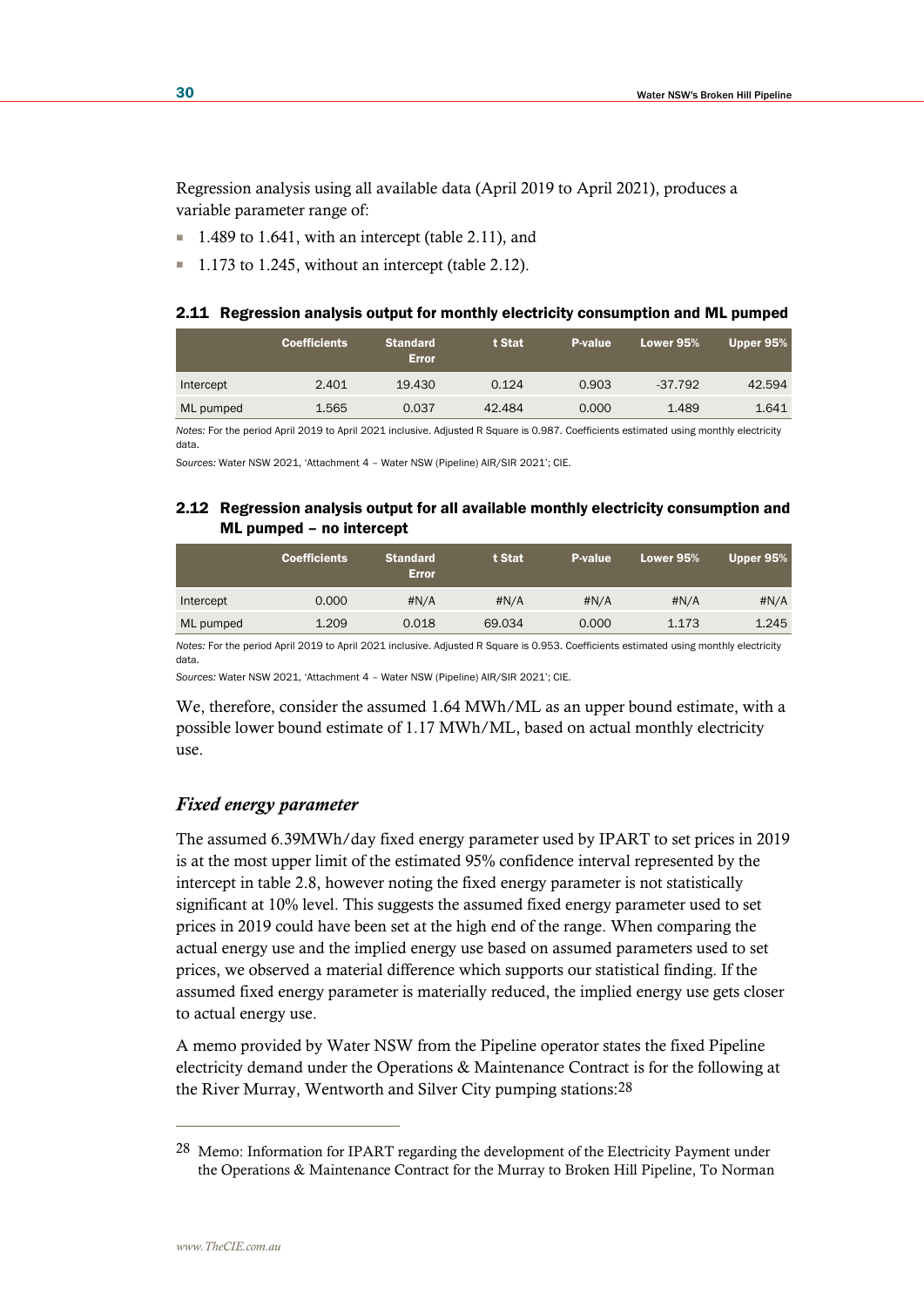Regression analysis using all available data (April 2019 to April 2021), produces a variable parameter range of:

- 1.489 to 1.641, with an intercept (table 2.11), and
- 1.173 to 1.245, without an intercept (table 2.12).

#### 2.11 Regression analysis output for monthly electricity consumption and ML pumped

| | Coefficients | Standard Error | t Stat | P-value | Lower 95% | Upper 95% |
|---|---|---|---|---|---|---|
| Intercept | 2.401 | 19.430 | 0.124 | 0.903 | -37.792 | 42.594 |
| ML pumped | 1.565 | 0.037 | 42.484 | 0.000 | 1.489 | 1.641 |

*Notes:* For the period April 2019 to April 2021 inclusive. Adjusted R Square is 0.987. Coefficients estimated using monthly electricity data.

*Sources:* Water NSW 2021, 'Attachment 4 – Water NSW (Pipeline) AIR/SIR 2021'; CIE.

#### 2.12 Regression analysis output for all available monthly electricity consumption and ML pumped – no intercept

| | Coefficients | Standard Error | t Stat | P-value | Lower 95% | Upper 95% |
|---|---|---|---|---|---|---|
| Intercept | 0.000 | #N/A | #N/A | #N/A | #N/A | #N/A |
| ML pumped | 1.209 | 0.018 | 69.034 | 0.000 | 1.173 | 1.245 |

*Notes:* For the period April 2019 to April 2021 inclusive. Adjusted R Square is 0.953. Coefficients estimated using monthly electricity data.

*Sources:* Water NSW 2021, 'Attachment 4 – Water NSW (Pipeline) AIR/SIR 2021'; CIE.

We, therefore, consider the assumed 1.64 MWh/ML as an upper bound estimate, with a possible lower bound estimate of 1.17 MWh/ML, based on actual monthly electricity use.

### *Fixed energy parameter*

The assumed 6.39MWh/day fixed energy parameter used by IPART to set prices in 2019 is at the most upper limit of the estimated 95% confidence interval represented by the intercept in table 2.8, however noting the fixed energy parameter is not statistically significant at 10% level. This suggests the assumed fixed energy parameter used to set prices in 2019 could have been set at the high end of the range. When comparing the actual energy use and the implied energy use based on assumed parameters used to set prices, we observed a material difference which supports our statistical finding. If the assumed fixed energy parameter is materially reduced, the implied energy use gets closer to actual energy use.

A memo provided by Water NSW from the Pipeline operator states the fixed Pipeline electricity demand under the Operations & Maintenance Contract is for the following at the River Murray, Wentworth and Silver City pumping stations:[28]

---

[28] Memo: Information for IPART regarding the development of the Electricity Payment under the Operations & Maintenance Contract for the Murray to Broken Hill Pipeline, To Norman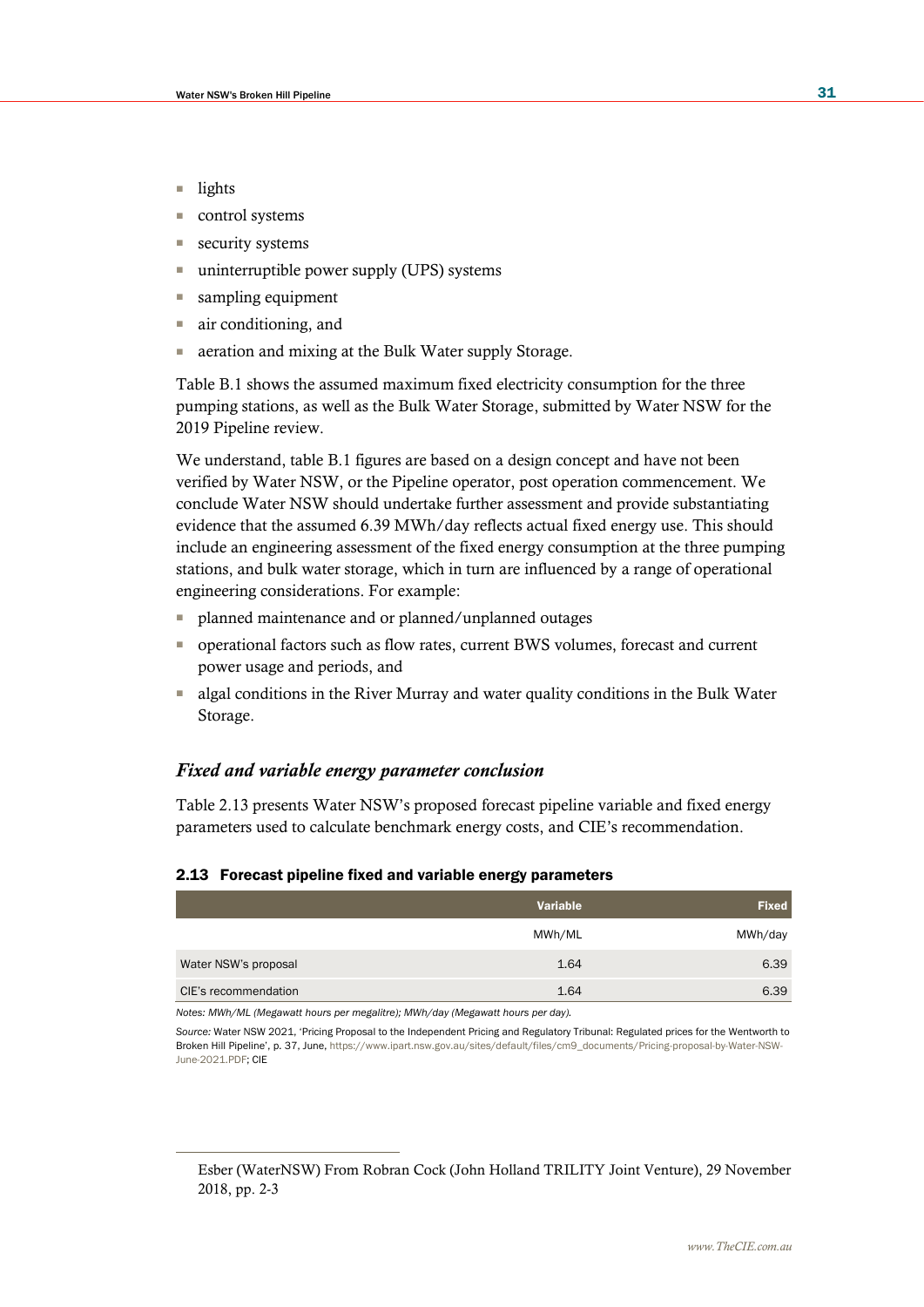- lights
- control systems
- security systems
- uninterruptible power supply (UPS) systems
- sampling equipment
- air conditioning, and
- aeration and mixing at the Bulk Water supply Storage.

Table B.1 shows the assumed maximum fixed electricity consumption for the three pumping stations, as well as the Bulk Water Storage, submitted by Water NSW for the 2019 Pipeline review.

We understand, table B.1 figures are based on a design concept and have not been verified by Water NSW, or the Pipeline operator, post operation commencement. We conclude Water NSW should undertake further assessment and provide substantiating evidence that the assumed 6.39 MWh/day reflects actual fixed energy use. This should include an engineering assessment of the fixed energy consumption at the three pumping stations, and bulk water storage, which in turn are influenced by a range of operational engineering considerations. For example:

- planned maintenance and or planned/unplanned outages
- operational factors such as flow rates, current BWS volumes, forecast and current power usage and periods, and
- algal conditions in the River Murray and water quality conditions in the Bulk Water Storage.

### *Fixed and variable energy parameter conclusion*

Table 2.13 presents Water NSW's proposed forecast pipeline variable and fixed energy parameters used to calculate benchmark energy costs, and CIE's recommendation.

**2.13 Forecast pipeline fixed and variable energy parameters**

| | Variable | Fixed |
|---|---|---|
| | MWh/ML | MWh/day |
| Water NSW's proposal | 1.64 | 6.39 |
| CIE's recommendation | 1.64 | 6.39 |

*Notes: MWh/ML (Megawatt hours per megalitre); MWh/day (Megawatt hours per day).*

*Source:* Water NSW 2021, 'Pricing Proposal to the Independent Pricing and Regulatory Tribunal: Regulated prices for the Wentworth to Broken Hill Pipeline', p. 37, June, https://www.ipart.nsw.gov.au/sites/default/files/cm9_documents/Pricing-proposal-by-Water-NSW-June-2021.PDF; CIE

Esber (WaterNSW) From Robran Cock (John Holland TRILITY Joint Venture), 29 November 2018, pp. 2-3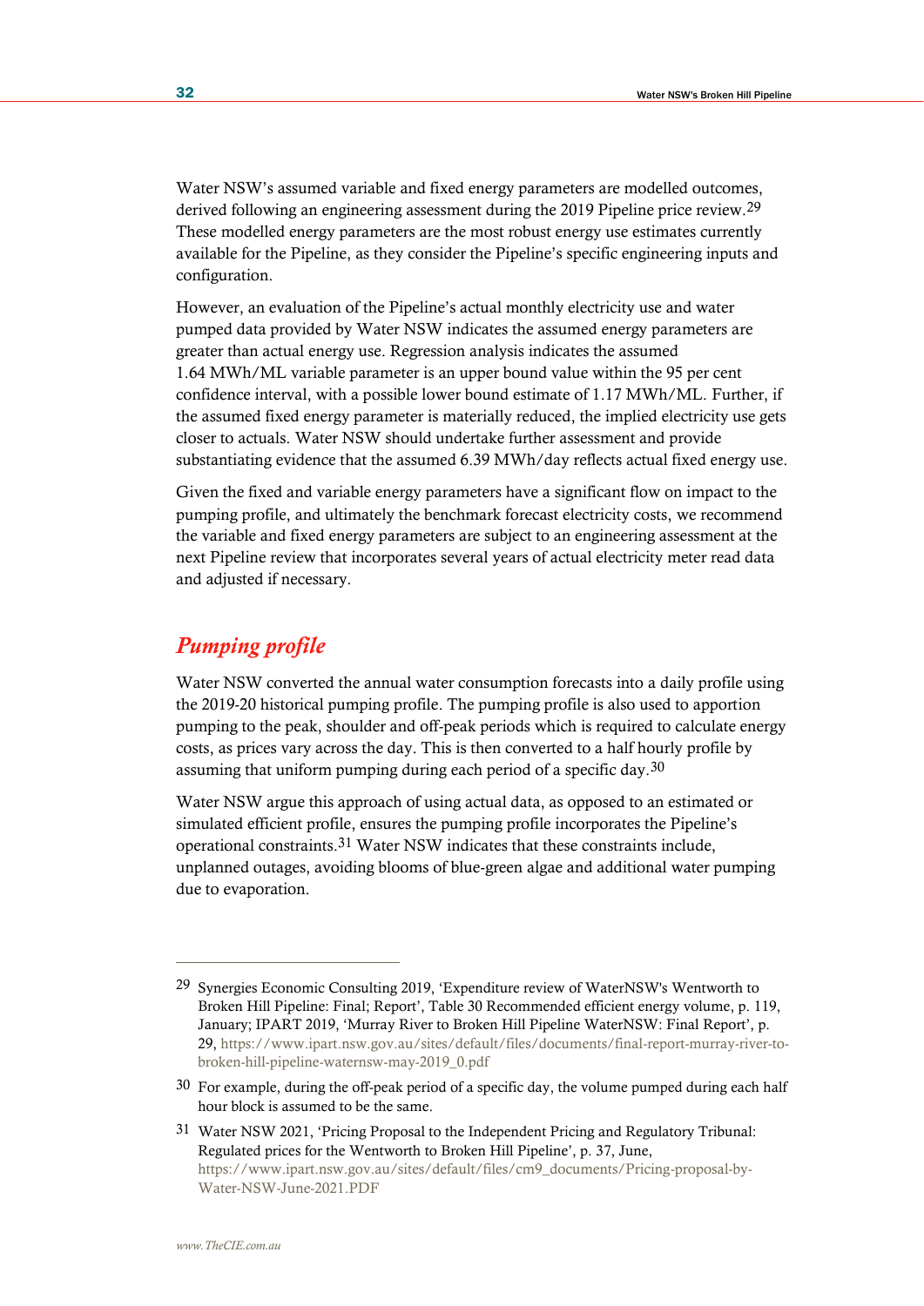Water NSW's assumed variable and fixed energy parameters are modelled outcomes, derived following an engineering assessment during the 2019 Pipeline price review.[29] These modelled energy parameters are the most robust energy use estimates currently available for the Pipeline, as they consider the Pipeline's specific engineering inputs and configuration.

However, an evaluation of the Pipeline's actual monthly electricity use and water pumped data provided by Water NSW indicates the assumed energy parameters are greater than actual energy use. Regression analysis indicates the assumed 1.64 MWh/ML variable parameter is an upper bound value within the 95 per cent confidence interval, with a possible lower bound estimate of 1.17 MWh/ML. Further, if the assumed fixed energy parameter is materially reduced, the implied electricity use gets closer to actuals. Water NSW should undertake further assessment and provide substantiating evidence that the assumed 6.39 MWh/day reflects actual fixed energy use.

Given the fixed and variable energy parameters have a significant flow on impact to the pumping profile, and ultimately the benchmark forecast electricity costs, we recommend the variable and fixed energy parameters are subject to an engineering assessment at the next Pipeline review that incorporates several years of actual electricity meter read data and adjusted if necessary.

## *Pumping profile*

Water NSW converted the annual water consumption forecasts into a daily profile using the 2019-20 historical pumping profile. The pumping profile is also used to apportion pumping to the peak, shoulder and off-peak periods which is required to calculate energy costs, as prices vary across the day. This is then converted to a half hourly profile by assuming that uniform pumping during each period of a specific day.[30]

Water NSW argue this approach of using actual data, as opposed to an estimated or simulated efficient profile, ensures the pumping profile incorporates the Pipeline's operational constraints.[31] Water NSW indicates that these constraints include, unplanned outages, avoiding blooms of blue-green algae and additional water pumping due to evaporation.

---

[29] Synergies Economic Consulting 2019, 'Expenditure review of WaterNSW's Wentworth to Broken Hill Pipeline: Final; Report', Table 30 Recommended efficient energy volume, p. 119, January; IPART 2019, 'Murray River to Broken Hill Pipeline WaterNSW: Final Report', p. 29, https://www.ipart.nsw.gov.au/sites/default/files/documents/final-report-murray-river-to-broken-hill-pipeline-waternsw-may-2019_0.pdf

[30] For example, during the off-peak period of a specific day, the volume pumped during each half hour block is assumed to be the same.

[31] Water NSW 2021, 'Pricing Proposal to the Independent Pricing and Regulatory Tribunal: Regulated prices for the Wentworth to Broken Hill Pipeline', p. 37, June, https://www.ipart.nsw.gov.au/sites/default/files/cm9_documents/Pricing-proposal-by-Water-NSW-June-2021.PDF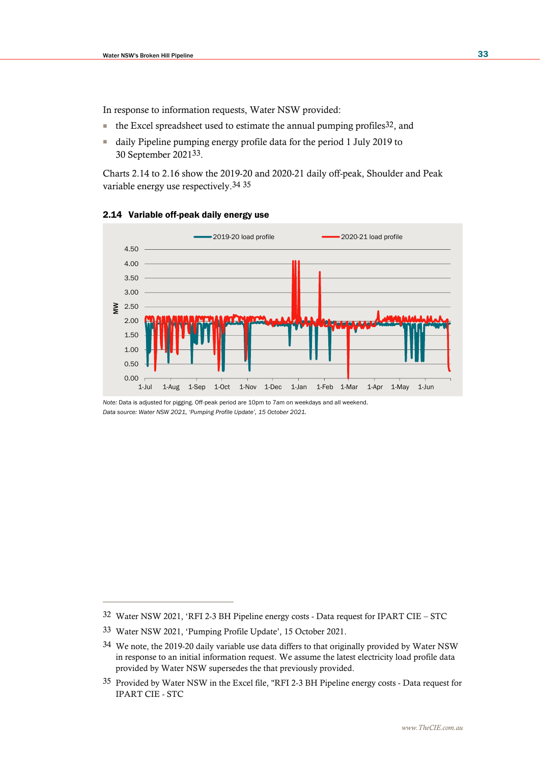In response to information requests, Water NSW provided:

- the Excel spreadsheet used to estimate the annual pumping profiles[32], and
- daily Pipeline pumping energy profile data for the period 1 July 2019 to 30 September 2021[33].

Charts 2.14 to 2.16 show the 2019-20 and 2020-21 daily off-peak, Shoulder and Peak variable energy use respectively.[34] [35]

#### 2.14 Variable off-peak daily energy use

*Note:* Data is adjusted for pigging. Off-peak period are 10pm to 7am on weekdays and all weekend.

*Data source: Water NSW 2021, 'Pumping Profile Update', 15 October 2021.*

---

[32] Water NSW 2021, 'RFI 2-3 BH Pipeline energy costs - Data request for IPART CIE – STC

[33] Water NSW 2021, 'Pumping Profile Update', 15 October 2021.

[34] We note, the 2019-20 daily variable use data differs to that originally provided by Water NSW in response to an initial information request. We assume the latest electricity load profile data provided by Water NSW supersedes the that previously provided.

[35] Provided by Water NSW in the Excel file, "RFI 2-3 BH Pipeline energy costs - Data request for IPART CIE - STC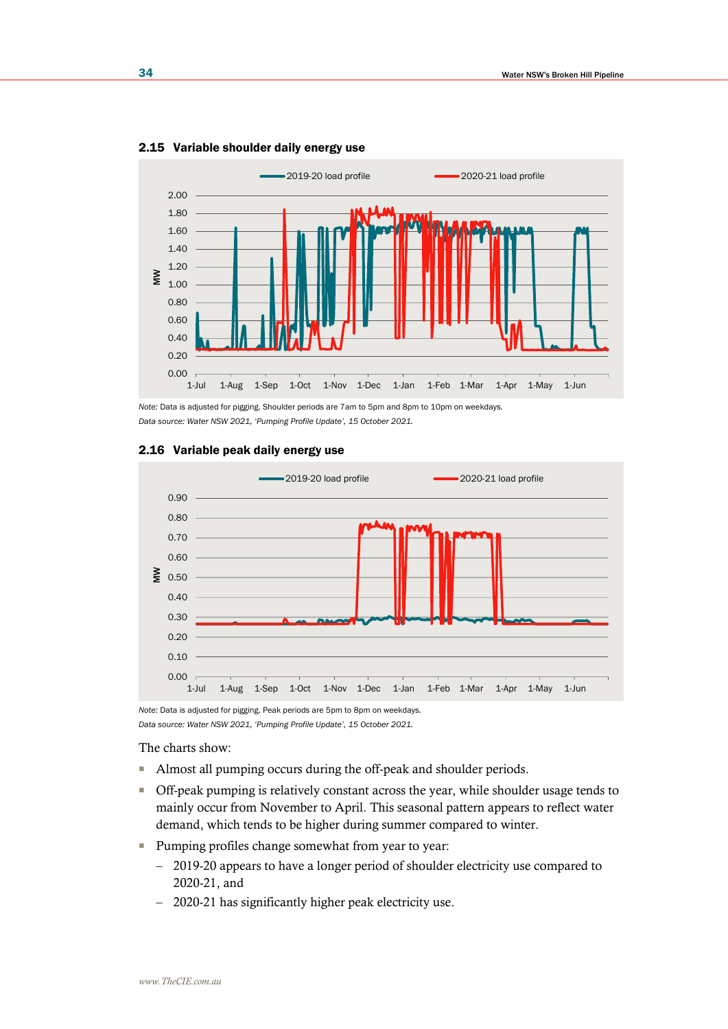### 2.15 Variable shoulder daily energy use

*Note:* Data is adjusted for pigging. Shoulder periods are 7am to 5pm and 8pm to 10pm on weekdays.

*Data source: Water NSW 2021, 'Pumping Profile Update', 15 October 2021.*

### 2.16 Variable peak daily energy use

*Note:* Data is adjusted for pigging. Peak periods are 5pm to 8pm on weekdays.

*Data source: Water NSW 2021, 'Pumping Profile Update', 15 October 2021.*

The charts show:

- Almost all pumping occurs during the off-peak and shoulder periods.
- Off-peak pumping is relatively constant across the year, while shoulder usage tends to mainly occur from November to April. This seasonal pattern appears to reflect water demand, which tends to be higher during summer compared to winter.
- Pumping profiles change somewhat from year to year:
  - 2019-20 appears to have a longer period of shoulder electricity use compared to 2020-21, and
  - 2020-21 has significantly higher peak electricity use.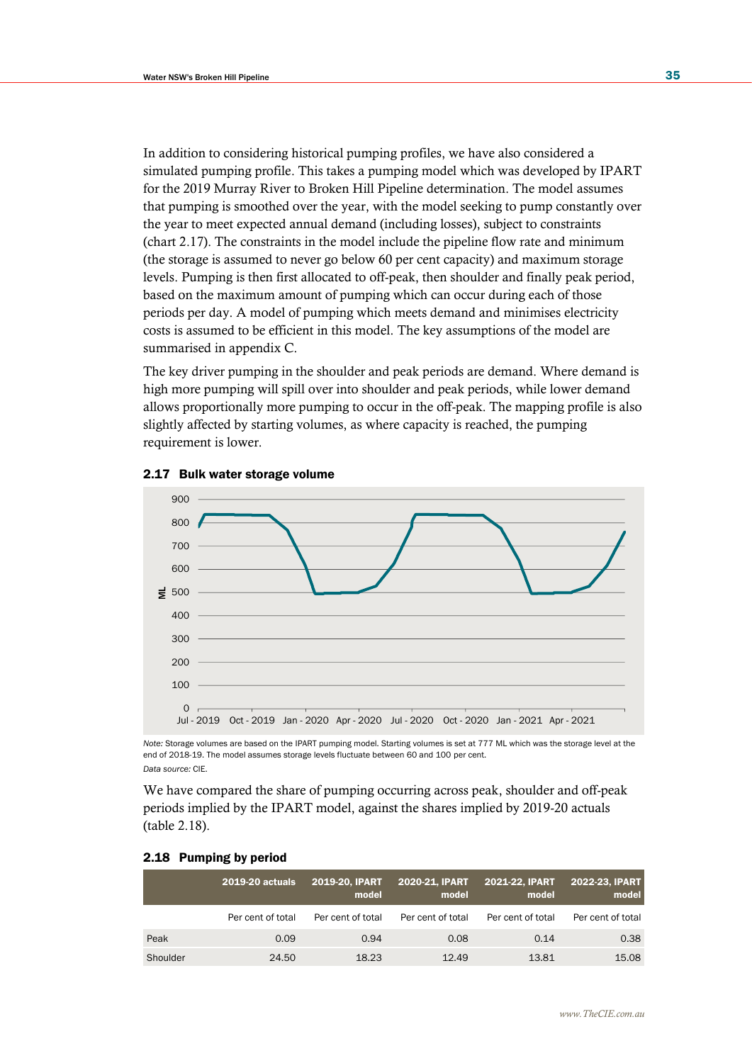In addition to considering historical pumping profiles, we have also considered a simulated pumping profile. This takes a pumping model which was developed by IPART for the 2019 Murray River to Broken Hill Pipeline determination. The model assumes that pumping is smoothed over the year, with the model seeking to pump constantly over the year to meet expected annual demand (including losses), subject to constraints (chart 2.17). The constraints in the model include the pipeline flow rate and minimum (the storage is assumed to never go below 60 per cent capacity) and maximum storage levels. Pumping is then first allocated to off-peak, then shoulder and finally peak period, based on the maximum amount of pumping which can occur during each of those periods per day. A model of pumping which meets demand and minimises electricity costs is assumed to be efficient in this model. The key assumptions of the model are summarised in appendix C.

The key driver pumping in the shoulder and peak periods are demand. Where demand is high more pumping will spill over into shoulder and peak periods, while lower demand allows proportionally more pumping to occur in the off-peak. The mapping profile is also slightly affected by starting volumes, as where capacity is reached, the pumping requirement is lower.

**2.17 Bulk water storage volume**

*Note:* Storage volumes are based on the IPART pumping model. Starting volumes is set at 777 ML which was the storage level at the end of 2018-19. The model assumes storage levels fluctuate between 60 and 100 per cent.

*Data source:* CIE.

We have compared the share of pumping occurring across peak, shoulder and off-peak periods implied by the IPART model, against the shares implied by 2019-20 actuals (table 2.18).

**2.18 Pumping by period**

| | 2019-20 actuals | 2019-20, IPART model | 2020-21, IPART model | 2021-22, IPART model | 2022-23, IPART model |
|---|---|---|---|---|---|
| | Per cent of total | Per cent of total | Per cent of total | Per cent of total | Per cent of total |
| Peak | 0.09 | 0.94 | 0.08 | 0.14 | 0.38 |
| Shoulder | 24.50 | 18.23 | 12.49 | 13.81 | 15.08 |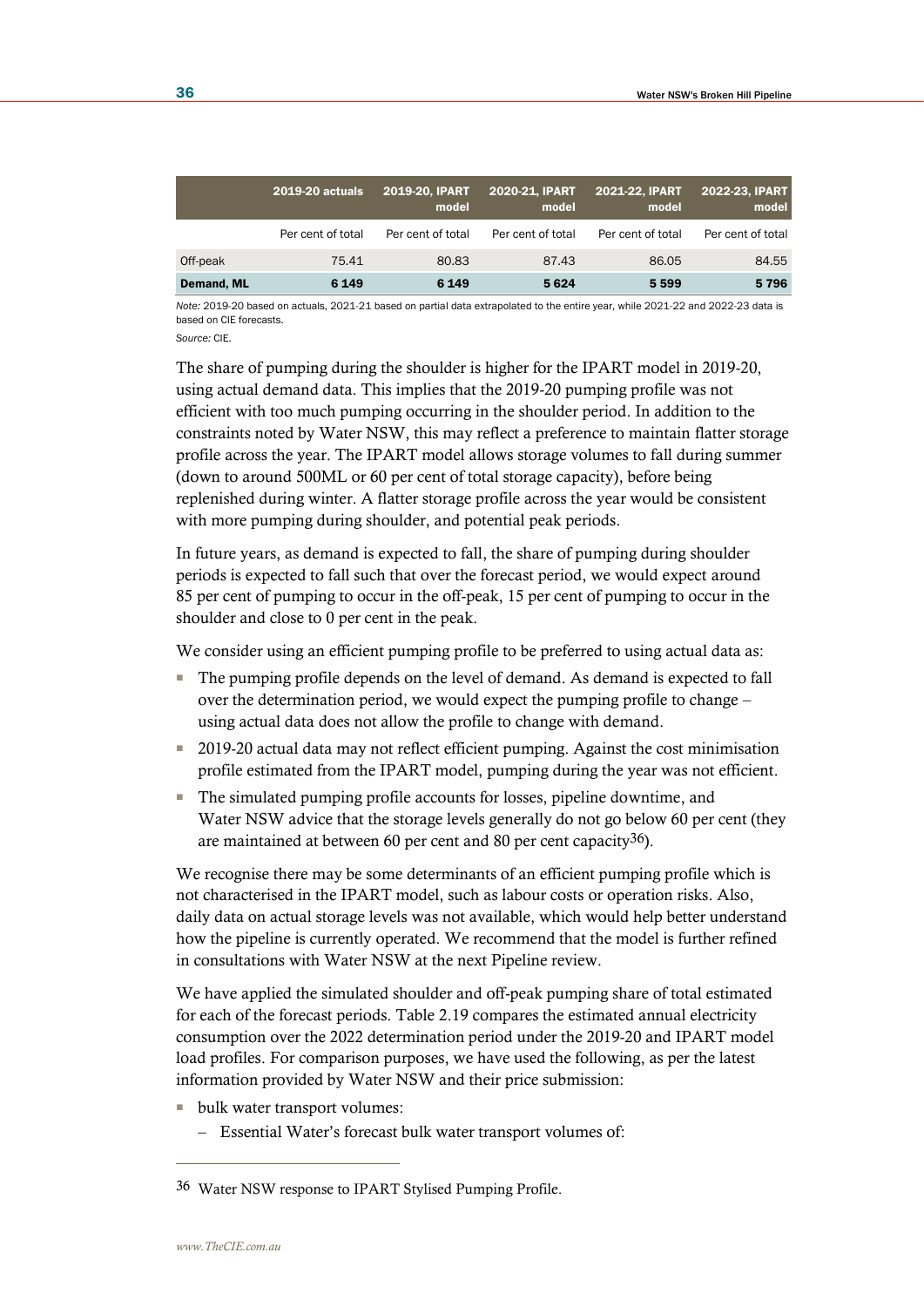| | 2019-20 actuals | 2019-20, IPART model | 2020-21, IPART model | 2021-22, IPART model | 2022-23, IPART model |
|---|---|---|---|---|---|
| | Per cent of total | Per cent of total | Per cent of total | Per cent of total | Per cent of total |
| Off-peak | 75.41 | 80.83 | 87.43 | 86.05 | 84.55 |
| **Demand, ML** | **6 149** | **6 149** | **5 624** | **5 599** | **5 796** |

*Note:* 2019-20 based on actuals, 2021-21 based on partial data extrapolated to the entire year, while 2021-22 and 2022-23 data is based on CIE forecasts.

*Source:* CIE.

The share of pumping during the shoulder is higher for the IPART model in 2019-20, using actual demand data. This implies that the 2019-20 pumping profile was not efficient with too much pumping occurring in the shoulder period. In addition to the constraints noted by Water NSW, this may reflect a preference to maintain flatter storage profile across the year. The IPART model allows storage volumes to fall during summer (down to around 500ML or 60 per cent of total storage capacity), before being replenished during winter. A flatter storage profile across the year would be consistent with more pumping during shoulder, and potential peak periods.

In future years, as demand is expected to fall, the share of pumping during shoulder periods is expected to fall such that over the forecast period, we would expect around 85 per cent of pumping to occur in the off-peak, 15 per cent of pumping to occur in the shoulder and close to 0 per cent in the peak.

We consider using an efficient pumping profile to be preferred to using actual data as:

- The pumping profile depends on the level of demand. As demand is expected to fall over the determination period, we would expect the pumping profile to change – using actual data does not allow the profile to change with demand.
- 2019-20 actual data may not reflect efficient pumping. Against the cost minimisation profile estimated from the IPART model, pumping during the year was not efficient.
- The simulated pumping profile accounts for losses, pipeline downtime, and Water NSW advice that the storage levels generally do not go below 60 per cent (they are maintained at between 60 per cent and 80 per cent capacity[36]).

We recognise there may be some determinants of an efficient pumping profile which is not characterised in the IPART model, such as labour costs or operation risks. Also, daily data on actual storage levels was not available, which would help better understand how the pipeline is currently operated. We recommend that the model is further refined in consultations with Water NSW at the next Pipeline review.

We have applied the simulated shoulder and off-peak pumping share of total estimated for each of the forecast periods. Table 2.19 compares the estimated annual electricity consumption over the 2022 determination period under the 2019-20 and IPART model load profiles. For comparison purposes, we have used the following, as per the latest information provided by Water NSW and their price submission:

- bulk water transport volumes:
  - Essential Water's forecast bulk water transport volumes of:

---

[36] Water NSW response to IPART Stylised Pumping Profile.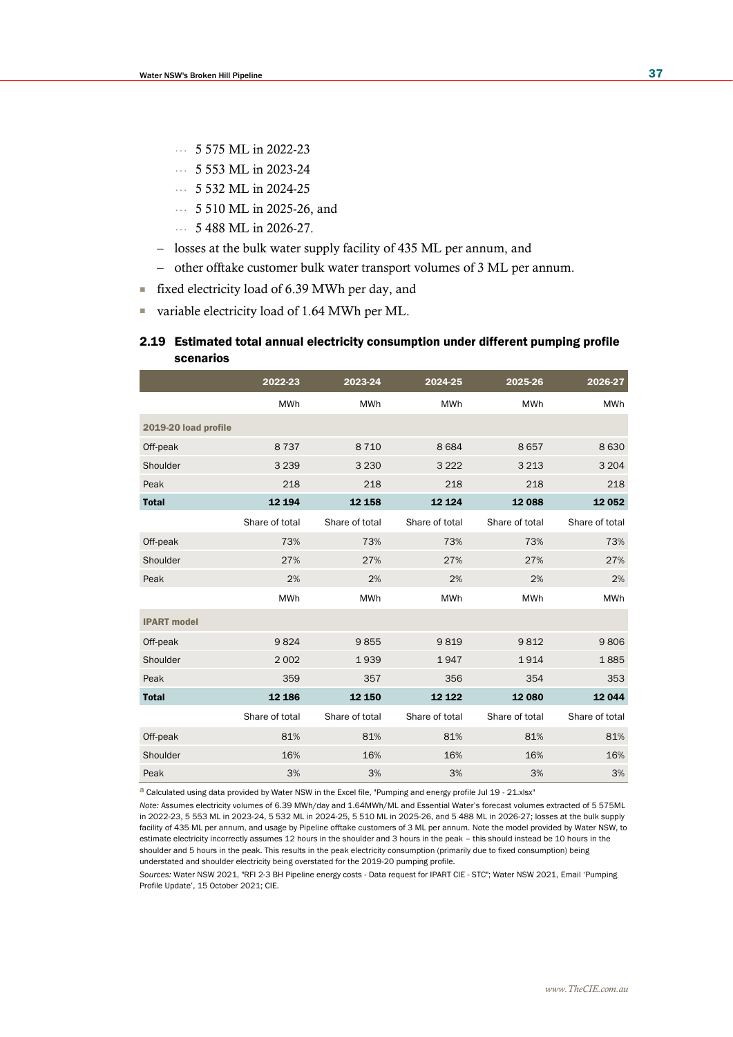- 5 575 ML in 2022-23
    - 5 553 ML in 2023-24
    - 5 532 ML in 2024-25
    - 5 510 ML in 2025-26, and
    - 5 488 ML in 2026-27.
  - losses at the bulk water supply facility of 435 ML per annum, and
  - other offtake customer bulk water transport volumes of 3 ML per annum.
- fixed electricity load of 6.39 MWh per day, and
- variable electricity load of 1.64 MWh per ML.

### 2.19 Estimated total annual electricity consumption under different pumping profile scenarios

| | 2022-23 | 2023-24 | 2024-25 | 2025-26 | 2026-27 |
|---|---|---|---|---|---|
| | MWh | MWh | MWh | MWh | MWh |
| **2019-20 load profile** | | | | | |
| Off-peak | 8 737 | 8 710 | 8 684 | 8 657 | 8 630 |
| Shoulder | 3 239 | 3 230 | 3 222 | 3 213 | 3 204 |
| Peak | 218 | 218 | 218 | 218 | 218 |
| **Total** | **12 194** | **12 158** | **12 124** | **12 088** | **12 052** |
| | Share of total | Share of total | Share of total | Share of total | Share of total |
| Off-peak | 73% | 73% | 73% | 73% | 73% |
| Shoulder | 27% | 27% | 27% | 27% | 27% |
| Peak | 2% | 2% | 2% | 2% | 2% |
| | MWh | MWh | MWh | MWh | MWh |
| **IPART model** | | | | | |
| Off-peak | 9 824 | 9 855 | 9 819 | 9 812 | 9 806 |
| Shoulder | 2 002 | 1 939 | 1 947 | 1 914 | 1 885 |
| Peak | 359 | 357 | 356 | 354 | 353 |
| **Total** | **12 186** | **12 150** | **12 122** | **12 080** | **12 044** |
| | Share of total | Share of total | Share of total | Share of total | Share of total |
| Off-peak | 81% | 81% | 81% | 81% | 81% |
| Shoulder | 16% | 16% | 16% | 16% | 16% |
| Peak | 3% | 3% | 3% | 3% | 3% |

[a] Calculated using data provided by Water NSW in the Excel file, "Pumping and energy profile Jul 19 - 21.xlsx"

*Note:* Assumes electricity volumes of 6.39 MWh/day and 1.64MWh/ML and Essential Water's forecast volumes extracted of 5 575ML in 2022-23, 5 553 ML in 2023-24, 5 532 ML in 2024-25, 5 510 ML in 2025-26, and 5 488 ML in 2026-27; losses at the bulk supply facility of 435 ML per annum, and usage by Pipeline offtake customers of 3 ML per annum. Note the model provided by Water NSW, to estimate electricity incorrectly assumes 12 hours in the shoulder and 3 hours in the peak – this should instead be 10 hours in the shoulder and 5 hours in the peak. This results in the peak electricity consumption (primarily due to fixed consumption) being understated and shoulder electricity being overstated for the 2019-20 pumping profile.

*Sources:* Water NSW 2021, "RFI 2-3 BH Pipeline energy costs - Data request for IPART CIE - STC"; Water NSW 2021, Email 'Pumping Profile Update', 15 October 2021; CIE.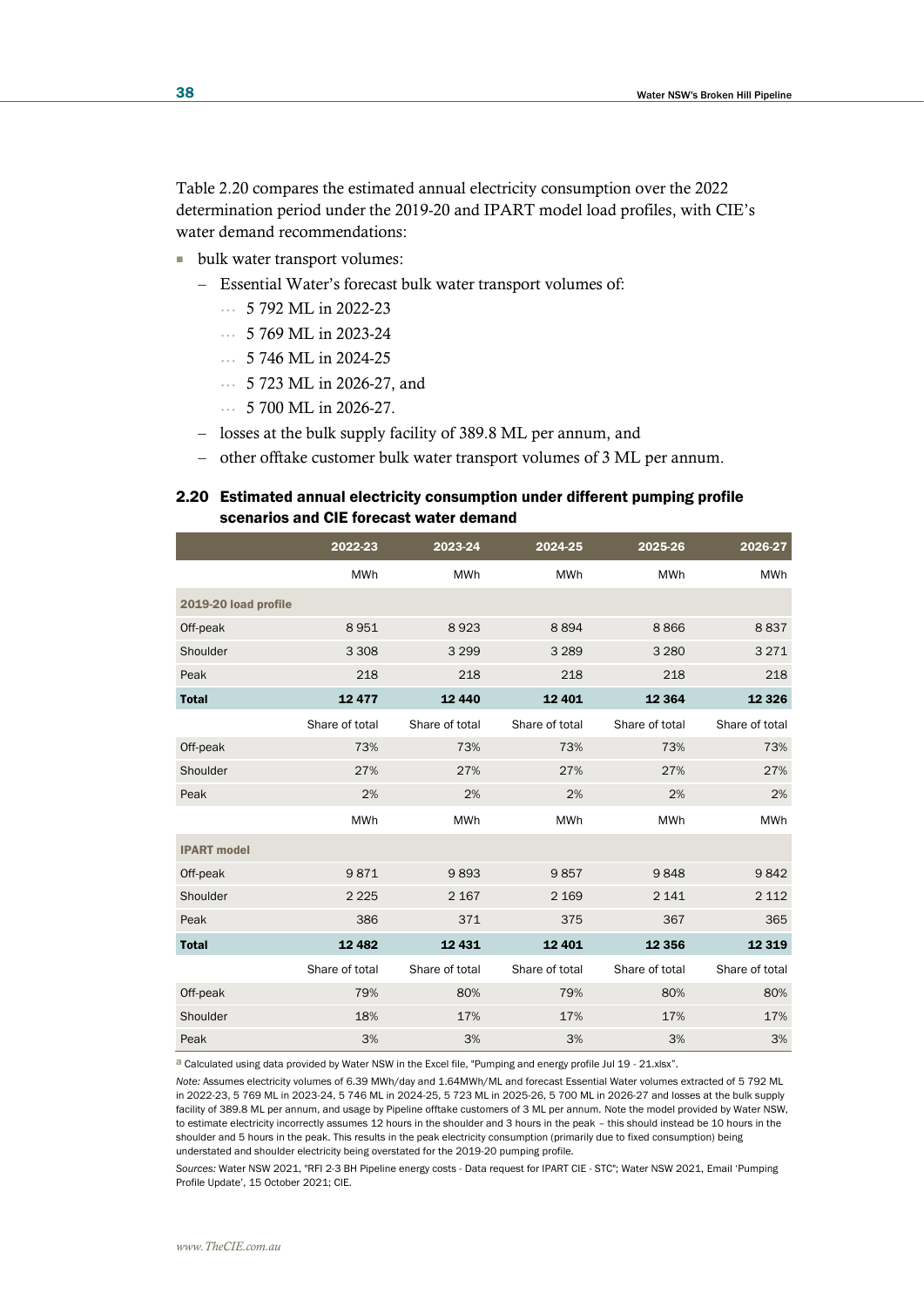Table 2.20 compares the estimated annual electricity consumption over the 2022 determination period under the 2019-20 and IPART model load profiles, with CIE's water demand recommendations:

- bulk water transport volumes:
  - Essential Water's forecast bulk water transport volumes of:
    - 5 792 ML in 2022-23
    - 5 769 ML in 2023-24
    - 5 746 ML in 2024-25
    - 5 723 ML in 2026-27, and
    - 5 700 ML in 2026-27.
  - losses at the bulk supply facility of 389.8 ML per annum, and
  - other offtake customer bulk water transport volumes of 3 ML per annum.

### 2.20 Estimated annual electricity consumption under different pumping profile scenarios and CIE forecast water demand

| | 2022-23 | 2023-24 | 2024-25 | 2025-26 | 2026-27 |
|---|---|---|---|---|---|
| | MWh | MWh | MWh | MWh | MWh |
| **2019-20 load profile** | | | | | |
| Off-peak | 8 951 | 8 923 | 8 894 | 8 866 | 8 837 |
| Shoulder | 3 308 | 3 299 | 3 289 | 3 280 | 3 271 |
| Peak | 218 | 218 | 218 | 218 | 218 |
| **Total** | **12 477** | **12 440** | **12 401** | **12 364** | **12 326** |
| | Share of total | Share of total | Share of total | Share of total | Share of total |
| Off-peak | 73% | 73% | 73% | 73% | 73% |
| Shoulder | 27% | 27% | 27% | 27% | 27% |
| Peak | 2% | 2% | 2% | 2% | 2% |
| | MWh | MWh | MWh | MWh | MWh |
| **IPART model** | | | | | |
| Off-peak | 9 871 | 9 893 | 9 857 | 9 848 | 9 842 |
| Shoulder | 2 225 | 2 167 | 2 169 | 2 141 | 2 112 |
| Peak | 386 | 371 | 375 | 367 | 365 |
| **Total** | **12 482** | **12 431** | **12 401** | **12 356** | **12 319** |
| | Share of total | Share of total | Share of total | Share of total | Share of total |
| Off-peak | 79% | 80% | 79% | 80% | 80% |
| Shoulder | 18% | 17% | 17% | 17% | 17% |
| Peak | 3% | 3% | 3% | 3% | 3% |

[a] Calculated using data provided by Water NSW in the Excel file, "Pumping and energy profile Jul 19 - 21.xlsx".

*Note:* Assumes electricity volumes of 6.39 MWh/day and 1.64MWh/ML and forecast Essential Water volumes extracted of 5 792 ML in 2022-23, 5 769 ML in 2023-24, 5 746 ML in 2024-25, 5 723 ML in 2025-26, 5 700 ML in 2026-27 and losses at the bulk supply facility of 389.8 ML per annum, and usage by Pipeline offtake customers of 3 ML per annum. Note the model provided by Water NSW, to estimate electricity incorrectly assumes 12 hours in the shoulder and 3 hours in the peak – this should instead be 10 hours in the shoulder and 5 hours in the peak. This results in the peak electricity consumption (primarily due to fixed consumption) being understated and shoulder electricity being overstated for the 2019-20 pumping profile.

*Sources:* Water NSW 2021, "RFI 2-3 BH Pipeline energy costs - Data request for IPART CIE - STC"; Water NSW 2021, Email 'Pumping Profile Update', 15 October 2021; CIE.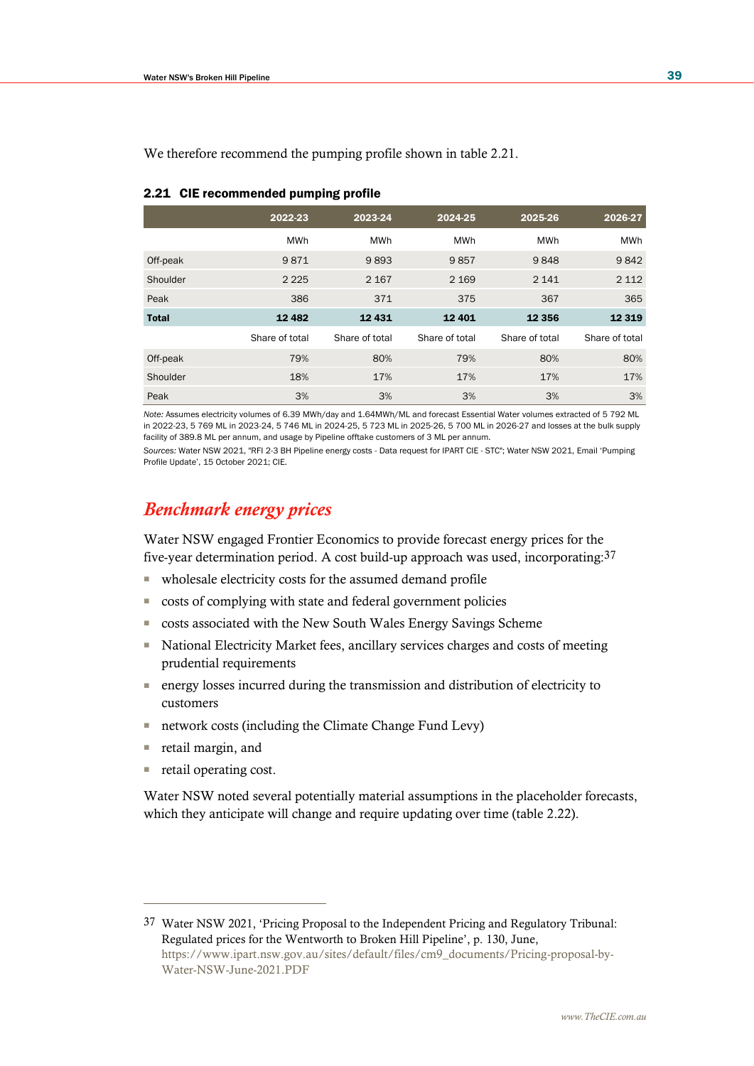We therefore recommend the pumping profile shown in table 2.21.

### 2.21 CIE recommended pumping profile

| | 2022-23 | 2023-24 | 2024-25 | 2025-26 | 2026-27 |
|---|---|---|---|---|---|
| | MWh | MWh | MWh | MWh | MWh |
| Off-peak | 9 871 | 9 893 | 9 857 | 9 848 | 9 842 |
| Shoulder | 2 225 | 2 167 | 2 169 | 2 141 | 2 112 |
| Peak | 386 | 371 | 375 | 367 | 365 |
| **Total** | **12 482** | **12 431** | **12 401** | **12 356** | **12 319** |
| | Share of total | Share of total | Share of total | Share of total | Share of total |
| Off-peak | 79% | 80% | 79% | 80% | 80% |
| Shoulder | 18% | 17% | 17% | 17% | 17% |
| Peak | 3% | 3% | 3% | 3% | 3% |

*Note:* Assumes electricity volumes of 6.39 MWh/day and 1.64MWh/ML and forecast Essential Water volumes extracted of 5 792 ML in 2022-23, 5 769 ML in 2023-24, 5 746 ML in 2024-25, 5 723 ML in 2025-26, 5 700 ML in 2026-27 and losses at the bulk supply facility of 389.8 ML per annum, and usage by Pipeline offtake customers of 3 ML per annum.

*Sources:* Water NSW 2021, "RFI 2-3 BH Pipeline energy costs - Data request for IPART CIE - STC"; Water NSW 2021, Email 'Pumping Profile Update', 15 October 2021; CIE.

## *Benchmark energy prices*

Water NSW engaged Frontier Economics to provide forecast energy prices for the five-year determination period. A cost build-up approach was used, incorporating:[37]

- wholesale electricity costs for the assumed demand profile
- costs of complying with state and federal government policies
- costs associated with the New South Wales Energy Savings Scheme
- National Electricity Market fees, ancillary services charges and costs of meeting prudential requirements
- energy losses incurred during the transmission and distribution of electricity to customers
- network costs (including the Climate Change Fund Levy)
- retail margin, and
- retail operating cost.

Water NSW noted several potentially material assumptions in the placeholder forecasts, which they anticipate will change and require updating over time (table 2.22).

---

[37] Water NSW 2021, 'Pricing Proposal to the Independent Pricing and Regulatory Tribunal: Regulated prices for the Wentworth to Broken Hill Pipeline', p. 130, June, https://www.ipart.nsw.gov.au/sites/default/files/cm9_documents/Pricing-proposal-by-Water-NSW-June-2021.PDF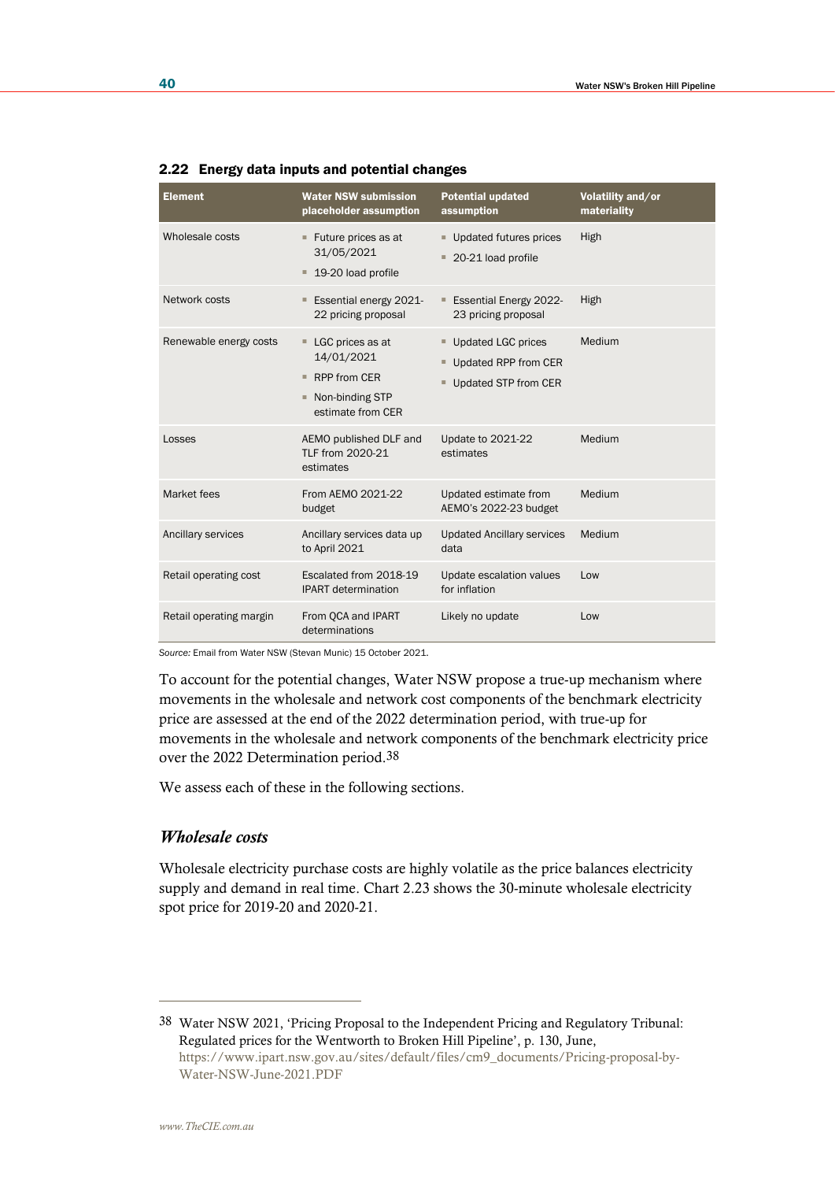### 2.22 Energy data inputs and potential changes

| Element | Water NSW submission placeholder assumption | Potential updated assumption | Volatility and/or materiality |
|---|---|---|---|
| Wholesale costs | ▪ Future prices as at 31/05/2021<br>▪ 19-20 load profile | ▪ Updated futures prices<br>▪ 20-21 load profile | High |
| Network costs | ▪ Essential energy 2021-22 pricing proposal | ▪ Essential Energy 2022-23 pricing proposal | High |
| Renewable energy costs | ▪ LGC prices as at 14/01/2021<br>▪ RPP from CER<br>▪ Non-binding STP estimate from CER | ▪ Updated LGC prices<br>▪ Updated RPP from CER<br>▪ Updated STP from CER | Medium |
| Losses | AEMO published DLF and TLF from 2020-21 estimates | Update to 2021-22 estimates | Medium |
| Market fees | From AEMO 2021-22 budget | Updated estimate from AEMO's 2022-23 budget | Medium |
| Ancillary services | Ancillary services data up to April 2021 | Updated Ancillary services data | Medium |
| Retail operating cost | Escalated from 2018-19 IPART determination | Update escalation values for inflation | Low |
| Retail operating margin | From QCA and IPART determinations | Likely no update | Low |

*Source:* Email from Water NSW (Stevan Munic) 15 October 2021.

To account for the potential changes, Water NSW propose a true-up mechanism where movements in the wholesale and network cost components of the benchmark electricity price are assessed at the end of the 2022 determination period, with true-up for movements in the wholesale and network components of the benchmark electricity price over the 2022 Determination period.[38]

We assess each of these in the following sections.

## *Wholesale costs*

Wholesale electricity purchase costs are highly volatile as the price balances electricity supply and demand in real time. Chart 2.23 shows the 30-minute wholesale electricity spot price for 2019-20 and 2020-21.

---

38 Water NSW 2021, 'Pricing Proposal to the Independent Pricing and Regulatory Tribunal: Regulated prices for the Wentworth to Broken Hill Pipeline', p. 130, June, https://www.ipart.nsw.gov.au/sites/default/files/cm9_documents/Pricing-proposal-by-Water-NSW-June-2021.PDF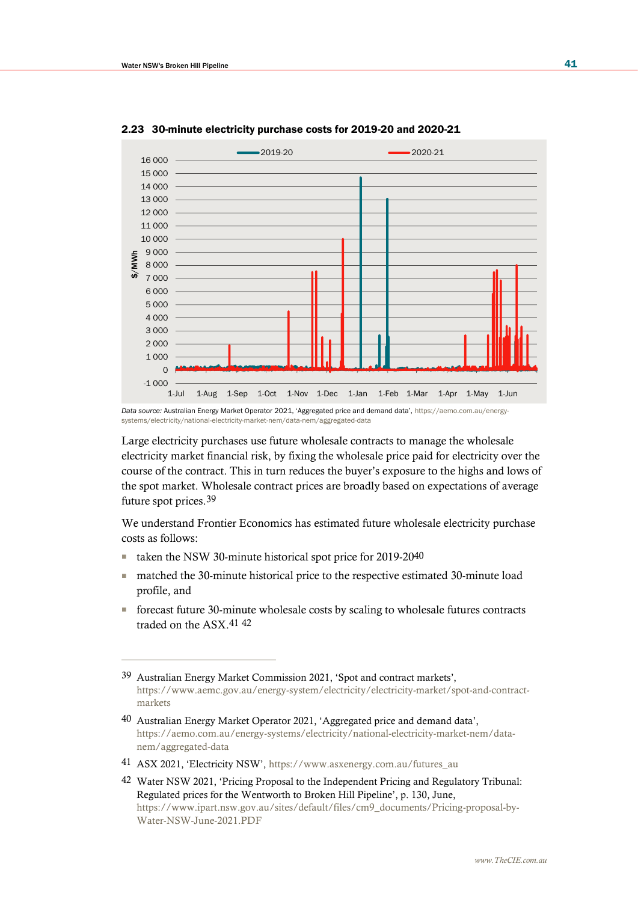**2.23 30-minute electricity purchase costs for 2019-20 and 2020-21**

*Data source:* Australian Energy Market Operator 2021, 'Aggregated price and demand data', https://aemo.com.au/energy-systems/electricity/national-electricity-market-nem/data-nem/aggregated-data

Large electricity purchases use future wholesale contracts to manage the wholesale electricity market financial risk, by fixing the wholesale price paid for electricity over the course of the contract. This in turn reduces the buyer's exposure to the highs and lows of the spot market. Wholesale contract prices are broadly based on expectations of average future spot prices.[39]

We understand Frontier Economics has estimated future wholesale electricity purchase costs as follows:

- taken the NSW 30-minute historical spot price for 2019-20[40]
- matched the 30-minute historical price to the respective estimated 30-minute load profile, and
- forecast future 30-minute wholesale costs by scaling to wholesale futures contracts traded on the ASX.[41] [42]

---

[39] Australian Energy Market Commission 2021, 'Spot and contract markets', https://www.aemc.gov.au/energy-system/electricity/electricity-market/spot-and-contract-markets

[40] Australian Energy Market Operator 2021, 'Aggregated price and demand data', https://aemo.com.au/energy-systems/electricity/national-electricity-market-nem/data-nem/aggregated-data

[41] ASX 2021, 'Electricity NSW', https://www.asxenergy.com.au/futures_au

[42] Water NSW 2021, 'Pricing Proposal to the Independent Pricing and Regulatory Tribunal: Regulated prices for the Wentworth to Broken Hill Pipeline', p. 130, June, https://www.ipart.nsw.gov.au/sites/default/files/cm9_documents/Pricing-proposal-by-Water-NSW-June-2021.PDF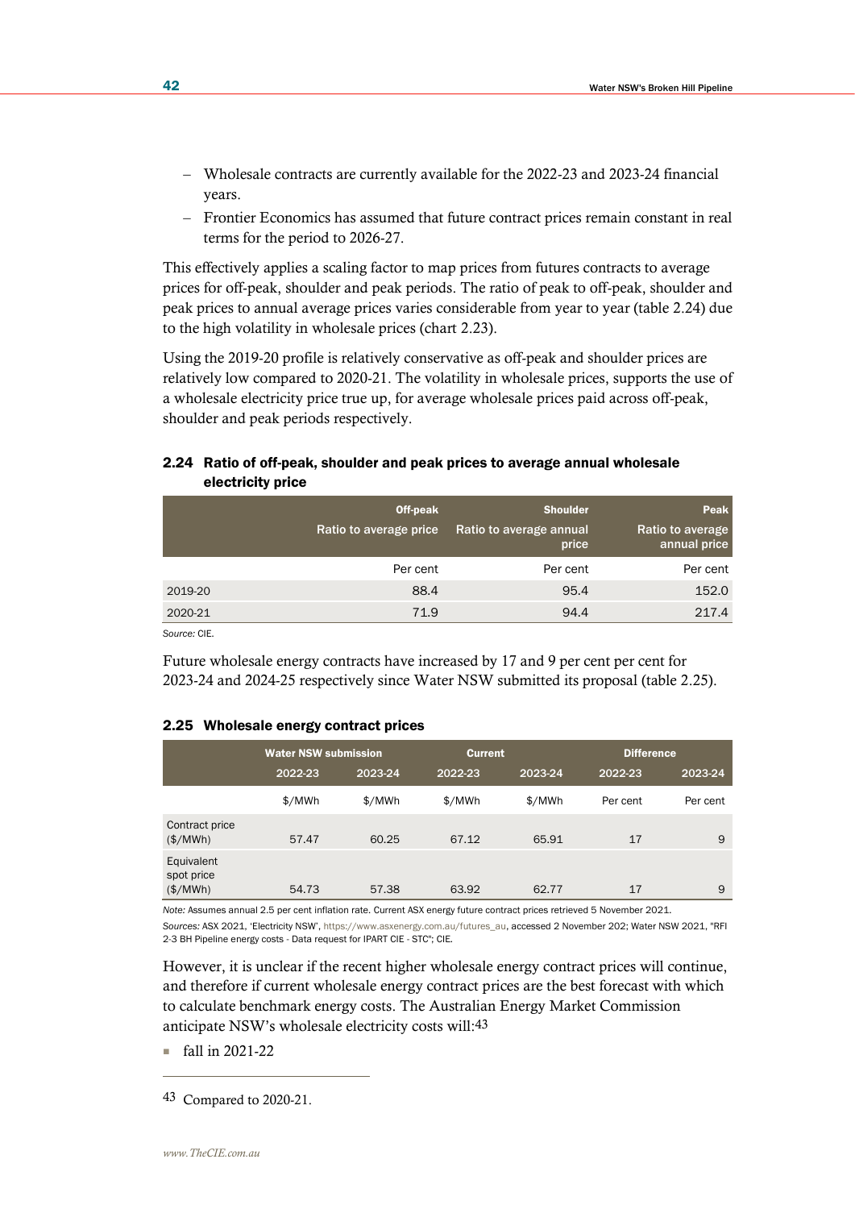- Wholesale contracts are currently available for the 2022-23 and 2023-24 financial years.
- Frontier Economics has assumed that future contract prices remain constant in real terms for the period to 2026-27.

This effectively applies a scaling factor to map prices from futures contracts to average prices for off-peak, shoulder and peak periods. The ratio of peak to off-peak, shoulder and peak prices to annual average prices varies considerable from year to year (table 2.24) due to the high volatility in wholesale prices (chart 2.23).

Using the 2019-20 profile is relatively conservative as off-peak and shoulder prices are relatively low compared to 2020-21. The volatility in wholesale prices, supports the use of a wholesale electricity price true up, for average wholesale prices paid across off-peak, shoulder and peak periods respectively.

**2.24 Ratio of off-peak, shoulder and peak prices to average annual wholesale electricity price**

| | Off-peak Ratio to average price | Shoulder Ratio to average annual price | Peak Ratio to average annual price |
|---|---|---|---|
| | Per cent | Per cent | Per cent |
| 2019-20 | 88.4 | 95.4 | 152.0 |
| 2020-21 | 71.9 | 94.4 | 217.4 |

*Source:* CIE.

Future wholesale energy contracts have increased by 17 and 9 per cent per cent for 2023-24 and 2024-25 respectively since Water NSW submitted its proposal (table 2.25).

**2.25 Wholesale energy contract prices**

| | Water NSW submission | | Current | | Difference | |
|---|---|---|---|---|---|---|
| | 2022-23 | 2023-24 | 2022-23 | 2023-24 | 2022-23 | 2023-24 |
| | $/MWh | $/MWh | $/MWh | $/MWh | Per cent | Per cent |
| Contract price ($/MWh) | 57.47 | 60.25 | 67.12 | 65.91 | 17 | 9 |
| Equivalent spot price ($/MWh) | 54.73 | 57.38 | 63.92 | 62.77 | 17 | 9 |

*Note:* Assumes annual 2.5 per cent inflation rate. Current ASX energy future contract prices retrieved 5 November 2021.

*Sources:* ASX 2021, 'Electricity NSW', https://www.asxenergy.com.au/futures_au, accessed 2 November 202; Water NSW 2021, "RFI 2-3 BH Pipeline energy costs - Data request for IPART CIE - STC"; CIE.

However, it is unclear if the recent higher wholesale energy contract prices will continue, and therefore if current wholesale energy contract prices are the best forecast with which to calculate benchmark energy costs. The Australian Energy Market Commission anticipate NSW's wholesale electricity costs will:[43]

- fall in 2021-22

[43] Compared to 2020-21.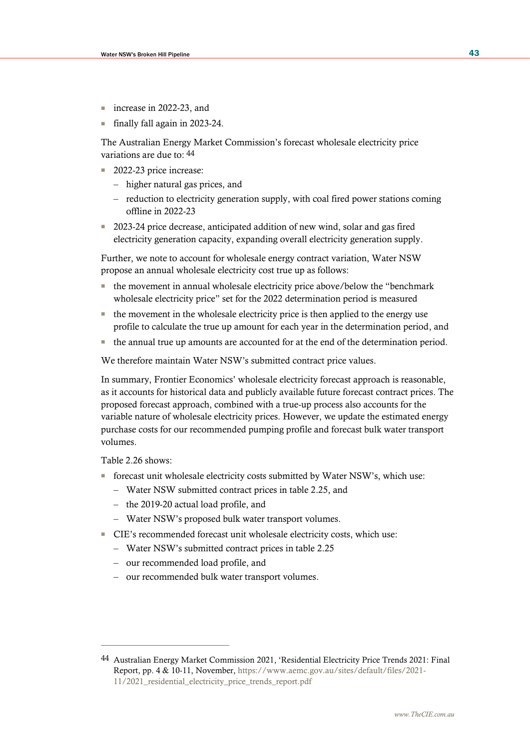- increase in 2022-23, and
- finally fall again in 2023-24.

The Australian Energy Market Commission's forecast wholesale electricity price variations are due to: [44]

- 2022-23 price increase:
  - higher natural gas prices, and
  - reduction to electricity generation supply, with coal fired power stations coming offline in 2022-23
- 2023-24 price decrease, anticipated addition of new wind, solar and gas fired electricity generation capacity, expanding overall electricity generation supply.

Further, we note to account for wholesale energy contract variation, Water NSW propose an annual wholesale electricity cost true up as follows:

- the movement in annual wholesale electricity price above/below the "benchmark wholesale electricity price" set for the 2022 determination period is measured
- the movement in the wholesale electricity price is then applied to the energy use profile to calculate the true up amount for each year in the determination period, and
- the annual true up amounts are accounted for at the end of the determination period.

We therefore maintain Water NSW's submitted contract price values.

In summary, Frontier Economics' wholesale electricity forecast approach is reasonable, as it accounts for historical data and publicly available future forecast contract prices. The proposed forecast approach, combined with a true-up process also accounts for the variable nature of wholesale electricity prices. However, we update the estimated energy purchase costs for our recommended pumping profile and forecast bulk water transport volumes.

Table 2.26 shows:

- forecast unit wholesale electricity costs submitted by Water NSW's, which use:
  - Water NSW submitted contract prices in table 2.25, and
  - the 2019-20 actual load profile, and
  - Water NSW's proposed bulk water transport volumes.
- CIE's recommended forecast unit wholesale electricity costs, which use:
  - Water NSW's submitted contract prices in table 2.25
  - our recommended load profile, and
  - our recommended bulk water transport volumes.

[44] Australian Energy Market Commission 2021, 'Residential Electricity Price Trends 2021: Final Report, pp. 4 & 10-11, November, https://www.aemc.gov.au/sites/default/files/2021-11/2021_residential_electricity_price_trends_report.pdf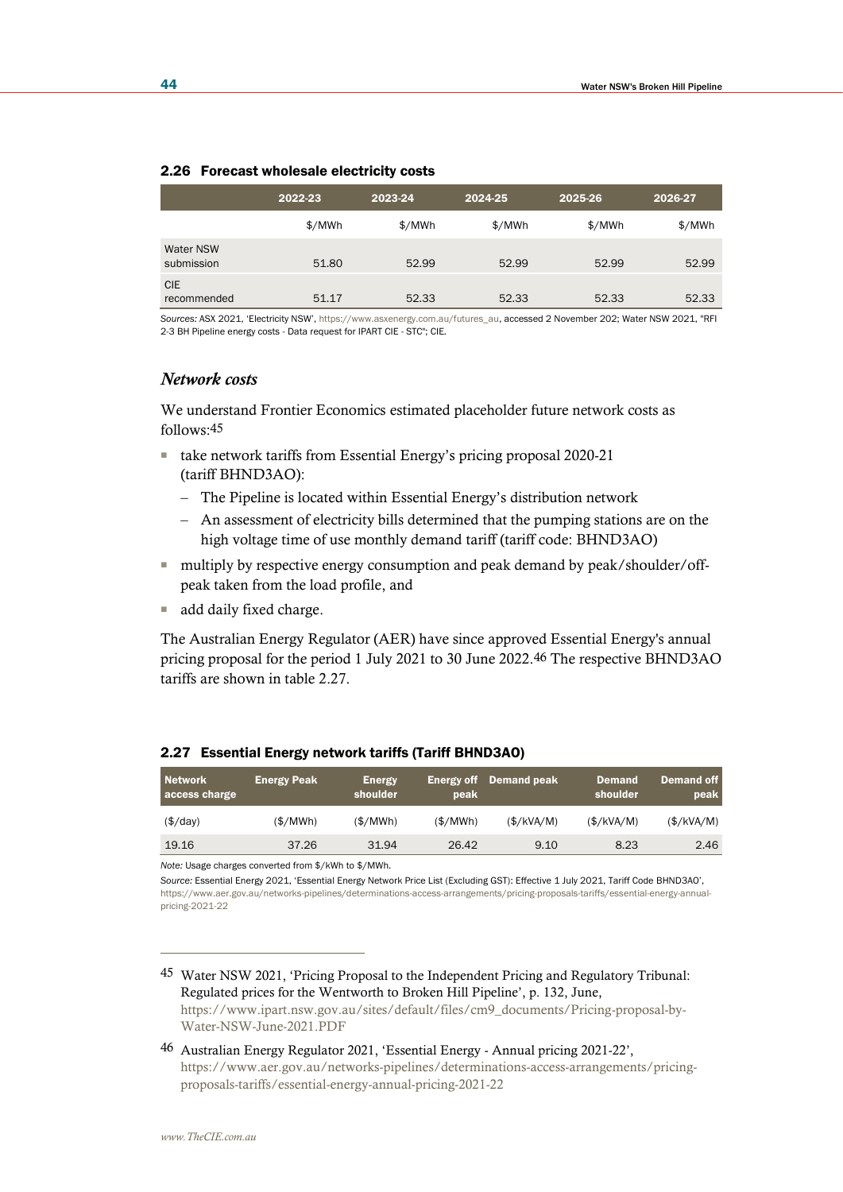### 2.26 Forecast wholesale electricity costs

| | 2022-23 | 2023-24 | 2024-25 | 2025-26 | 2026-27 |
|---|---|---|---|---|---|
| | $/MWh | $/MWh | $/MWh | $/MWh | $/MWh |
| Water NSW submission | 51.80 | 52.99 | 52.99 | 52.99 | 52.99 |
| CIE recommended | 51.17 | 52.33 | 52.33 | 52.33 | 52.33 |

*Sources:* ASX 2021, 'Electricity NSW', https://www.asxenergy.com.au/futures_au, accessed 2 November 202; Water NSW 2021, "RFI 2-3 BH Pipeline energy costs - Data request for IPART CIE - STC"; CIE.

## *Network costs*

We understand Frontier Economics estimated placeholder future network costs as follows:[45]

- take network tariffs from Essential Energy's pricing proposal 2020-21 (tariff BHND3AO):
  - The Pipeline is located within Essential Energy's distribution network
  - An assessment of electricity bills determined that the pumping stations are on the high voltage time of use monthly demand tariff (tariff code: BHND3AO)
- multiply by respective energy consumption and peak demand by peak/shoulder/off-peak taken from the load profile, and
- add daily fixed charge.

The Australian Energy Regulator (AER) have since approved Essential Energy's annual pricing proposal for the period 1 July 2021 to 30 June 2022.[46] The respective BHND3AO tariffs are shown in table 2.27.

### 2.27 Essential Energy network tariffs (Tariff BHND3AO)

| Network access charge | Energy Peak | Energy shoulder | Energy off peak | Demand peak | Demand shoulder | Demand off peak |
|---|---|---|---|---|---|---|
| ($/day) | ($/MWh) | ($/MWh) | ($/MWh) | ($/kVA/M) | ($/kVA/M) | ($/kVA/M) |
| 19.16 | 37.26 | 31.94 | 26.42 | 9.10 | 8.23 | 2.46 |

*Note:* Usage charges converted from $/kWh to $/MWh.

*Source:* Essential Energy 2021, 'Essential Energy Network Price List (Excluding GST): Effective 1 July 2021, Tariff Code BHND3AO', https://www.aer.gov.au/networks-pipelines/determinations-access-arrangements/pricing-proposals-tariffs/essential-energy-annual-pricing-2021-22

[45] Water NSW 2021, 'Pricing Proposal to the Independent Pricing and Regulatory Tribunal: Regulated prices for the Wentworth to Broken Hill Pipeline', p. 132, June, https://www.ipart.nsw.gov.au/sites/default/files/cm9_documents/Pricing-proposal-by-Water-NSW-June-2021.PDF

[46] Australian Energy Regulator 2021, 'Essential Energy - Annual pricing 2021-22', https://www.aer.gov.au/networks-pipelines/determinations-access-arrangements/pricing-proposals-tariffs/essential-energy-annual-pricing-2021-22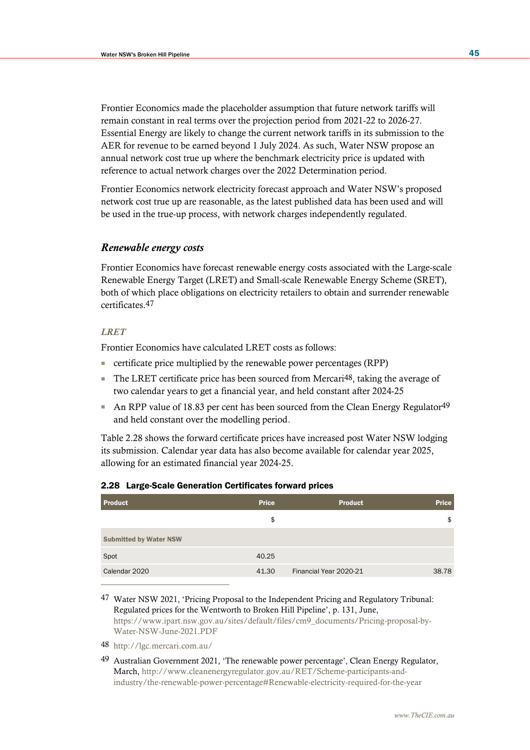Frontier Economics made the placeholder assumption that future network tariffs will remain constant in real terms over the projection period from 2021-22 to 2026-27. Essential Energy are likely to change the current network tariffs in its submission to the AER for revenue to be earned beyond 1 July 2024. As such, Water NSW propose an annual network cost true up where the benchmark electricity price is updated with reference to actual network charges over the 2022 Determination period.

Frontier Economics network electricity forecast approach and Water NSW's proposed network cost true up are reasonable, as the latest published data has been used and will be used in the true-up process, with network charges independently regulated.

### *Renewable energy costs*

Frontier Economics have forecast renewable energy costs associated with the Large-scale Renewable Energy Target (LRET) and Small-scale Renewable Energy Scheme (SRET), both of which place obligations on electricity retailers to obtain and surrender renewable certificates.[47]

#### *LRET*

Frontier Economics have calculated LRET costs as follows:

- certificate price multiplied by the renewable power percentages (RPP)
- The LRET certificate price has been sourced from Mercari[48], taking the average of two calendar years to get a financial year, and held constant after 2024-25
- An RPP value of 18.83 per cent has been sourced from the Clean Energy Regulator[49] and held constant over the modelling period.

Table 2.28 shows the forward certificate prices have increased post Water NSW lodging its submission. Calendar year data has also become available for calendar year 2025, allowing for an estimated financial year 2024-25.

**2.28 Large-Scale Generation Certificates forward prices**

| Product | Price | Product | Price |
|---|---|---|---|
| | $ | | $ |
| **Submitted by Water NSW** | | | |
| Spot | 40.25 | | |
| Calendar 2020 | 41.30 | Financial Year 2020-21 | 38.78 |

---

[47] Water NSW 2021, 'Pricing Proposal to the Independent Pricing and Regulatory Tribunal: Regulated prices for the Wentworth to Broken Hill Pipeline', p. 131, June, https://www.ipart.nsw.gov.au/sites/default/files/cm9_documents/Pricing-proposal-by-Water-NSW-June-2021.PDF

[48] http://lgc.mercari.com.au/

[49] Australian Government 2021, 'The renewable power percentage', Clean Energy Regulator, March, http://www.cleanenergyregulator.gov.au/RET/Scheme-participants-and-industry/the-renewable-power-percentage#Renewable-electricity-required-for-the-year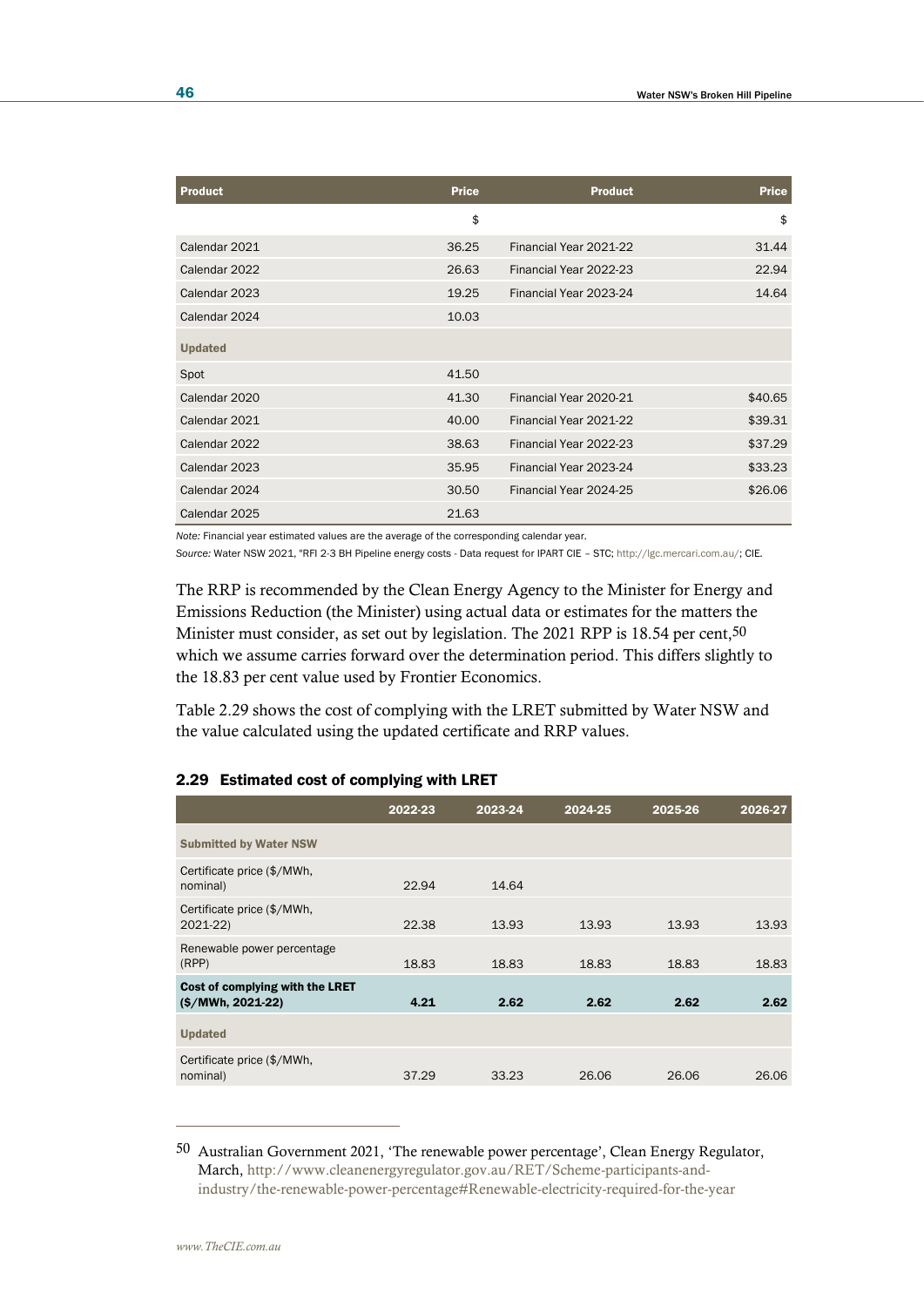| Product | Price | Product | Price |
|---|---|---|---|
| | $ | | $ |
| Calendar 2021 | 36.25 | Financial Year 2021-22 | 31.44 |
| Calendar 2022 | 26.63 | Financial Year 2022-23 | 22.94 |
| Calendar 2023 | 19.25 | Financial Year 2023-24 | 14.64 |
| Calendar 2024 | 10.03 | | |
| **Updated** | | | |
| Spot | 41.50 | | |
| Calendar 2020 | 41.30 | Financial Year 2020-21 | $40.65 |
| Calendar 2021 | 40.00 | Financial Year 2021-22 | $39.31 |
| Calendar 2022 | 38.63 | Financial Year 2022-23 | $37.29 |
| Calendar 2023 | 35.95 | Financial Year 2023-24 | $33.23 |
| Calendar 2024 | 30.50 | Financial Year 2024-25 | $26.06 |
| Calendar 2025 | 21.63 | | |

*Note:* Financial year estimated values are the average of the corresponding calendar year.

*Source:* Water NSW 2021, "RFI 2-3 BH Pipeline energy costs - Data request for IPART CIE – STC; http://lgc.mercari.com.au/; CIE.

The RRP is recommended by the Clean Energy Agency to the Minister for Energy and Emissions Reduction (the Minister) using actual data or estimates for the matters the Minister must consider, as set out by legislation. The 2021 RPP is 18.54 per cent,[50] which we assume carries forward over the determination period. This differs slightly to the 18.83 per cent value used by Frontier Economics.

Table 2.29 shows the cost of complying with the LRET submitted by Water NSW and the value calculated using the updated certificate and RRP values.

#### 2.29 Estimated cost of complying with LRET

| | 2022-23 | 2023-24 | 2024-25 | 2025-26 | 2026-27 |
|---|---|---|---|---|---|
| **Submitted by Water NSW** | | | | | |
| Certificate price ($/MWh, nominal) | 22.94 | 14.64 | | | |
| Certificate price ($/MWh, 2021-22) | 22.38 | 13.93 | 13.93 | 13.93 | 13.93 |
| Renewable power percentage (RPP) | 18.83 | 18.83 | 18.83 | 18.83 | 18.83 |
| **Cost of complying with the LRET ($/MWh, 2021-22)** | **4.21** | **2.62** | **2.62** | **2.62** | **2.62** |
| **Updated** | | | | | |
| Certificate price ($/MWh, nominal) | 37.29 | 33.23 | 26.06 | 26.06 | 26.06 |

[50] Australian Government 2021, 'The renewable power percentage', Clean Energy Regulator, March, http://www.cleanenergyregulator.gov.au/RET/Scheme-participants-and-industry/the-renewable-power-percentage#Renewable-electricity-required-for-the-year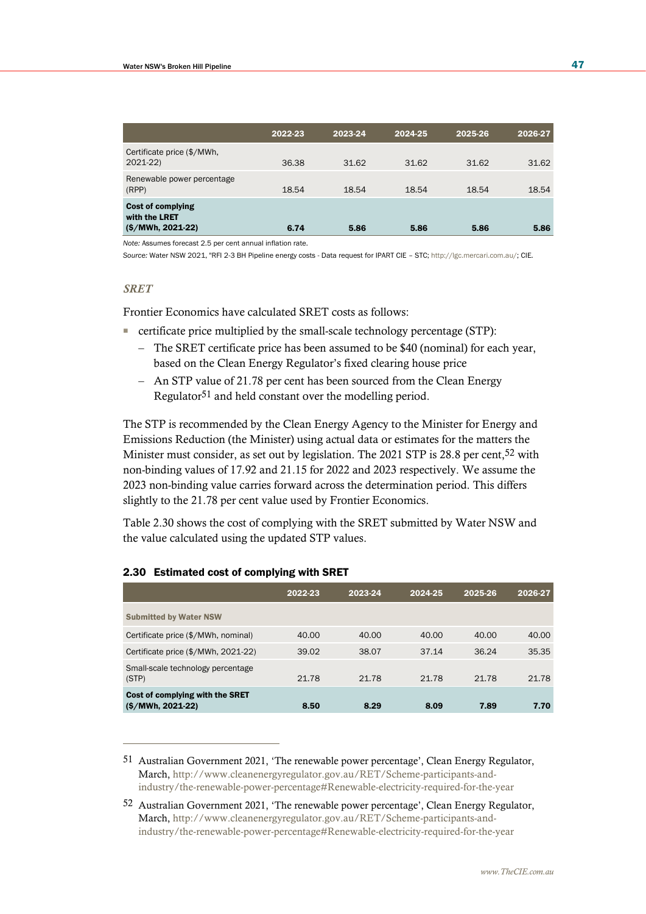| | 2022-23 | 2023-24 | 2024-25 | 2025-26 | 2026-27 |
|---|---|---|---|---|---|
| Certificate price ($/MWh, 2021-22) | 36.38 | 31.62 | 31.62 | 31.62 | 31.62 |
| Renewable power percentage (RPP) | 18.54 | 18.54 | 18.54 | 18.54 | 18.54 |
| **Cost of complying with the LRET ($/MWh, 2021-22)** | **6.74** | **5.86** | **5.86** | **5.86** | **5.86** |

*Note:* Assumes forecast 2.5 per cent annual inflation rate.

*Source:* Water NSW 2021, "RFI 2-3 BH Pipeline energy costs - Data request for IPART CIE – STC; http://lgc.mercari.com.au/; CIE.

### *SRET*

Frontier Economics have calculated SRET costs as follows:

- certificate price multiplied by the small-scale technology percentage (STP):
  - The SRET certificate price has been assumed to be $40 (nominal) for each year, based on the Clean Energy Regulator's fixed clearing house price
  - An STP value of 21.78 per cent has been sourced from the Clean Energy Regulator[51] and held constant over the modelling period.

The STP is recommended by the Clean Energy Agency to the Minister for Energy and Emissions Reduction (the Minister) using actual data or estimates for the matters the Minister must consider, as set out by legislation. The 2021 STP is 28.8 per cent,[52] with non-binding values of 17.92 and 21.15 for 2022 and 2023 respectively. We assume the 2023 non-binding value carries forward across the determination period. This differs slightly to the 21.78 per cent value used by Frontier Economics.

Table 2.30 shows the cost of complying with the SRET submitted by Water NSW and the value calculated using the updated STP values.

#### 2.30 Estimated cost of complying with SRET

| | 2022-23 | 2023-24 | 2024-25 | 2025-26 | 2026-27 |
|---|---|---|---|---|---|
| **Submitted by Water NSW** | | | | | |
| Certificate price ($/MWh, nominal) | 40.00 | 40.00 | 40.00 | 40.00 | 40.00 |
| Certificate price ($/MWh, 2021-22) | 39.02 | 38.07 | 37.14 | 36.24 | 35.35 |
| Small-scale technology percentage (STP) | 21.78 | 21.78 | 21.78 | 21.78 | 21.78 |
| **Cost of complying with the SRET ($/MWh, 2021-22)** | **8.50** | **8.29** | **8.09** | **7.89** | **7.70** |

---

[51] Australian Government 2021, 'The renewable power percentage', Clean Energy Regulator, March, http://www.cleanenergyregulator.gov.au/RET/Scheme-participants-and-industry/the-renewable-power-percentage#Renewable-electricity-required-for-the-year

[52] Australian Government 2021, 'The renewable power percentage', Clean Energy Regulator, March, http://www.cleanenergyregulator.gov.au/RET/Scheme-participants-and-industry/the-renewable-power-percentage#Renewable-electricity-required-for-the-year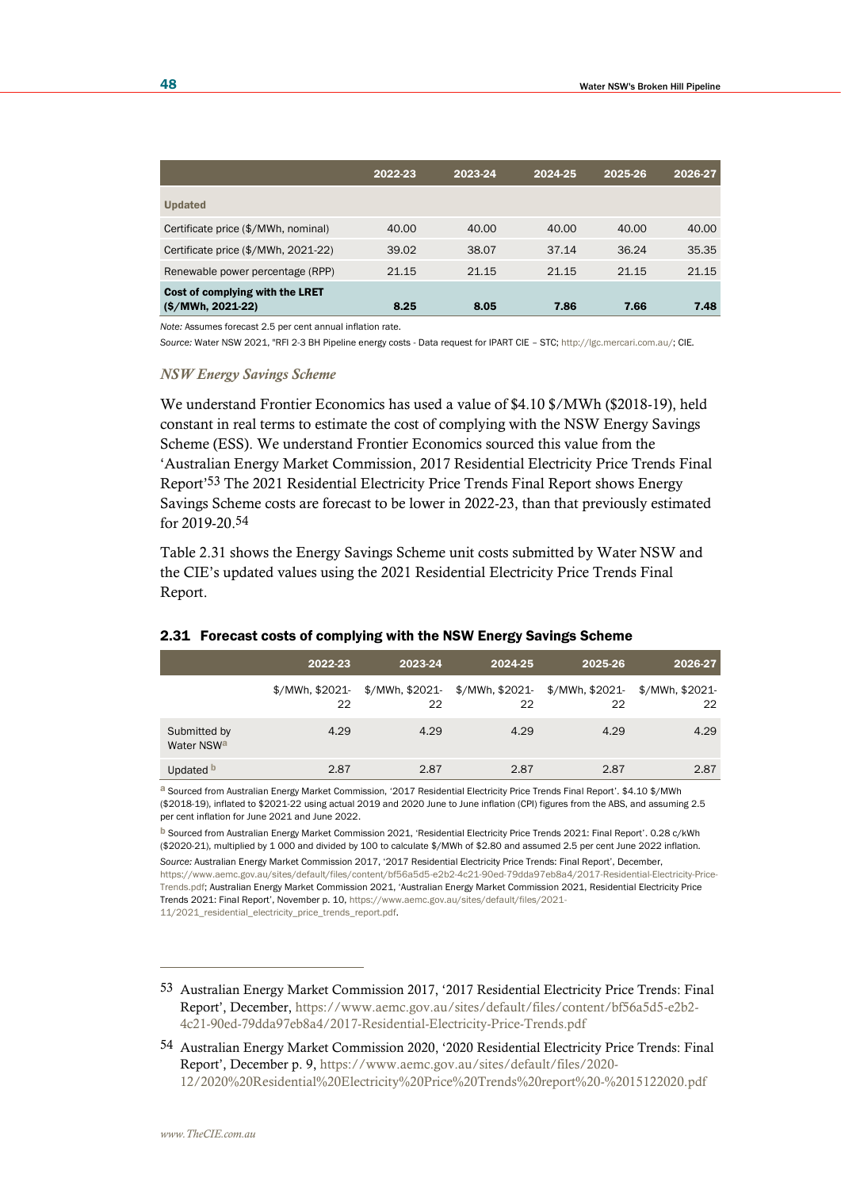| | 2022-23 | 2023-24 | 2024-25 | 2025-26 | 2026-27 |
|---|---|---|---|---|---|
| **Updated** | | | | | |
| Certificate price ($/MWh, nominal) | 40.00 | 40.00 | 40.00 | 40.00 | 40.00 |
| Certificate price ($/MWh, 2021-22) | 39.02 | 38.07 | 37.14 | 36.24 | 35.35 |
| Renewable power percentage (RPP) | 21.15 | 21.15 | 21.15 | 21.15 | 21.15 |
| **Cost of complying with the LRET ($/MWh, 2021-22)** | **8.25** | **8.05** | **7.86** | **7.66** | **7.48** |

*Note:* Assumes forecast 2.5 per cent annual inflation rate.

*Source:* Water NSW 2021, "RFI 2-3 BH Pipeline energy costs - Data request for IPART CIE – STC; http://lgc.mercari.com.au/; CIE.

### *NSW Energy Savings Scheme*

We understand Frontier Economics has used a value of $4.10 $/MWh ($2018-19), held constant in real terms to estimate the cost of complying with the NSW Energy Savings Scheme (ESS). We understand Frontier Economics sourced this value from the 'Australian Energy Market Commission, 2017 Residential Electricity Price Trends Final Report'[53] The 2021 Residential Electricity Price Trends Final Report shows Energy Savings Scheme costs are forecast to be lower in 2022-23, than that previously estimated for 2019-20.[54]

Table 2.31 shows the Energy Savings Scheme unit costs submitted by Water NSW and the CIE's updated values using the 2021 Residential Electricity Price Trends Final Report.

#### 2.31 Forecast costs of complying with the NSW Energy Savings Scheme

| | 2022-23 | 2023-24 | 2024-25 | 2025-26 | 2026-27 |
|---|---|---|---|---|---|
| | $/MWh, $2021-22 | $/MWh, $2021-22 | $/MWh, $2021-22 | $/MWh, $2021-22 | $/MWh, $2021-22 |
| Submitted by Water NSW[a] | 4.29 | 4.29 | 4.29 | 4.29 | 4.29 |
| Updated [b] | 2.87 | 2.87 | 2.87 | 2.87 | 2.87 |

[a] Sourced from Australian Energy Market Commission, '2017 Residential Electricity Price Trends Final Report'. $4.10 $/MWh ($2018-19), inflated to $2021-22 using actual 2019 and 2020 June to June inflation (CPI) figures from the ABS, and assuming 2.5 per cent inflation for June 2021 and June 2022.

[b] Sourced from Australian Energy Market Commission 2021, 'Residential Electricity Price Trends 2021: Final Report'. 0.28 c/kWh ($2020-21), multiplied by 1 000 and divided by 100 to calculate $/MWh of $2.80 and assumed 2.5 per cent June 2022 inflation.

*Source:* Australian Energy Market Commission 2017, '2017 Residential Electricity Price Trends: Final Report', December, https://www.aemc.gov.au/sites/default/files/content/bf56a5d5-e2b2-4c21-90ed-79dda97eb8a4/2017-Residential-Electricity-Price-Trends.pdf; Australian Energy Market Commission 2021, 'Australian Energy Market Commission 2021, Residential Electricity Price Trends 2021: Final Report', November p. 10, https://www.aemc.gov.au/sites/default/files/2021-11/2021_residential_electricity_price_trends_report.pdf.

---

[53] Australian Energy Market Commission 2017, '2017 Residential Electricity Price Trends: Final Report', December, https://www.aemc.gov.au/sites/default/files/content/bf56a5d5-e2b2-4c21-90ed-79dda97eb8a4/2017-Residential-Electricity-Price-Trends.pdf

[54] Australian Energy Market Commission 2020, '2020 Residential Electricity Price Trends: Final Report', December p. 9, https://www.aemc.gov.au/sites/default/files/2020-12/2020%20Residential%20Electricity%20Price%20Trends%20report%20-%2015122020.pdf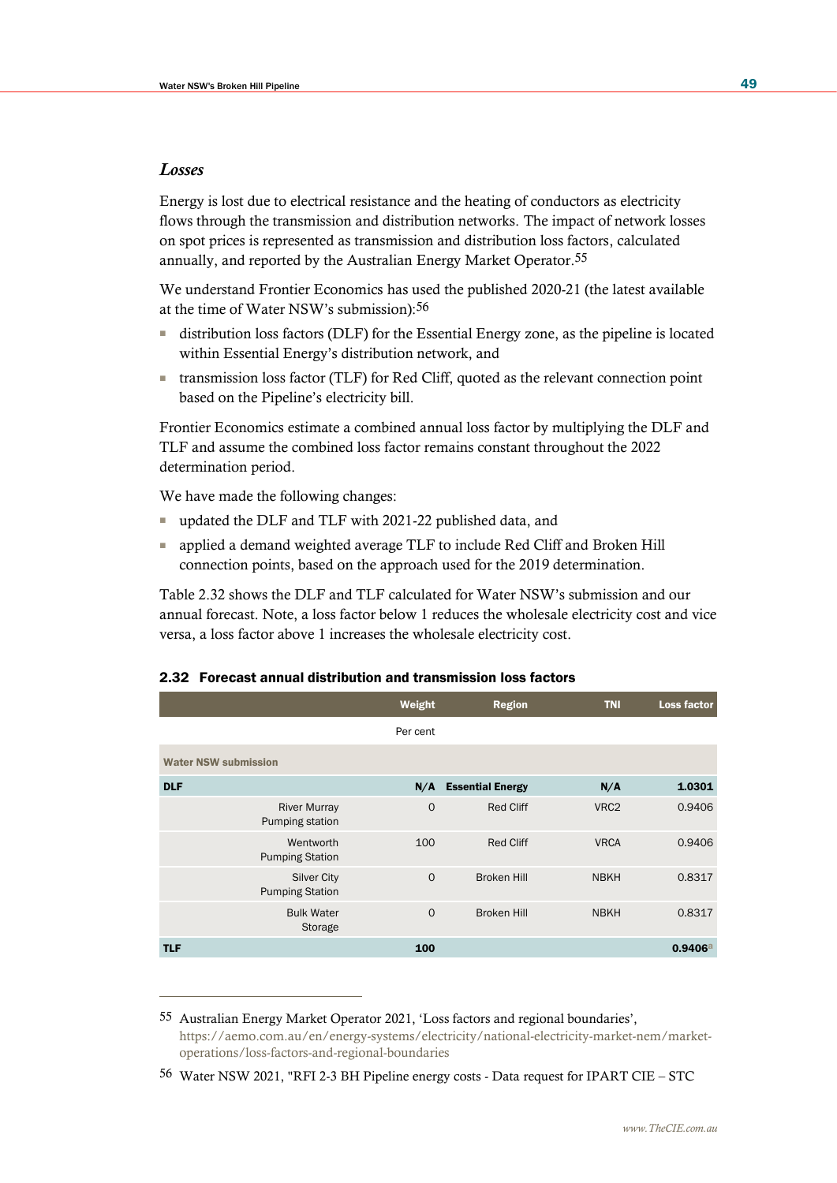### *Losses*

Energy is lost due to electrical resistance and the heating of conductors as electricity flows through the transmission and distribution networks. The impact of network losses on spot prices is represented as transmission and distribution loss factors, calculated annually, and reported by the Australian Energy Market Operator.[55]

We understand Frontier Economics has used the published 2020-21 (the latest available at the time of Water NSW's submission):[56]

- distribution loss factors (DLF) for the Essential Energy zone, as the pipeline is located within Essential Energy's distribution network, and
- transmission loss factor (TLF) for Red Cliff, quoted as the relevant connection point based on the Pipeline's electricity bill.

Frontier Economics estimate a combined annual loss factor by multiplying the DLF and TLF and assume the combined loss factor remains constant throughout the 2022 determination period.

We have made the following changes:

- updated the DLF and TLF with 2021-22 published data, and
- applied a demand weighted average TLF to include Red Cliff and Broken Hill connection points, based on the approach used for the 2019 determination.

Table 2.32 shows the DLF and TLF calculated for Water NSW's submission and our annual forecast. Note, a loss factor below 1 reduces the wholesale electricity cost and vice versa, a loss factor above 1 increases the wholesale electricity cost.

**2.32 Forecast annual distribution and transmission loss factors**

| | Weight | Region | TNI | Loss factor |
|---|---|---|---|---|
| | Per cent | | | |
| **Water NSW submission** | | | | |
| **DLF** | **N/A** | **Essential Energy** | **N/A** | **1.0301** |
| River Murray Pumping station | 0 | Red Cliff | VRC2 | 0.9406 |
| Wentworth Pumping Station | 100 | Red Cliff | VRCA | 0.9406 |
| Silver City Pumping Station | 0 | Broken Hill | NBKH | 0.8317 |
| Bulk Water Storage | 0 | Broken Hill | NBKH | 0.8317 |
| **TLF** | **100** | | | **0.9406**[a] |

55 Australian Energy Market Operator 2021, 'Loss factors and regional boundaries', https://aemo.com.au/en/energy-systems/electricity/national-electricity-market-nem/market-operations/loss-factors-and-regional-boundaries

56 Water NSW 2021, "RFI 2-3 BH Pipeline energy costs - Data request for IPART CIE – STC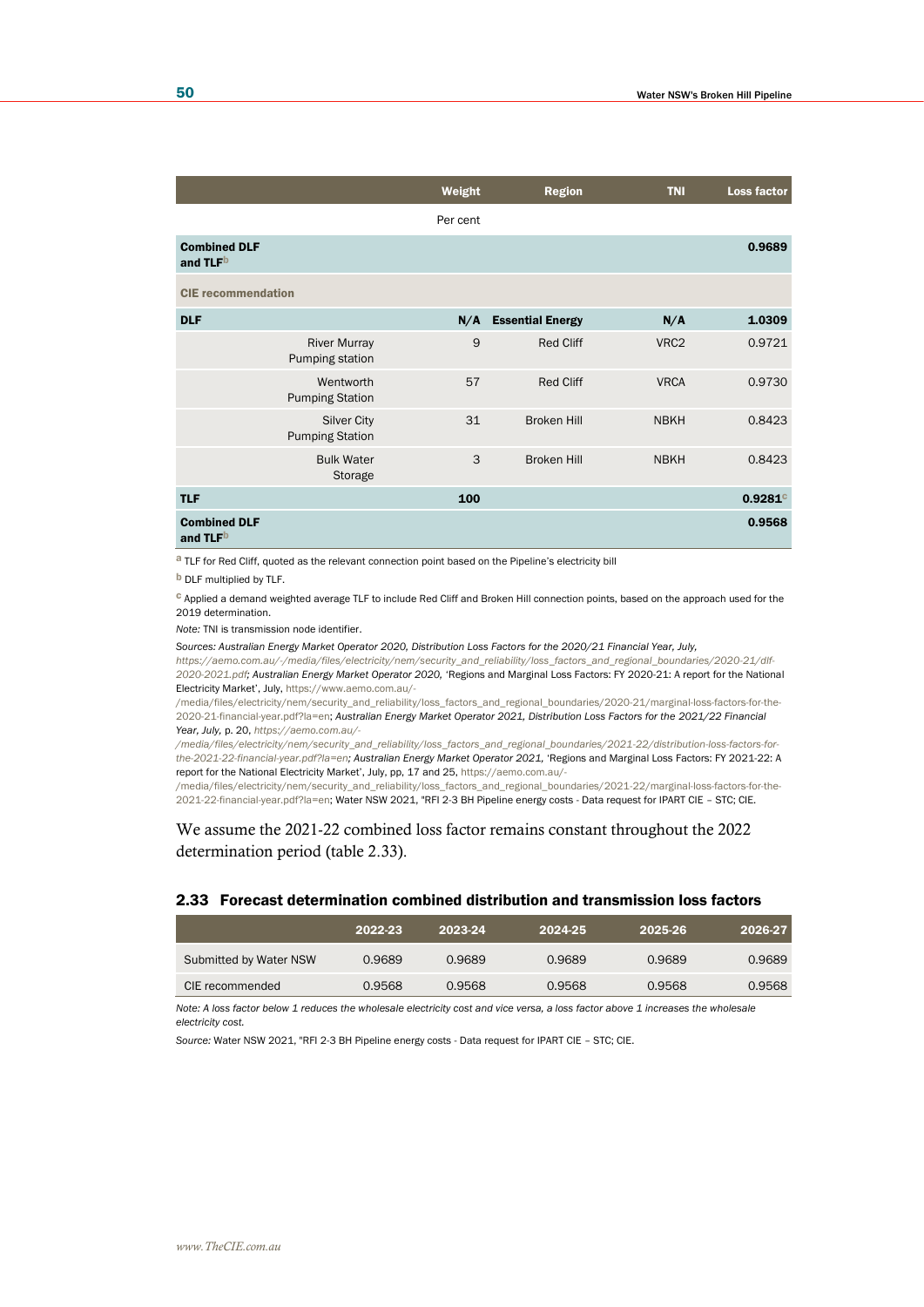| | Weight | Region | TNI | Loss factor |
|---|---|---|---|---|
| | Per cent | | | |
| **Combined DLF and TLF**[b] | | | | **0.9689** |
| **CIE recommendation** | | | | |
| **DLF** | **N/A** | **Essential Energy** | **N/A** | **1.0309** |
| River Murray Pumping station | 9 | Red Cliff | VRC2 | 0.9721 |
| Wentworth Pumping Station | 57 | Red Cliff | VRCA | 0.9730 |
| Silver City Pumping Station | 31 | Broken Hill | NBKH | 0.8423 |
| Bulk Water Storage | 3 | Broken Hill | NBKH | 0.8423 |
| **TLF** | **100** | | | **0.9281**[c] |
| **Combined DLF and TLF**[b] | | | | **0.9568** |

[a] TLF for Red Cliff, quoted as the relevant connection point based on the Pipeline's electricity bill

[b] DLF multiplied by TLF.

[c] Applied a demand weighted average TLF to include Red Cliff and Broken Hill connection points, based on the approach used for the 2019 determination.

*Note:* TNI is transmission node identifier.

*Sources: Australian Energy Market Operator 2020, Distribution Loss Factors for the 2020/21 Financial Year, July, https://aemo.com.au/-/media/files/electricity/nem/security_and_reliability/loss_factors_and_regional_boundaries/2020-21/dlf-2020-2021.pdf; Australian Energy Market Operator 2020,* 'Regions and Marginal Loss Factors: FY 2020-21: A report for the National Electricity Market', July, https://www.aemo.com.au/-/media/files/electricity/nem/security_and_reliability/loss_factors_and_regional_boundaries/2020-21/marginal-loss-factors-for-the-2020-21-financial-year.pdf?la=en; *Australian Energy Market Operator 2021, Distribution Loss Factors for the 2021/22 Financial Year, July,* p. 20, *https://aemo.com.au/-/media/files/electricity/nem/security_and_reliability/loss_factors_and_regional_boundaries/2021-22/distribution-loss-factors-for-the-2021-22-financial-year.pdf?la=en; Australian Energy Market Operator 2021,* 'Regions and Marginal Loss Factors: FY 2021-22: A report for the National Electricity Market', July, pp, 17 and 25, https://aemo.com.au/-/media/files/electricity/nem/security_and_reliability/loss_factors_and_regional_boundaries/2021-22/marginal-loss-factors-for-the-2021-22-financial-year.pdf?la=en; Water NSW 2021, "RFI 2-3 BH Pipeline energy costs - Data request for IPART CIE – STC; CIE.

We assume the 2021-22 combined loss factor remains constant throughout the 2022 determination period (table 2.33).

### 2.33 Forecast determination combined distribution and transmission loss factors

| | 2022-23 | 2023-24 | 2024-25 | 2025-26 | 2026-27 |
|---|---|---|---|---|---|
| Submitted by Water NSW | 0.9689 | 0.9689 | 0.9689 | 0.9689 | 0.9689 |
| CIE recommended | 0.9568 | 0.9568 | 0.9568 | 0.9568 | 0.9568 |

*Note: A loss factor below 1 reduces the wholesale electricity cost and vice versa, a loss factor above 1 increases the wholesale electricity cost.*

*Source:* Water NSW 2021, "RFI 2-3 BH Pipeline energy costs - Data request for IPART CIE – STC; CIE.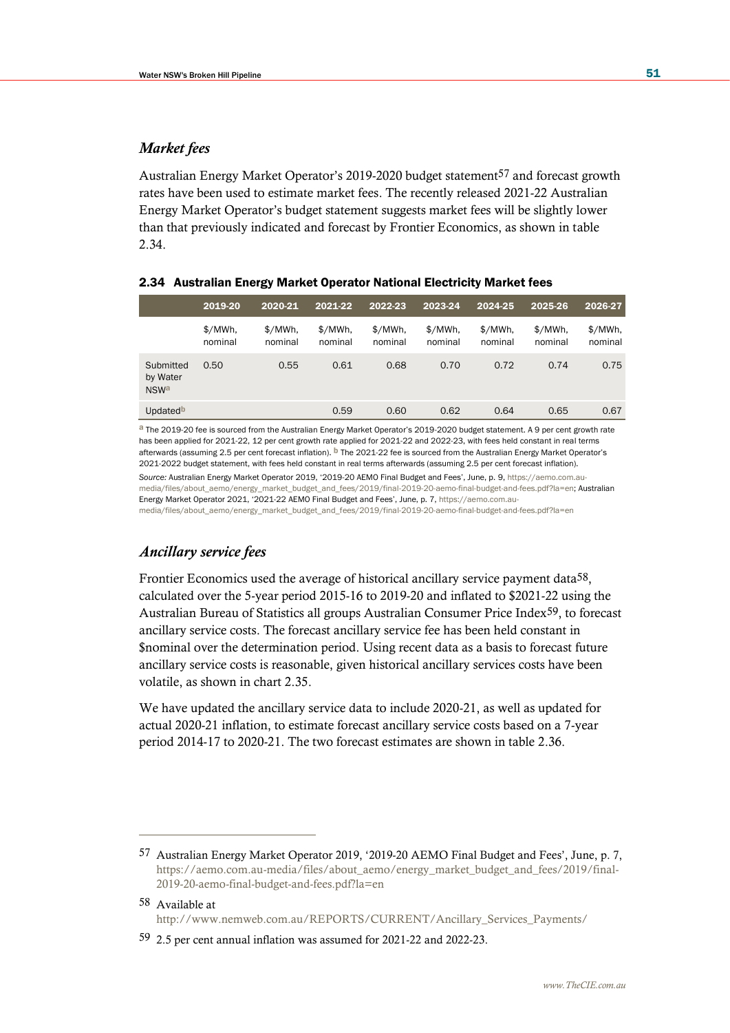### *Market fees*

Australian Energy Market Operator's 2019-2020 budget statement[57] and forecast growth rates have been used to estimate market fees. The recently released 2021-22 Australian Energy Market Operator's budget statement suggests market fees will be slightly lower than that previously indicated and forecast by Frontier Economics, as shown in table 2.34.

**2.34 Australian Energy Market Operator National Electricity Market fees**

| | 2019-20 | 2020-21 | 2021-22 | 2022-23 | 2023-24 | 2024-25 | 2025-26 | 2026-27 |
|---|---|---|---|---|---|---|---|---|
| | $/MWh, nominal | $/MWh, nominal | $/MWh, nominal | $/MWh, nominal | $/MWh, nominal | $/MWh, nominal | $/MWh, nominal | $/MWh, nominal |
| Submitted by Water NSW[a] | 0.50 | 0.55 | 0.61 | 0.68 | 0.70 | 0.72 | 0.74 | 0.75 |
| Updated[b] | | | 0.59 | 0.60 | 0.62 | 0.64 | 0.65 | 0.67 |

[a] The 2019-20 fee is sourced from the Australian Energy Market Operator's 2019-2020 budget statement. A 9 per cent growth rate has been applied for 2021-22, 12 per cent growth rate applied for 2021-22 and 2022-23, with fees held constant in real terms afterwards (assuming 2.5 per cent forecast inflation). [b] The 2021-22 fee is sourced from the Australian Energy Market Operator's 2021-2022 budget statement, with fees held constant in real terms afterwards (assuming 2.5 per cent forecast inflation).

*Source:* Australian Energy Market Operator 2019, '2019-20 AEMO Final Budget and Fees', June, p. 9, https://aemo.com.au-media/files/about_aemo/energy_market_budget_and_fees/2019/final-2019-20-aemo-final-budget-and-fees.pdf?la=en; Australian Energy Market Operator 2021, '2021-22 AEMO Final Budget and Fees', June, p. 7, https://aemo.com.au-media/files/about_aemo/energy_market_budget_and_fees/2019/final-2019-20-aemo-final-budget-and-fees.pdf?la=en

### *Ancillary service fees*

Frontier Economics used the average of historical ancillary service payment data[58], calculated over the 5-year period 2015-16 to 2019-20 and inflated to $2021-22 using the Australian Bureau of Statistics all groups Australian Consumer Price Index[59], to forecast ancillary service costs. The forecast ancillary service fee has been held constant in $nominal over the determination period. Using recent data as a basis to forecast future ancillary service costs is reasonable, given historical ancillary services costs have been volatile, as shown in chart 2.35.

We have updated the ancillary service data to include 2020-21, as well as updated for actual 2020-21 inflation, to estimate forecast ancillary service costs based on a 7-year period 2014-17 to 2020-21. The two forecast estimates are shown in table 2.36.

---

[57] Australian Energy Market Operator 2019, '2019-20 AEMO Final Budget and Fees', June, p. 7, https://aemo.com.au-media/files/about_aemo/energy_market_budget_and_fees/2019/final-2019-20-aemo-final-budget-and-fees.pdf?la=en

[58] Available at http://www.nemweb.com.au/REPORTS/CURRENT/Ancillary_Services_Payments/

[59] 2.5 per cent annual inflation was assumed for 2021-22 and 2022-23.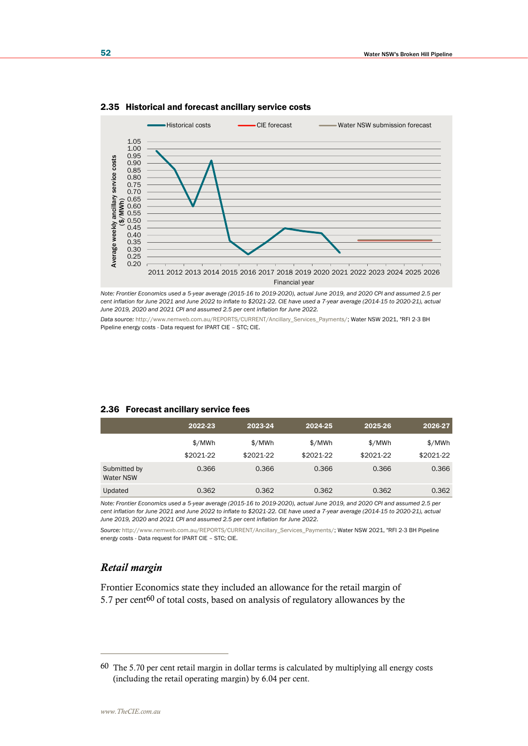### 2.35 Historical and forecast ancillary service costs

*Note: Frontier Economics used a 5-year average (2015-16 to 2019-2020), actual June 2019, and 2020 CPI and assumed 2.5 per cent inflation for June 2021 and June 2022 to inflate to $2021-22. CIE have used a 7-year average (2014-15 to 2020-21), actual June 2019, 2020 and 2021 CPI and assumed 2.5 per cent inflation for June 2022.*

*Data source:* http://www.nemweb.com.au/REPORTS/CURRENT/Ancillary_Services_Payments/; Water NSW 2021, "RFI 2-3 BH Pipeline energy costs - Data request for IPART CIE – STC; CIE.

### 2.36 Forecast ancillary service fees

| | 2022-23 | 2023-24 | 2024-25 | 2025-26 | 2026-27 |
|---|---|---|---|---|---|
| | $/MWh | $/MWh | $/MWh | $/MWh | $/MWh |
| | $2021-22 | $2021-22 | $2021-22 | $2021-22 | $2021-22 |
| Submitted by Water NSW | 0.366 | 0.366 | 0.366 | 0.366 | 0.366 |
| Updated | 0.362 | 0.362 | 0.362 | 0.362 | 0.362 |

*Note: Frontier Economics used a 5-year average (2015-16 to 2019-2020), actual June 2019, and 2020 CPI and assumed 2.5 per cent inflation for June 2021 and June 2022 to inflate to $2021-22. CIE have used a 7-year average (2014-15 to 2020-21), actual June 2019, 2020 and 2021 CPI and assumed 2.5 per cent inflation for June 2022.*

*Source:* http://www.nemweb.com.au/REPORTS/CURRENT/Ancillary_Services_Payments/; Water NSW 2021, "RFI 2-3 BH Pipeline energy costs - Data request for IPART CIE – STC; CIE.

## *Retail margin*

Frontier Economics state they included an allowance for the retail margin of 5.7 per cent[60] of total costs, based on analysis of regulatory allowances by the

[60] The 5.70 per cent retail margin in dollar terms is calculated by multiplying all energy costs (including the retail operating margin) by 6.04 per cent.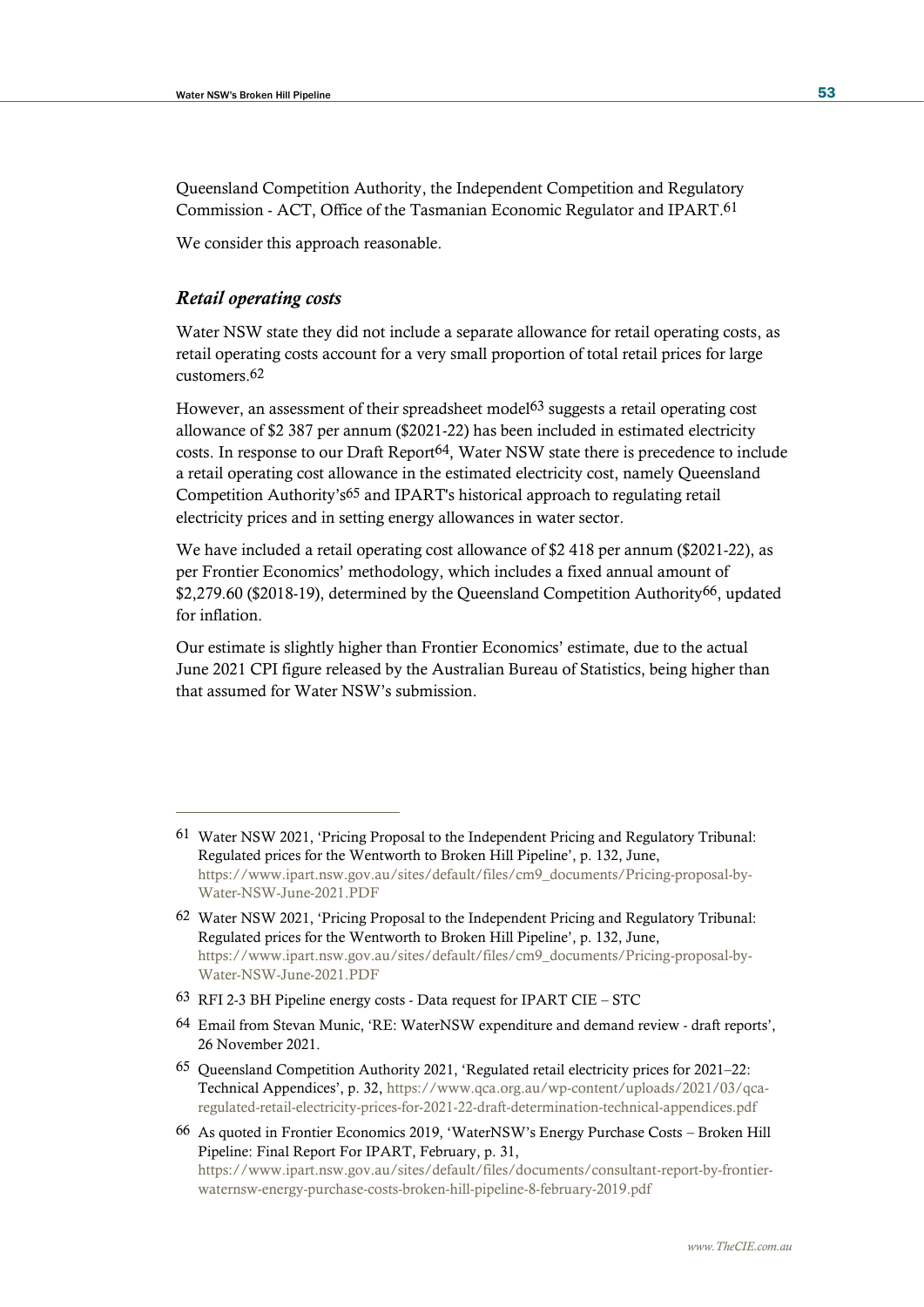Queensland Competition Authority, the Independent Competition and Regulatory Commission - ACT, Office of the Tasmanian Economic Regulator and IPART.[61]

We consider this approach reasonable.

### *Retail operating costs*

Water NSW state they did not include a separate allowance for retail operating costs, as retail operating costs account for a very small proportion of total retail prices for large customers.[62]

However, an assessment of their spreadsheet model[63] suggests a retail operating cost allowance of $2 387 per annum ($2021-22) has been included in estimated electricity costs. In response to our Draft Report[64], Water NSW state there is precedence to include a retail operating cost allowance in the estimated electricity cost, namely Queensland Competition Authority's[65] and IPART's historical approach to regulating retail electricity prices and in setting energy allowances in water sector.

We have included a retail operating cost allowance of $2 418 per annum ($2021-22), as per Frontier Economics' methodology, which includes a fixed annual amount of $2,279.60 ($2018-19), determined by the Queensland Competition Authority[66], updated for inflation.

Our estimate is slightly higher than Frontier Economics' estimate, due to the actual June 2021 CPI figure released by the Australian Bureau of Statistics, being higher than that assumed for Water NSW's submission.

---

61 Water NSW 2021, 'Pricing Proposal to the Independent Pricing and Regulatory Tribunal: Regulated prices for the Wentworth to Broken Hill Pipeline', p. 132, June, https://www.ipart.nsw.gov.au/sites/default/files/cm9_documents/Pricing-proposal-by-Water-NSW-June-2021.PDF

62 Water NSW 2021, 'Pricing Proposal to the Independent Pricing and Regulatory Tribunal: Regulated prices for the Wentworth to Broken Hill Pipeline', p. 132, June, https://www.ipart.nsw.gov.au/sites/default/files/cm9_documents/Pricing-proposal-by-Water-NSW-June-2021.PDF

63 RFI 2-3 BH Pipeline energy costs - Data request for IPART CIE – STC

64 Email from Stevan Munic, 'RE: WaterNSW expenditure and demand review - draft reports', 26 November 2021.

65 Queensland Competition Authority 2021, 'Regulated retail electricity prices for 2021–22: Technical Appendices', p. 32, https://www.qca.org.au/wp-content/uploads/2021/03/qca-regulated-retail-electricity-prices-for-2021-22-draft-determination-technical-appendices.pdf

66 As quoted in Frontier Economics 2019, 'WaterNSW's Energy Purchase Costs – Broken Hill Pipeline: Final Report For IPART, February, p. 31, https://www.ipart.nsw.gov.au/sites/default/files/documents/consultant-report-by-frontier-waternsw-energy-purchase-costs-broken-hill-pipeline-8-february-2019.pdf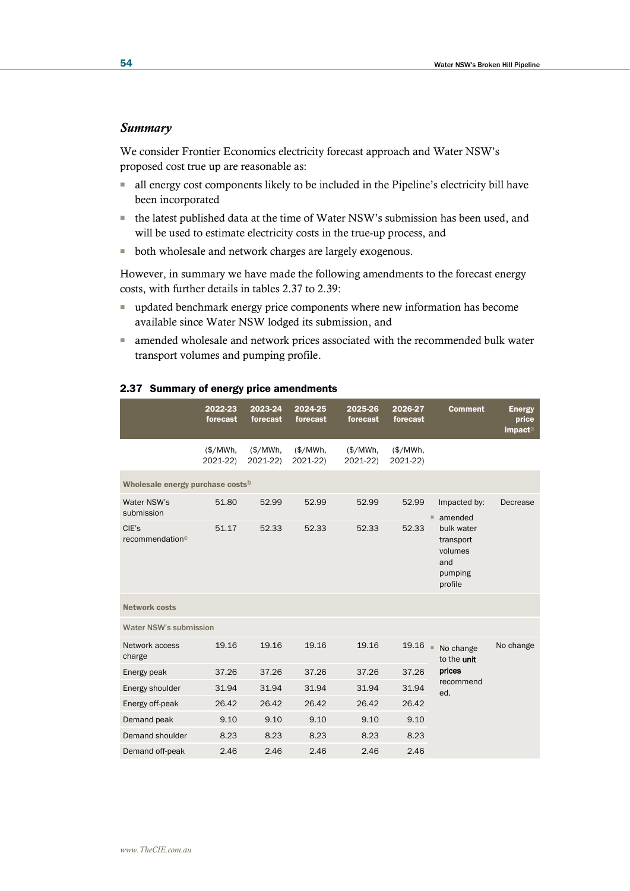### *Summary*

We consider Frontier Economics electricity forecast approach and Water NSW's proposed cost true up are reasonable as:

- all energy cost components likely to be included in the Pipeline's electricity bill have been incorporated
- the latest published data at the time of Water NSW's submission has been used, and will be used to estimate electricity costs in the true-up process, and
- both wholesale and network charges are largely exogenous.

However, in summary we have made the following amendments to the forecast energy costs, with further details in tables 2.37 to 2.39:

- updated benchmark energy price components where new information has become available since Water NSW lodged its submission, and
- amended wholesale and network prices associated with the recommended bulk water transport volumes and pumping profile.

**2.37 Summary of energy price amendments**

| | 2022-23 forecast | 2023-24 forecast | 2024-25 forecast | 2025-26 forecast | 2026-27 forecast | Comment | Energy price impact[a] |
|---|---|---|---|---|---|---|---|
| | ($/MWh, 2021-22) | ($/MWh, 2021-22) | ($/MWh, 2021-22) | ($/MWh, 2021-22) | ($/MWh, 2021-22) | | |
| **Wholesale energy purchase costs[b]** | | | | | | | |
| Water NSW's submission | 51.80 | 52.99 | 52.99 | 52.99 | 52.99 | Impacted by: ▪ amended bulk water transport volumes and pumping profile | Decrease |
| CIE's recommendation[c] | 51.17 | 52.33 | 52.33 | 52.33 | 52.33 | | |
| **Network costs** | | | | | | | |
| Water NSW's submission | | | | | | | |
| Network access charge | 19.16 | 19.16 | 19.16 | 19.16 | 19.16 | ▪ No change to the **unit prices** recommended. | No change |
| Energy peak | 37.26 | 37.26 | 37.26 | 37.26 | 37.26 | | |
| Energy shoulder | 31.94 | 31.94 | 31.94 | 31.94 | 31.94 | | |
| Energy off-peak | 26.42 | 26.42 | 26.42 | 26.42 | 26.42 | | |
| Demand peak | 9.10 | 9.10 | 9.10 | 9.10 | 9.10 | | |
| Demand shoulder | 8.23 | 8.23 | 8.23 | 8.23 | 8.23 | | |
| Demand off-peak | 2.46 | 2.46 | 2.46 | 2.46 | 2.46 | | |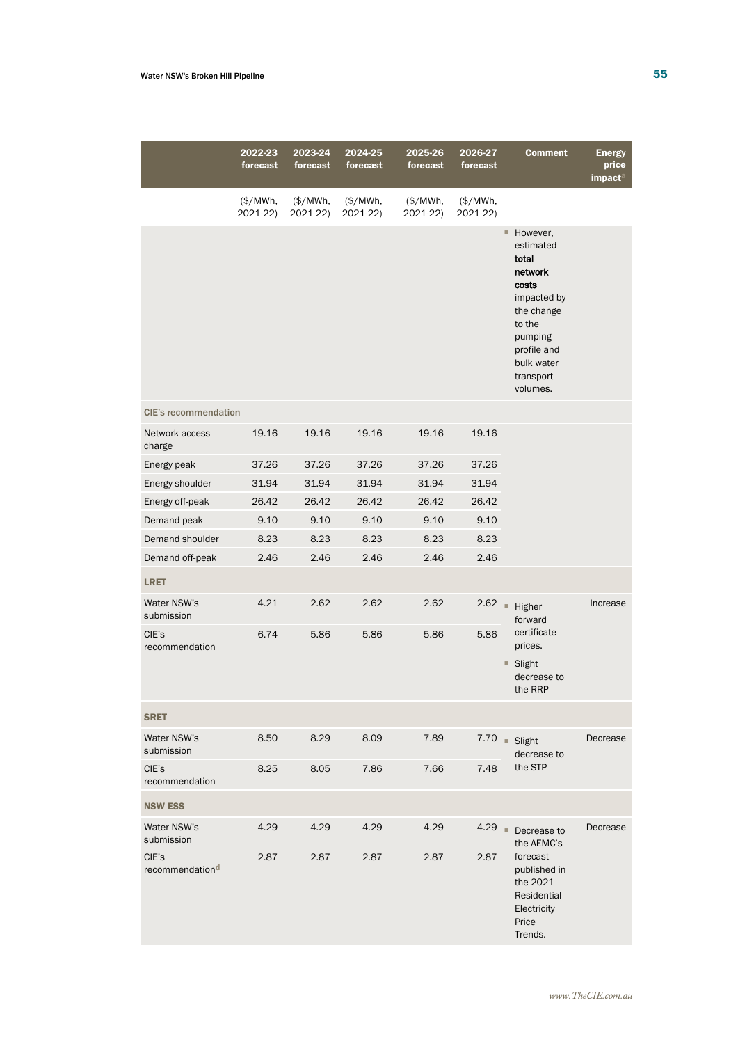| | 2022-23 forecast | 2023-24 forecast | 2024-25 forecast | 2025-26 forecast | 2026-27 forecast | Comment | Energy price impact[a] |
|---|---|---|---|---|---|---|---|
| | ($/MWh, 2021-22) | ($/MWh, 2021-22) | ($/MWh, 2021-22) | ($/MWh, 2021-22) | ($/MWh, 2021-22) | | |
| | | | | | | ▪ However, estimated **total network costs** impacted by the change to the pumping profile and bulk water transport volumes. | |
| **CIE's recommendation** | | | | | | | |
| Network access charge | 19.16 | 19.16 | 19.16 | 19.16 | 19.16 | | |
| Energy peak | 37.26 | 37.26 | 37.26 | 37.26 | 37.26 | | |
| Energy shoulder | 31.94 | 31.94 | 31.94 | 31.94 | 31.94 | | |
| Energy off-peak | 26.42 | 26.42 | 26.42 | 26.42 | 26.42 | | |
| Demand peak | 9.10 | 9.10 | 9.10 | 9.10 | 9.10 | | |
| Demand shoulder | 8.23 | 8.23 | 8.23 | 8.23 | 8.23 | | |
| Demand off-peak | 2.46 | 2.46 | 2.46 | 2.46 | 2.46 | | |
| **LRET** | | | | | | | |
| Water NSW's submission | 4.21 | 2.62 | 2.62 | 2.62 | 2.62 | ▪ Higher forward certificate prices. ▪ Slight decrease to the RRP | Increase |
| CIE's recommendation | 6.74 | 5.86 | 5.86 | 5.86 | 5.86 | | |
| **SRET** | | | | | | | |
| Water NSW's submission | 8.50 | 8.29 | 8.09 | 7.89 | 7.70 | ▪ Slight decrease to the STP | Decrease |
| CIE's recommendation | 8.25 | 8.05 | 7.86 | 7.66 | 7.48 | | |
| **NSW ESS** | | | | | | | |
| Water NSW's submission | 4.29 | 4.29 | 4.29 | 4.29 | 4.29 | ▪ Decrease to the AEMC's forecast published in the 2021 Residential Electricity Price Trends. | Decrease |
| CIE's recommendation[d] | 2.87 | 2.87 | 2.87 | 2.87 | 2.87 | | |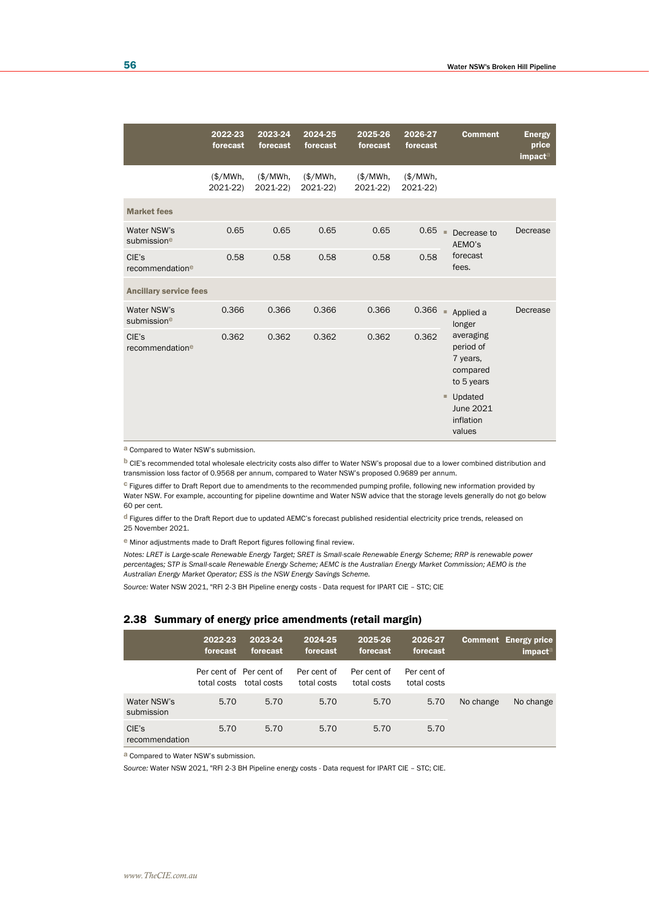| | 2022-23 forecast | 2023-24 forecast | 2024-25 forecast | 2025-26 forecast | 2026-27 forecast | Comment | Energy price impact[a] |
|---|---|---|---|---|---|---|---|
| | ($/MWh, 2021-22) | ($/MWh, 2021-22) | ($/MWh, 2021-22) | ($/MWh, 2021-22) | ($/MWh, 2021-22) | | |
| **Market fees** | | | | | | | |
| Water NSW's submission[e] | 0.65 | 0.65 | 0.65 | 0.65 | 0.65 | ▪ Decrease to AEMO's forecast fees. | Decrease |
| CIE's recommendation[e] | 0.58 | 0.58 | 0.58 | 0.58 | 0.58 | | |
| **Ancillary service fees** | | | | | | | |
| Water NSW's submission[e] | 0.366 | 0.366 | 0.366 | 0.366 | 0.366 | ▪ Applied a longer averaging period of 7 years, compared to 5 years ▪ Updated June 2021 inflation values | Decrease |
| CIE's recommendation[e] | 0.362 | 0.362 | 0.362 | 0.362 | 0.362 | | |

[a] Compared to Water NSW's submission.

[b] CIE's recommended total wholesale electricity costs also differ to Water NSW's proposal due to a lower combined distribution and transmission loss factor of 0.9568 per annum, compared to Water NSW's proposed 0.9689 per annum.

[c] Figures differ to Draft Report due to amendments to the recommended pumping profile, following new information provided by Water NSW. For example, accounting for pipeline downtime and Water NSW advice that the storage levels generally do not go below 60 per cent.

[d] Figures differ to the Draft Report due to updated AEMC's forecast published residential electricity price trends, released on 25 November 2021.

[e] Minor adjustments made to Draft Report figures following final review.

*Notes: LRET is Large-scale Renewable Energy Target; SRET is Small-scale Renewable Energy Scheme; RRP is renewable power percentages; STP is Small-scale Renewable Energy Scheme; AEMC is the Australian Energy Market Commission; AEMO is the Australian Energy Market Operator; ESS is the NSW Energy Savings Scheme.*

*Source:* Water NSW 2021, "RFI 2-3 BH Pipeline energy costs - Data request for IPART CIE – STC; CIE

## 2.38 Summary of energy price amendments (retail margin)

| | 2022-23 forecast | 2023-24 forecast | 2024-25 forecast | 2025-26 forecast | 2026-27 forecast | Comment | Energy price impact[a] |
|---|---|---|---|---|---|---|---|
| | Per cent of total costs | Per cent of total costs | Per cent of total costs | Per cent of total costs | Per cent of total costs | | |
| Water NSW's submission | 5.70 | 5.70 | 5.70 | 5.70 | 5.70 | No change | No change |
| CIE's recommendation | 5.70 | 5.70 | 5.70 | 5.70 | 5.70 | | |

[a] Compared to Water NSW's submission.

*Source:* Water NSW 2021, "RFI 2-3 BH Pipeline energy costs - Data request for IPART CIE – STC; CIE.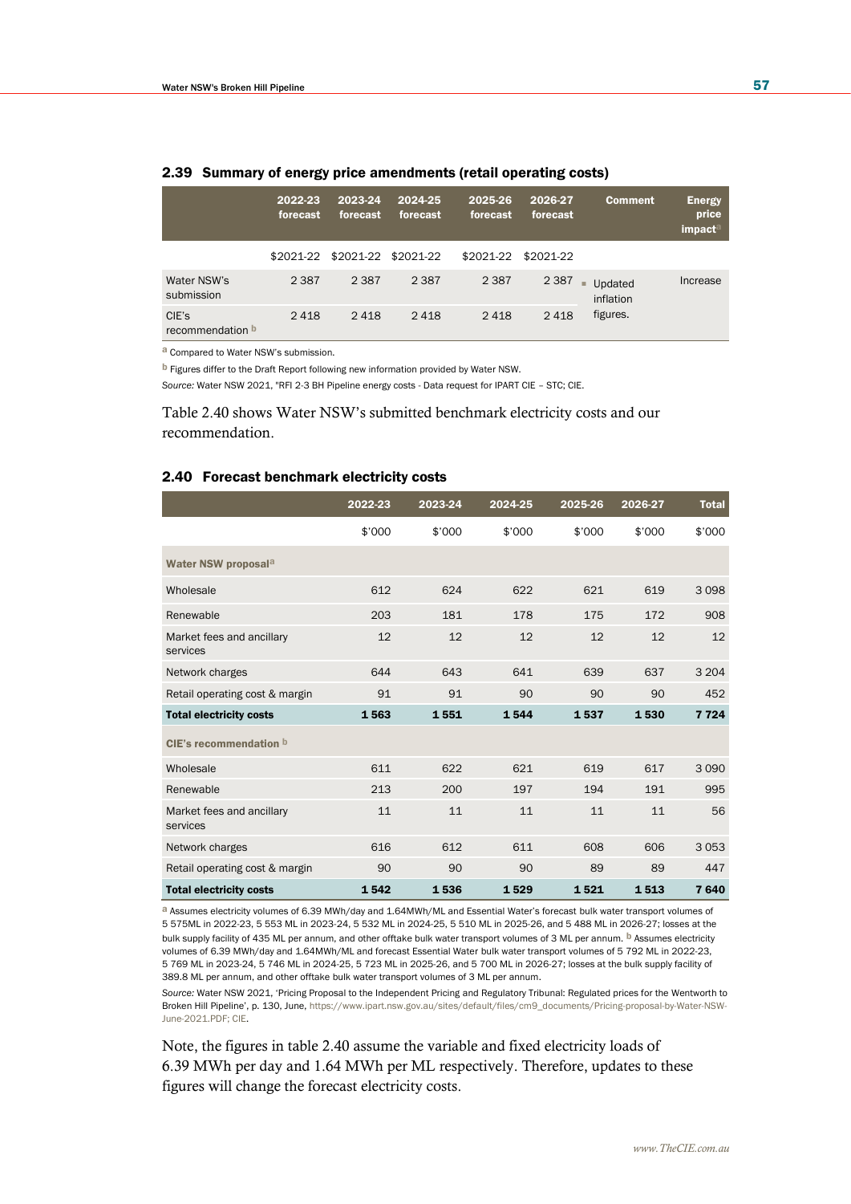### 2.39 Summary of energy price amendments (retail operating costs)

| | 2022-23 forecast | 2023-24 forecast | 2024-25 forecast | 2025-26 forecast | 2026-27 forecast | Comment | Energy price impact[a] |
|---|---|---|---|---|---|---|---|
| | $2021-22 | $2021-22 | $2021-22 | $2021-22 | $2021-22 | | |
| Water NSW's submission | 2 387 | 2 387 | 2 387 | 2 387 | 2 387 | ▪ Updated inflation figures. | Increase |
| CIE's recommendation [b] | 2 418 | 2 418 | 2 418 | 2 418 | 2 418 | | |

[a] Compared to Water NSW's submission.

[b] Figures differ to the Draft Report following new information provided by Water NSW.

*Source:* Water NSW 2021, "RFI 2-3 BH Pipeline energy costs - Data request for IPART CIE – STC; CIE.

Table 2.40 shows Water NSW's submitted benchmark electricity costs and our recommendation.

### 2.40 Forecast benchmark electricity costs

| | 2022-23 | 2023-24 | 2024-25 | 2025-26 | 2026-27 | Total |
|---|---|---|---|---|---|---|
| | $'000 | $'000 | $'000 | $'000 | $'000 | $'000 |
| **Water NSW proposal[a]** | | | | | | |
| Wholesale | 612 | 624 | 622 | 621 | 619 | 3 098 |
| Renewable | 203 | 181 | 178 | 175 | 172 | 908 |
| Market fees and ancillary services | 12 | 12 | 12 | 12 | 12 | 12 |
| Network charges | 644 | 643 | 641 | 639 | 637 | 3 204 |
| Retail operating cost & margin | 91 | 91 | 90 | 90 | 90 | 452 |
| **Total electricity costs** | **1 563** | **1 551** | **1 544** | **1 537** | **1 530** | **7 724** |
| **CIE's recommendation [b]** | | | | | | |
| Wholesale | 611 | 622 | 621 | 619 | 617 | 3 090 |
| Renewable | 213 | 200 | 197 | 194 | 191 | 995 |
| Market fees and ancillary services | 11 | 11 | 11 | 11 | 11 | 56 |
| Network charges | 616 | 612 | 611 | 608 | 606 | 3 053 |
| Retail operating cost & margin | 90 | 90 | 90 | 89 | 89 | 447 |
| **Total electricity costs** | **1 542** | **1 536** | **1 529** | **1 521** | **1 513** | **7 640** |

[a] Assumes electricity volumes of 6.39 MWh/day and 1.64MWh/ML and Essential Water's forecast bulk water transport volumes of 5 575ML in 2022-23, 5 553 ML in 2023-24, 5 532 ML in 2024-25, 5 510 ML in 2025-26, and 5 488 ML in 2026-27; losses at the bulk supply facility of 435 ML per annum, and other offtake bulk water transport volumes of 3 ML per annum. [b] Assumes electricity volumes of 6.39 MWh/day and 1.64MWh/ML and forecast Essential Water bulk water transport volumes of 5 792 ML in 2022-23, 5 769 ML in 2023-24, 5 746 ML in 2024-25, 5 723 ML in 2025-26, and 5 700 ML in 2026-27; losses at the bulk supply facility of 389.8 ML per annum, and other offtake bulk water transport volumes of 3 ML per annum.

*Source:* Water NSW 2021, 'Pricing Proposal to the Independent Pricing and Regulatory Tribunal: Regulated prices for the Wentworth to Broken Hill Pipeline', p. 130, June, https://www.ipart.nsw.gov.au/sites/default/files/cm9_documents/Pricing-proposal-by-Water-NSW-June-2021.PDF; CIE.

Note, the figures in table 2.40 assume the variable and fixed electricity loads of 6.39 MWh per day and 1.64 MWh per ML respectively. Therefore, updates to these figures will change the forecast electricity costs.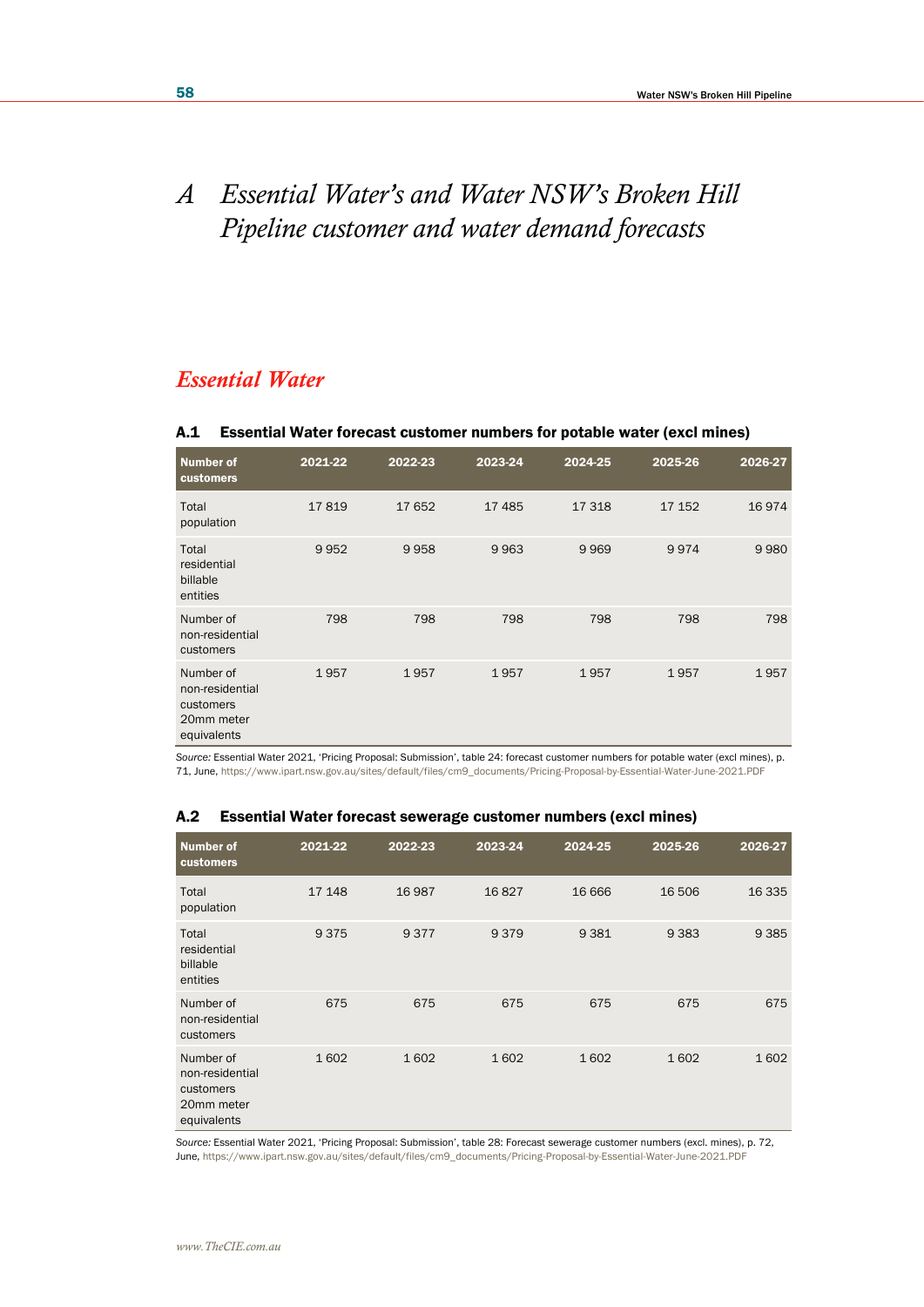# A Essential Water's and Water NSW's Broken Hill Pipeline customer and water demand forecasts

## Essential Water

### A.1 Essential Water forecast customer numbers for potable water (excl mines)

| Number of customers | 2021-22 | 2022-23 | 2023-24 | 2024-25 | 2025-26 | 2026-27 |
|---|---|---|---|---|---|---|
| Total population | 17 819 | 17 652 | 17 485 | 17 318 | 17 152 | 16 974 |
| Total residential billable entities | 9 952 | 9 958 | 9 963 | 9 969 | 9 974 | 9 980 |
| Number of non-residential customers | 798 | 798 | 798 | 798 | 798 | 798 |
| Number of non-residential customers 20mm meter equivalents | 1 957 | 1 957 | 1 957 | 1 957 | 1 957 | 1 957 |

*Source:* Essential Water 2021, 'Pricing Proposal: Submission', table 24: forecast customer numbers for potable water (excl mines), p. 71, June, https://www.ipart.nsw.gov.au/sites/default/files/cm9_documents/Pricing-Proposal-by-Essential-Water-June-2021.PDF

### A.2 Essential Water forecast sewerage customer numbers (excl mines)

| Number of customers | 2021-22 | 2022-23 | 2023-24 | 2024-25 | 2025-26 | 2026-27 |
|---|---|---|---|---|---|---|
| Total population | 17 148 | 16 987 | 16 827 | 16 666 | 16 506 | 16 335 |
| Total residential billable entities | 9 375 | 9 377 | 9 379 | 9 381 | 9 383 | 9 385 |
| Number of non-residential customers | 675 | 675 | 675 | 675 | 675 | 675 |
| Number of non-residential customers 20mm meter equivalents | 1 602 | 1 602 | 1 602 | 1 602 | 1 602 | 1 602 |

*Source:* Essential Water 2021, 'Pricing Proposal: Submission', table 28: Forecast sewerage customer numbers (excl. mines), p. 72, June, https://www.ipart.nsw.gov.au/sites/default/files/cm9_documents/Pricing-Proposal-by-Essential-Water-June-2021.PDF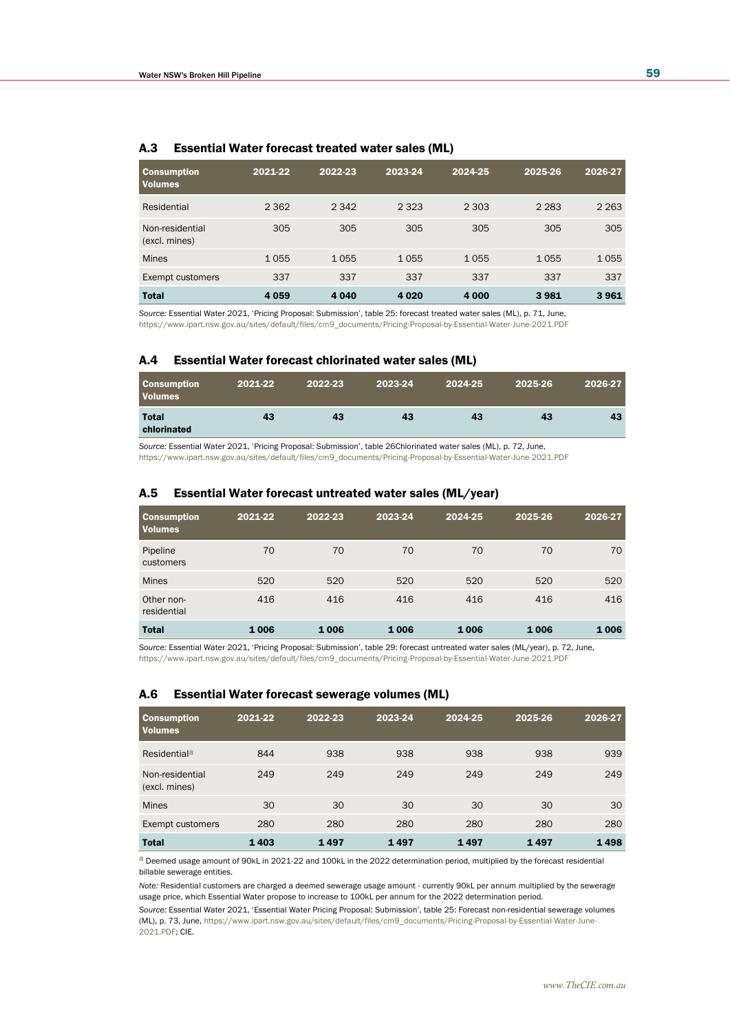## A.3 Essential Water forecast treated water sales (ML)

| Consumption Volumes | 2021-22 | 2022-23 | 2023-24 | 2024-25 | 2025-26 | 2026-27 |
|---|---|---|---|---|---|---|
| Residential | 2 362 | 2 342 | 2 323 | 2 303 | 2 283 | 2 263 |
| Non-residential (excl. mines) | 305 | 305 | 305 | 305 | 305 | 305 |
| Mines | 1 055 | 1 055 | 1 055 | 1 055 | 1 055 | 1 055 |
| Exempt customers | 337 | 337 | 337 | 337 | 337 | 337 |
| **Total** | **4 059** | **4 040** | **4 020** | **4 000** | **3 981** | **3 961** |

*Source:* Essential Water 2021, 'Pricing Proposal: Submission', table 25: forecast treated water sales (ML), p. 71, June, https://www.ipart.nsw.gov.au/sites/default/files/cm9_documents/Pricing-Proposal-by-Essential-Water-June-2021.PDF

## A.4 Essential Water forecast chlorinated water sales (ML)

| Consumption Volumes | 2021-22 | 2022-23 | 2023-24 | 2024-25 | 2025-26 | 2026-27 |
|---|---|---|---|---|---|---|
| **Total chlorinated** | **43** | **43** | **43** | **43** | **43** | **43** |

*Source:* Essential Water 2021, 'Pricing Proposal: Submission', table 26Chlorinated water sales (ML), p. 72, June, https://www.ipart.nsw.gov.au/sites/default/files/cm9_documents/Pricing-Proposal-by-Essential-Water-June-2021.PDF

## A.5 Essential Water forecast untreated water sales (ML/year)

| Consumption Volumes | 2021-22 | 2022-23 | 2023-24 | 2024-25 | 2025-26 | 2026-27 |
|---|---|---|---|---|---|---|
| Pipeline customers | 70 | 70 | 70 | 70 | 70 | 70 |
| Mines | 520 | 520 | 520 | 520 | 520 | 520 |
| Other non-residential | 416 | 416 | 416 | 416 | 416 | 416 |
| **Total** | **1 006** | **1 006** | **1 006** | **1 006** | **1 006** | **1 006** |

*Source:* Essential Water 2021, 'Pricing Proposal: Submission', table 29: forecast untreated water sales (ML/year), p. 72, June, https://www.ipart.nsw.gov.au/sites/default/files/cm9_documents/Pricing-Proposal-by-Essential-Water-June-2021.PDF

## A.6 Essential Water forecast sewerage volumes (ML)

| Consumption Volumes | 2021-22 | 2022-23 | 2023-24 | 2024-25 | 2025-26 | 2026-27 |
|---|---|---|---|---|---|---|
| Residential[a] | 844 | 938 | 938 | 938 | 938 | 939 |
| Non-residential (excl. mines) | 249 | 249 | 249 | 249 | 249 | 249 |
| Mines | 30 | 30 | 30 | 30 | 30 | 30 |
| Exempt customers | 280 | 280 | 280 | 280 | 280 | 280 |
| **Total** | **1 403** | **1 497** | **1 497** | **1 497** | **1 497** | **1 498** |

[a] Deemed usage amount of 90kL in 2021-22 and 100kL in the 2022 determination period, multiplied by the forecast residential billable sewerage entities.

*Note:* Residential customers are charged a deemed sewerage usage amount - currently 90kL per annum multiplied by the sewerage usage price, which Essential Water propose to increase to 100kL per annum for the 2022 determination period.

*Source:* Essential Water 2021, 'Essential Water Pricing Proposal: Submission', table 25: Forecast non-residential sewerage volumes (ML), p. 73, June, https://www.ipart.nsw.gov.au/sites/default/files/cm9_documents/Pricing-Proposal-by-Essential-Water-June-2021.PDF; CIE.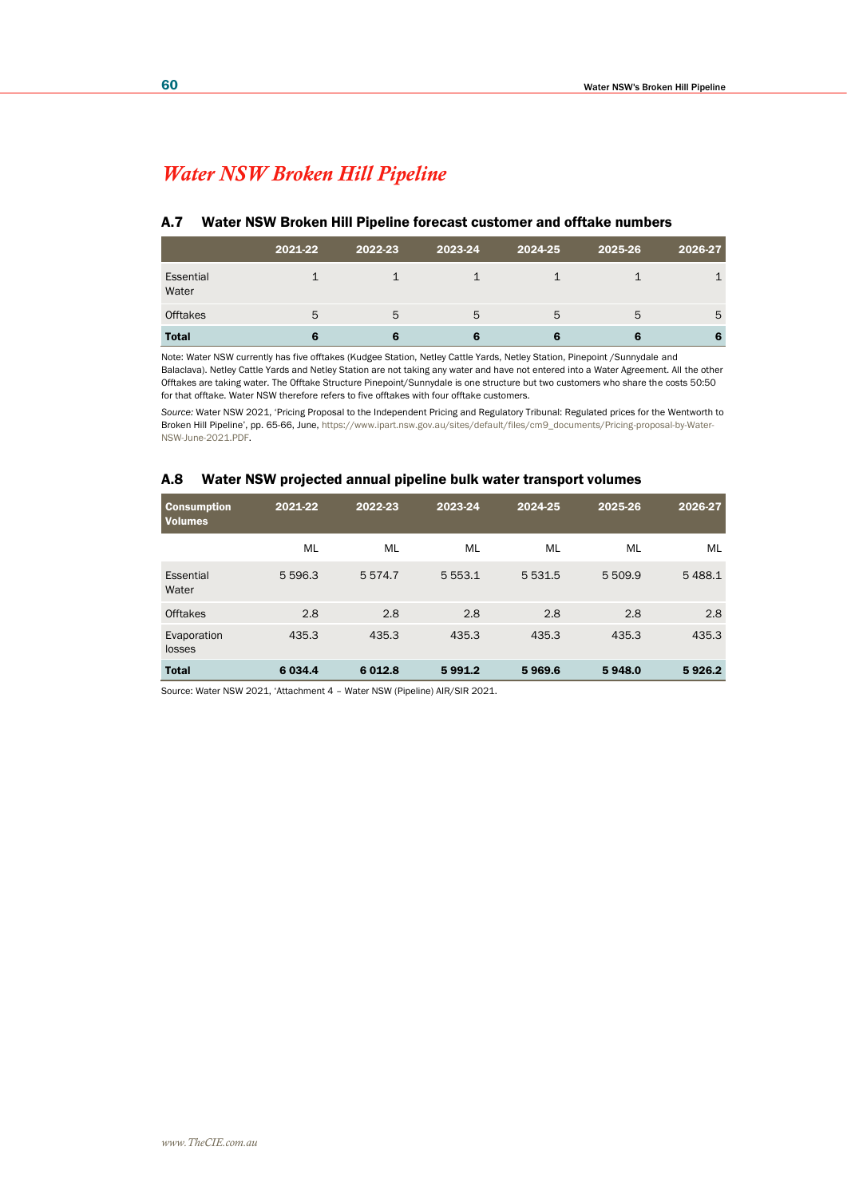# *Water NSW Broken Hill Pipeline*

### A.7 Water NSW Broken Hill Pipeline forecast customer and offtake numbers

| | 2021-22 | 2022-23 | 2023-24 | 2024-25 | 2025-26 | 2026-27 |
|---|---|---|---|---|---|---|
| Essential Water | 1 | 1 | 1 | 1 | 1 | 1 |
| Offtakes | 5 | 5 | 5 | 5 | 5 | 5 |
| **Total** | **6** | **6** | **6** | **6** | **6** | **6** |

Note: Water NSW currently has five offtakes (Kudgee Station, Netley Cattle Yards, Netley Station, Pinepoint /Sunnydale and Balaclava). Netley Cattle Yards and Netley Station are not taking any water and have not entered into a Water Agreement. All the other Offtakes are taking water. The Offtake Structure Pinepoint/Sunnydale is one structure but two customers who share the costs 50:50 for that offtake. Water NSW therefore refers to five offtakes with four offtake customers.

*Source:* Water NSW 2021, 'Pricing Proposal to the Independent Pricing and Regulatory Tribunal: Regulated prices for the Wentworth to Broken Hill Pipeline', pp. 65-66, June, https://www.ipart.nsw.gov.au/sites/default/files/cm9_documents/Pricing-proposal-by-Water-NSW-June-2021.PDF.

### A.8 Water NSW projected annual pipeline bulk water transport volumes

| Consumption Volumes | 2021-22 | 2022-23 | 2023-24 | 2024-25 | 2025-26 | 2026-27 |
|---|---|---|---|---|---|---|
| | ML | ML | ML | ML | ML | ML |
| Essential Water | 5 596.3 | 5 574.7 | 5 553.1 | 5 531.5 | 5 509.9 | 5 488.1 |
| Offtakes | 2.8 | 2.8 | 2.8 | 2.8 | 2.8 | 2.8 |
| Evaporation losses | 435.3 | 435.3 | 435.3 | 435.3 | 435.3 | 435.3 |
| **Total** | **6 034.4** | **6 012.8** | **5 991.2** | **5 969.6** | **5 948.0** | **5 926.2** |

Source: Water NSW 2021, 'Attachment 4 – Water NSW (Pipeline) AIR/SIR 2021.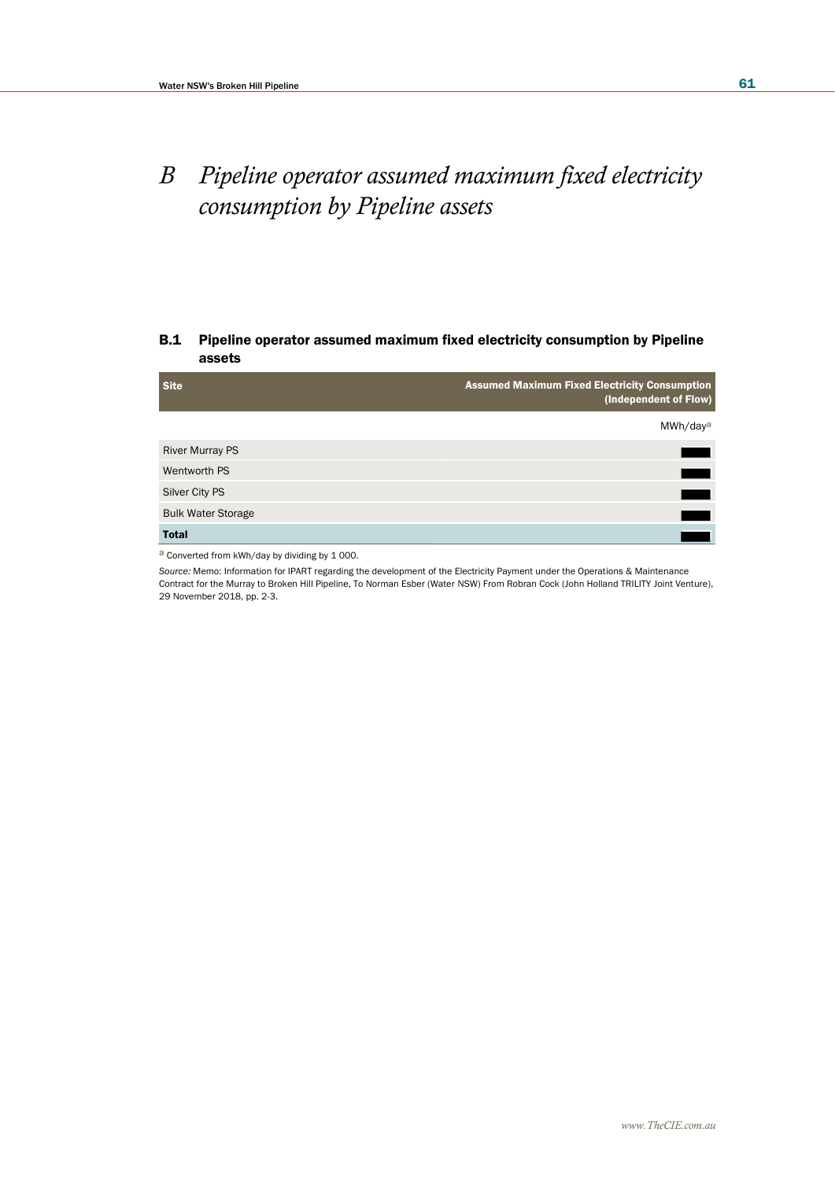# B Pipeline operator assumed maximum fixed electricity consumption by Pipeline assets

**B.1 Pipeline operator assumed maximum fixed electricity consumption by Pipeline assets**

| Site | Assumed Maximum Fixed Electricity Consumption (Independent of Flow) |
|---|---|
| | MWh/day[a] |
| River Murray PS | ████ |
| Wentworth PS | ████ |
| Silver City PS | ████ |
| Bulk Water Storage | ████ |
| **Total** | ████ |

[a] Converted from kWh/day by dividing by 1 000.

*Source:* Memo: Information for IPART regarding the development of the Electricity Payment under the Operations & Maintenance Contract for the Murray to Broken Hill Pipeline, To Norman Esber (Water NSW) From Robran Cock (John Holland TRILITY Joint Venture), 29 November 2018, pp. 2-3.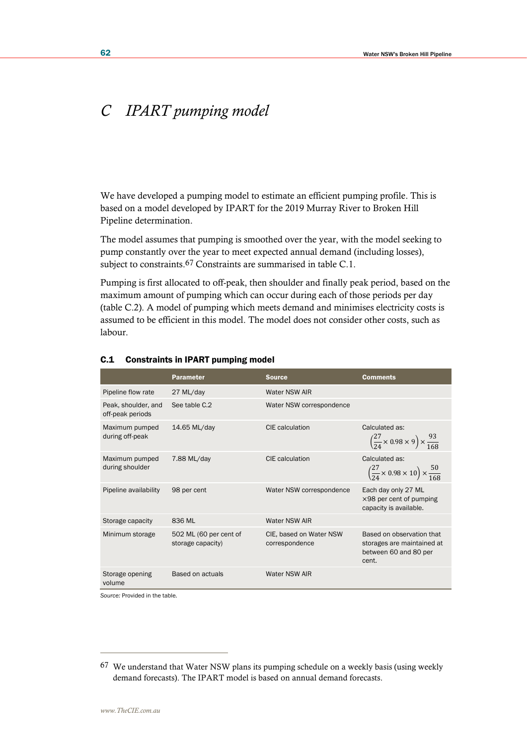# C IPART pumping model

We have developed a pumping model to estimate an efficient pumping profile. This is based on a model developed by IPART for the 2019 Murray River to Broken Hill Pipeline determination.

The model assumes that pumping is smoothed over the year, with the model seeking to pump constantly over the year to meet expected annual demand (including losses), subject to constraints.[67] Constraints are summarised in table C.1.

Pumping is first allocated to off-peak, then shoulder and finally peak period, based on the maximum amount of pumping which can occur during each of those periods per day (table C.2). A model of pumping which meets demand and minimises electricity costs is assumed to be efficient in this model. The model does not consider other costs, such as labour.

### C.1 Constraints in IPART pumping model

| | Parameter | Source | Comments |
|---|---|---|---|
| Pipeline flow rate | 27 ML/day | Water NSW AIR | |
| Peak, shoulder, and off-peak periods | See table C.2 | Water NSW correspondence | |
| Maximum pumped during off-peak | 14.65 ML/day | CIE calculation | Calculated as: $\left(\frac{27}{24} \times 0.98 \times 9\right) \times \frac{93}{168}$ |
| Maximum pumped during shoulder | 7.88 ML/day | CIE calculation | Calculated as: $\left(\frac{27}{24} \times 0.98 \times 10\right) \times \frac{50}{168}$ |
| Pipeline availability | 98 per cent | Water NSW correspondence | Each day only 27 ML ×98 per cent of pumping capacity is available. |
| Storage capacity | 836 ML | Water NSW AIR | |
| Minimum storage | 502 ML (60 per cent of storage capacity) | CIE, based on Water NSW correspondence | Based on observation that storages are maintained at between 60 and 80 per cent. |
| Storage opening volume | Based on actuals | Water NSW AIR | |

*Source:* Provided in the table.

---

[67] We understand that Water NSW plans its pumping schedule on a weekly basis (using weekly demand forecasts). The IPART model is based on annual demand forecasts.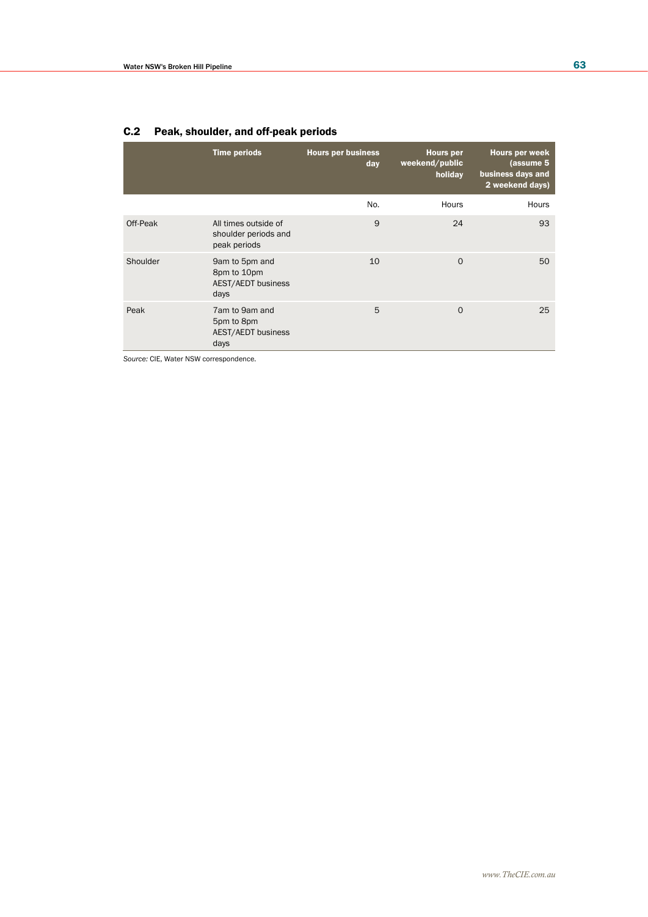## C.2 Peak, shoulder, and off-peak periods

| | Time periods | Hours per business day | Hours per weekend/public holiday | Hours per week (assume 5 business days and 2 weekend days) |
|---|---|---|---|---|
| | | No. | Hours | Hours |
| Off-Peak | All times outside of shoulder periods and peak periods | 9 | 24 | 93 |
| Shoulder | 9am to 5pm and 8pm to 10pm AEST/AEDT business days | 10 | 0 | 50 |
| Peak | 7am to 9am and 5pm to 8pm AEST/AEDT business days | 5 | 0 | 25 |

*Source:* CIE, Water NSW correspondence.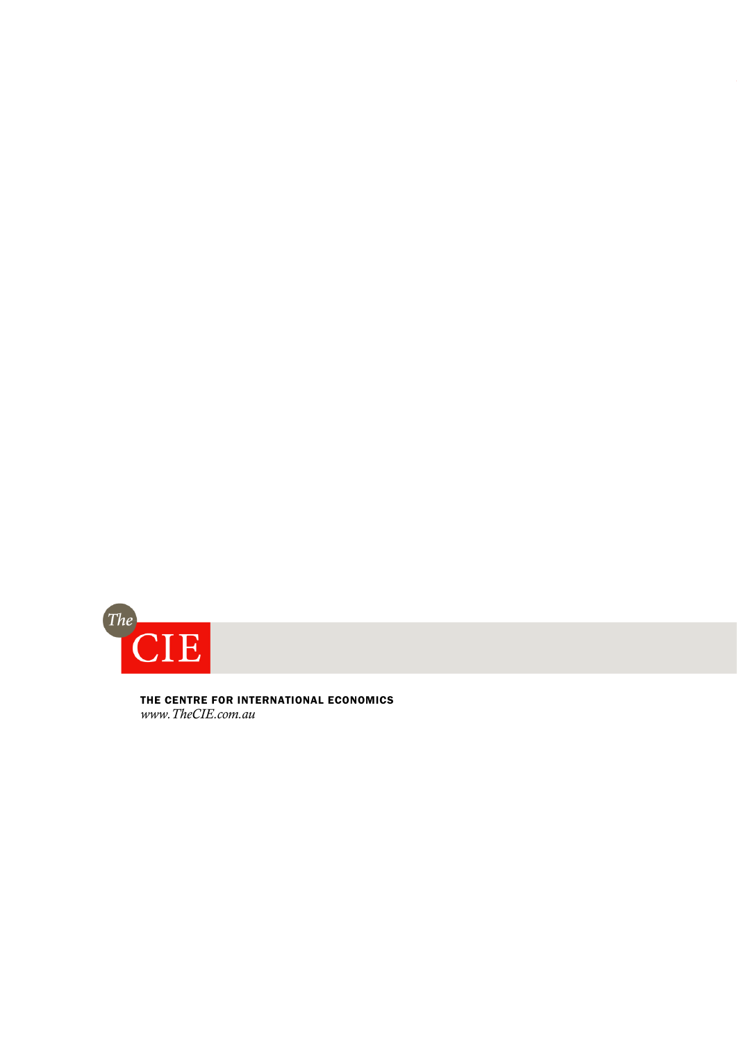The
CIE

**THE CENTRE FOR INTERNATIONAL ECONOMICS**
*www.TheCIE.com.au*